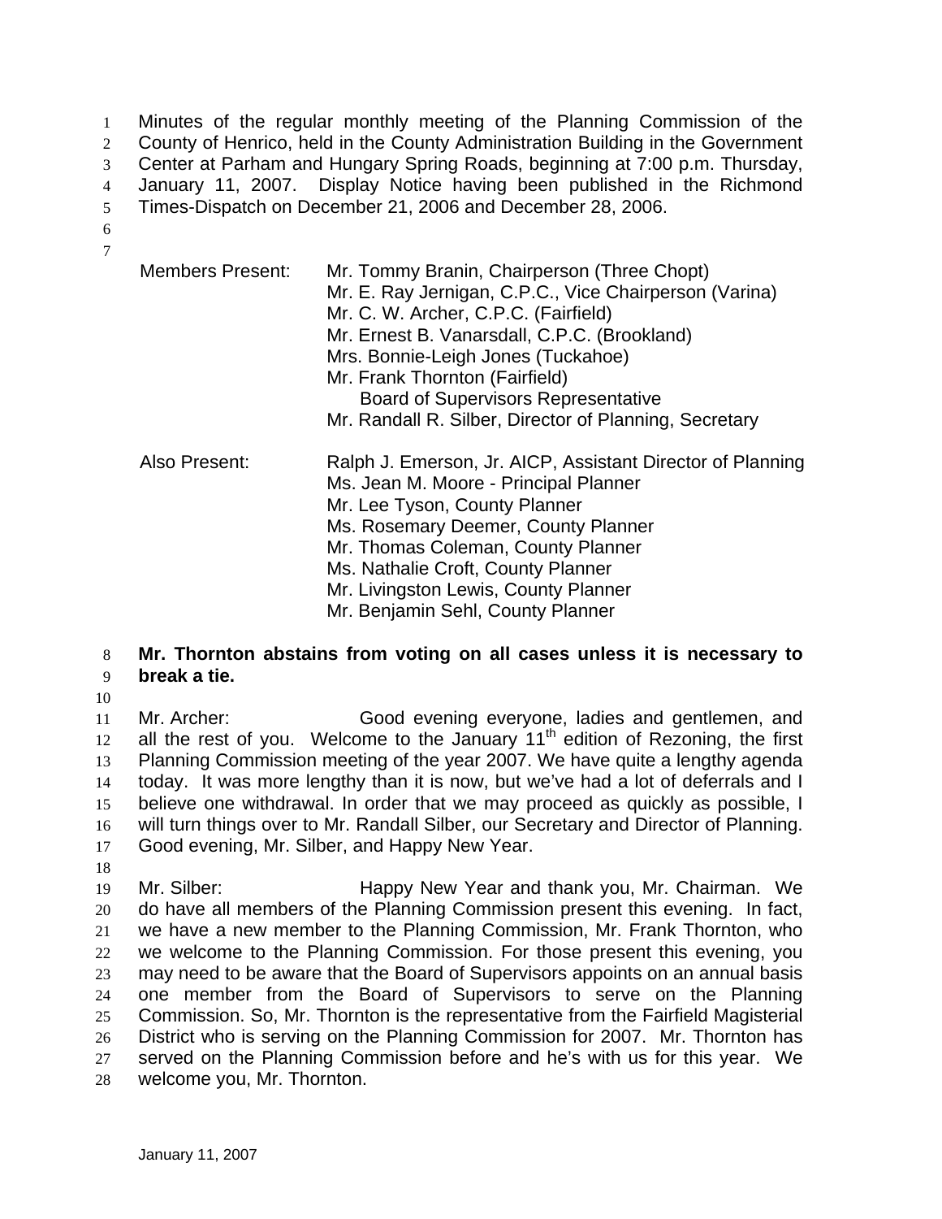Minutes of the regular monthly meeting of the Planning Commission of the County of Henrico, held in the County Administration Building in the Government Center at Parham and Hungary Spring Roads, beginning at 7:00 p.m. Thursday, January 11, 2007. Display Notice having been published in the Richmond Times-Dispatch on December 21, 2006 and December 28, 2006.

Members Present: Mr. Tommy Branin, Chairperson (Three Chopt)
Mr. E. Ray Jernigan, C.P.C., Vice Chairperson (Varina)
Mr. C. W. Archer, C.P.C. (Fairfield)
Mr. Ernest B. Vanarsdall, C.P.C. (Brookland)
Mrs. Bonnie-Leigh Jones (Tuckahoe)
Mr. Frank Thornton (Fairfield)
Board of Supervisors Representative
Mr. Randall R. Silber, Director of Planning, Secretary

Also Present: Ralph J. Emerson, Jr. AICP, Assistant Director of Planning
Ms. Jean M. Moore - Principal Planner
Mr. Lee Tyson, County Planner
Ms. Rosemary Deemer, County Planner
Mr. Thomas Coleman, County Planner
Ms. Nathalie Croft, County Planner
Mr. Livingston Lewis, County Planner
Mr. Benjamin Sehl, County Planner

**Mr. Thornton abstains from voting on all cases unless it is necessary to break a tie.**

Mr. Archer: Good evening everyone, ladies and gentlemen, and all the rest of you. Welcome to the January 11th edition of Rezoning, the first Planning Commission meeting of the year 2007. We have quite a lengthy agenda today. It was more lengthy than it is now, but we've had a lot of deferrals and I believe one withdrawal. In order that we may proceed as quickly as possible, I will turn things over to Mr. Randall Silber, our Secretary and Director of Planning. Good evening, Mr. Silber, and Happy New Year.

Mr. Silber: Happy New Year and thank you, Mr. Chairman. We do have all members of the Planning Commission present this evening. In fact, we have a new member to the Planning Commission, Mr. Frank Thornton, who we welcome to the Planning Commission. For those present this evening, you may need to be aware that the Board of Supervisors appoints on an annual basis one member from the Board of Supervisors to serve on the Planning Commission. So, Mr. Thornton is the representative from the Fairfield Magisterial District who is serving on the Planning Commission for 2007. Mr. Thornton has served on the Planning Commission before and he's with us for this year. We welcome you, Mr. Thornton.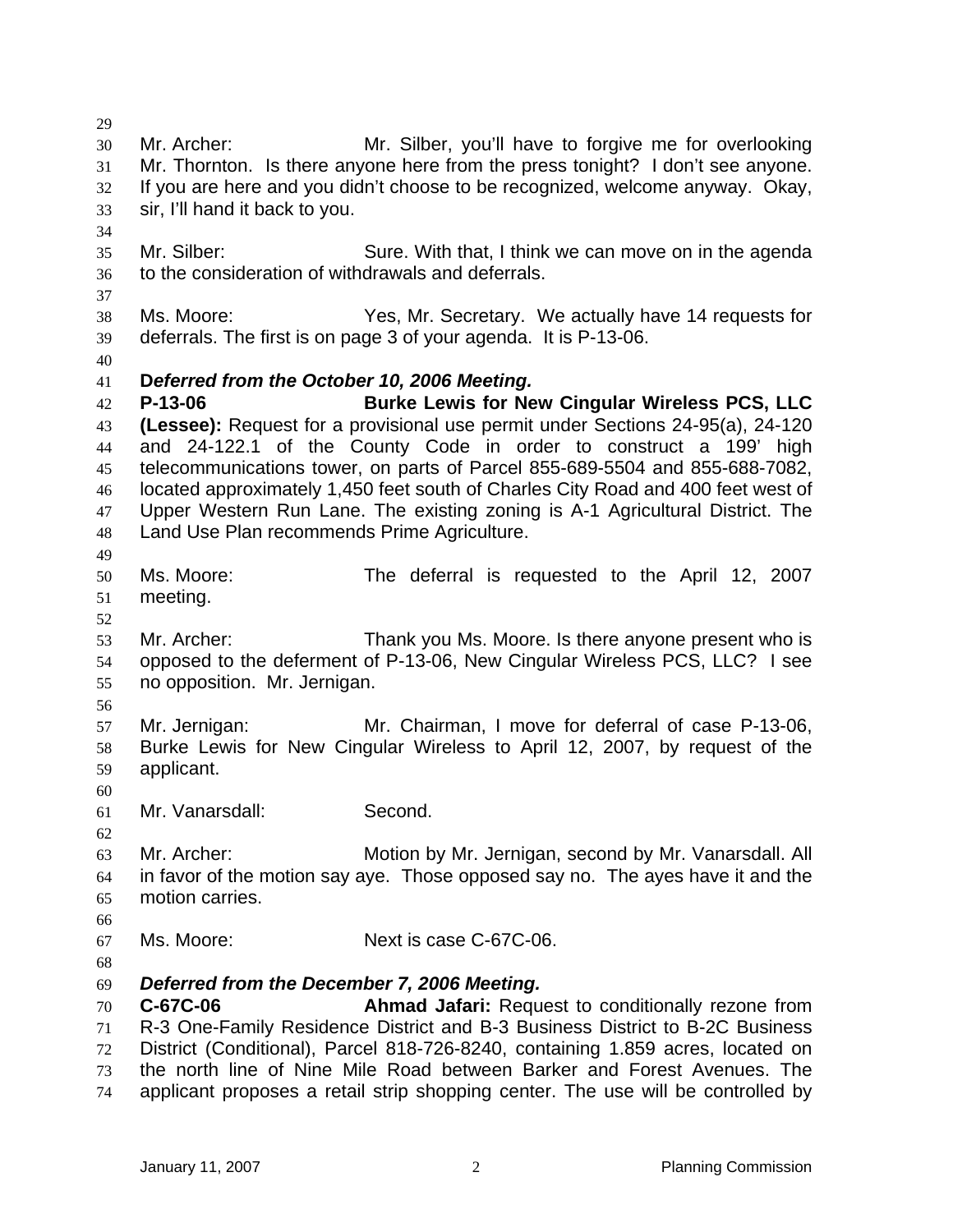Mr. Archer: Mr. Silber, you'll have to forgive me for overlooking Mr. Thornton. Is there anyone here from the press tonight? I don't see anyone. If you are here and you didn't choose to be recognized, welcome anyway. Okay, sir, I'll hand it back to you.

Mr. Silber: Sure. With that, I think we can move on in the agenda to the consideration of withdrawals and deferrals.

Ms. Moore: Yes, Mr. Secretary. We actually have 14 requests for deferrals. The first is on page 3 of your agenda. It is P-13-06.

***Deferred from the October 10, 2006 Meeting.***
**P-13-06 Burke Lewis for New Cingular Wireless PCS, LLC (Lessee):** Request for a provisional use permit under Sections 24-95(a), 24-120 and 24-122.1 of the County Code in order to construct a 199' high telecommunications tower, on parts of Parcel 855-689-5504 and 855-688-7082, located approximately 1,450 feet south of Charles City Road and 400 feet west of Upper Western Run Lane. The existing zoning is A-1 Agricultural District. The Land Use Plan recommends Prime Agriculture.

Ms. Moore: The deferral is requested to the April 12, 2007 meeting.

Mr. Archer: Thank you Ms. Moore. Is there anyone present who is opposed to the deferment of P-13-06, New Cingular Wireless PCS, LLC? I see no opposition. Mr. Jernigan.

Mr. Jernigan: Mr. Chairman, I move for deferral of case P-13-06, Burke Lewis for New Cingular Wireless to April 12, 2007, by request of the applicant.

Mr. Vanarsdall: Second.

Mr. Archer: Motion by Mr. Jernigan, second by Mr. Vanarsdall. All in favor of the motion say aye. Those opposed say no. The ayes have it and the motion carries.

Ms. Moore: Next is case C-67C-06.

***Deferred from the December 7, 2006 Meeting.***
**C-67C-06 Ahmad Jafari:** Request to conditionally rezone from R-3 One-Family Residence District and B-3 Business District to B-2C Business District (Conditional), Parcel 818-726-8240, containing 1.859 acres, located on the north line of Nine Mile Road between Barker and Forest Avenues. The applicant proposes a retail strip shopping center. The use will be controlled by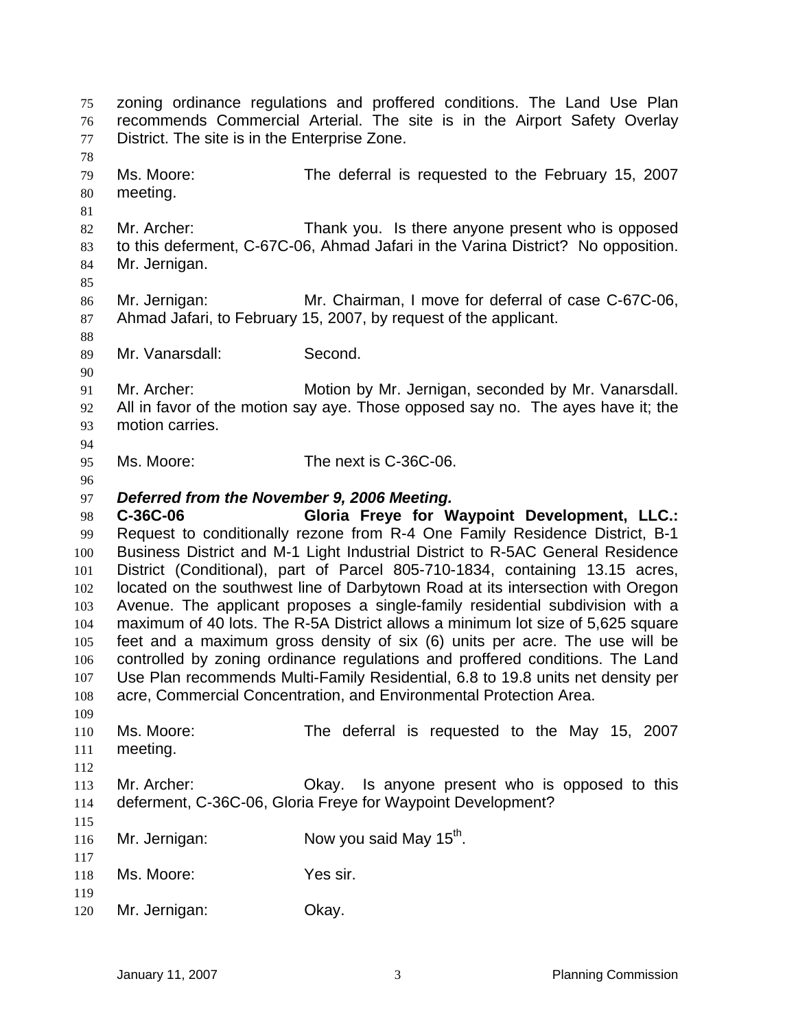zoning ordinance regulations and proffered conditions. The Land Use Plan recommends Commercial Arterial. The site is in the Airport Safety Overlay District. The site is in the Enterprise Zone.

Ms. Moore: The deferral is requested to the February 15, 2007 meeting.

Mr. Archer: Thank you. Is there anyone present who is opposed to this deferment, C-67C-06, Ahmad Jafari in the Varina District? No opposition. Mr. Jernigan.

Mr. Jernigan: Mr. Chairman, I move for deferral of case C-67C-06, Ahmad Jafari, to February 15, 2007, by request of the applicant.

Mr. Vanarsdall: Second.

Mr. Archer: Motion by Mr. Jernigan, seconded by Mr. Vanarsdall. All in favor of the motion say aye. Those opposed say no. The ayes have it; the motion carries.

Ms. Moore: The next is C-36C-06.

***Deferred from the November 9, 2006 Meeting.***

**C-36C-06 Gloria Freye for Waypoint Development, LLC.:** Request to conditionally rezone from R-4 One Family Residence District, B-1 Business District and M-1 Light Industrial District to R-5AC General Residence District (Conditional), part of Parcel 805-710-1834, containing 13.15 acres, located on the southwest line of Darbytown Road at its intersection with Oregon Avenue. The applicant proposes a single-family residential subdivision with a maximum of 40 lots. The R-5A District allows a minimum lot size of 5,625 square feet and a maximum gross density of six (6) units per acre. The use will be controlled by zoning ordinance regulations and proffered conditions. The Land Use Plan recommends Multi-Family Residential, 6.8 to 19.8 units net density per acre, Commercial Concentration, and Environmental Protection Area.

Ms. Moore: The deferral is requested to the May 15, 2007 meeting.

Mr. Archer: Okay. Is anyone present who is opposed to this deferment, C-36C-06, Gloria Freye for Waypoint Development?

Mr. Jernigan: Now you said May 15th.

Ms. Moore: Yes sir.

Mr. Jernigan: Okay.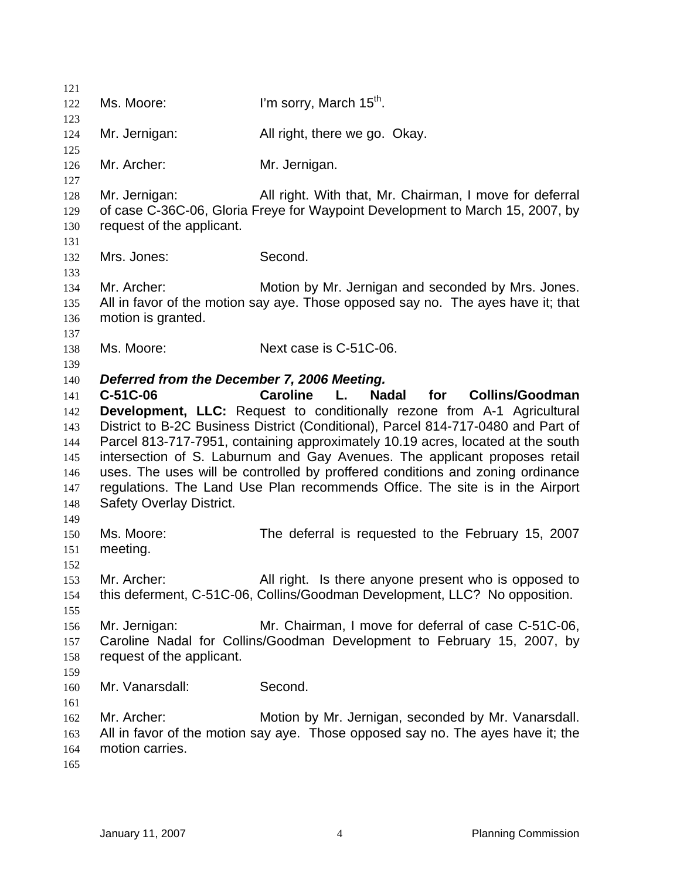Ms. Moore: I'm sorry, March 15th.

Mr. Jernigan: All right, there we go. Okay.

Mr. Archer: Mr. Jernigan.

Mr. Jernigan: All right. With that, Mr. Chairman, I move for deferral of case C-36C-06, Gloria Freye for Waypoint Development to March 15, 2007, by request of the applicant.

Mrs. Jones: Second.

Mr. Archer: Motion by Mr. Jernigan and seconded by Mrs. Jones. All in favor of the motion say aye. Those opposed say no. The ayes have it; that motion is granted.

Ms. Moore: Next case is C-51C-06.

***Deferred from the December 7, 2006 Meeting.***

**C-51C-06 Caroline L. Nadal for Collins/Goodman Development, LLC:** Request to conditionally rezone from A-1 Agricultural District to B-2C Business District (Conditional), Parcel 814-717-0480 and Part of Parcel 813-717-7951, containing approximately 10.19 acres, located at the south intersection of S. Laburnum and Gay Avenues. The applicant proposes retail uses. The uses will be controlled by proffered conditions and zoning ordinance regulations. The Land Use Plan recommends Office. The site is in the Airport Safety Overlay District.

Ms. Moore: The deferral is requested to the February 15, 2007 meeting.

Mr. Archer: All right. Is there anyone present who is opposed to this deferment, C-51C-06, Collins/Goodman Development, LLC? No opposition.

Mr. Jernigan: Mr. Chairman, I move for deferral of case C-51C-06, Caroline Nadal for Collins/Goodman Development to February 15, 2007, by request of the applicant.

Mr. Vanarsdall: Second.

Mr. Archer: Motion by Mr. Jernigan, seconded by Mr. Vanarsdall. All in favor of the motion say aye. Those opposed say no. The ayes have it; the motion carries.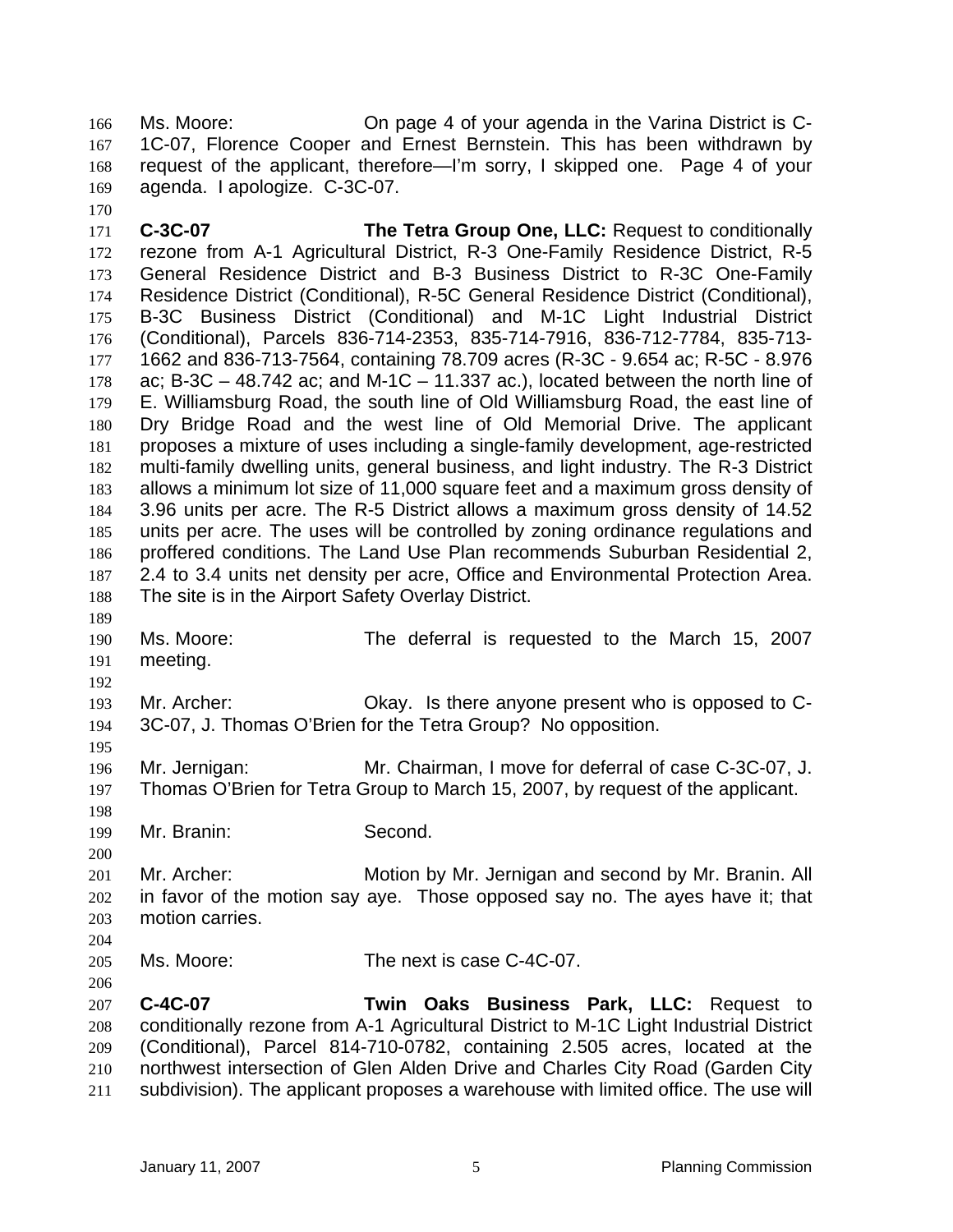Ms. Moore: On page 4 of your agenda in the Varina District is C-1C-07, Florence Cooper and Ernest Bernstein. This has been withdrawn by request of the applicant, therefore—I'm sorry, I skipped one. Page 4 of your agenda. I apologize. C-3C-07.

**C-3C-07 The Tetra Group One, LLC:** Request to conditionally rezone from A-1 Agricultural District, R-3 One-Family Residence District, R-5 General Residence District and B-3 Business District to R-3C One-Family Residence District (Conditional), R-5C General Residence District (Conditional), B-3C Business District (Conditional) and M-1C Light Industrial District (Conditional), Parcels 836-714-2353, 835-714-7916, 836-712-7784, 835-713-1662 and 836-713-7564, containing 78.709 acres (R-3C - 9.654 ac; R-5C - 8.976 ac; B-3C – 48.742 ac; and M-1C – 11.337 ac.), located between the north line of E. Williamsburg Road, the south line of Old Williamsburg Road, the east line of Dry Bridge Road and the west line of Old Memorial Drive. The applicant proposes a mixture of uses including a single-family development, age-restricted multi-family dwelling units, general business, and light industry. The R-3 District allows a minimum lot size of 11,000 square feet and a maximum gross density of 3.96 units per acre. The R-5 District allows a maximum gross density of 14.52 units per acre. The uses will be controlled by zoning ordinance regulations and proffered conditions. The Land Use Plan recommends Suburban Residential 2, 2.4 to 3.4 units net density per acre, Office and Environmental Protection Area. The site is in the Airport Safety Overlay District.

Ms. Moore: The deferral is requested to the March 15, 2007 meeting.

Mr. Archer: Okay. Is there anyone present who is opposed to C-3C-07, J. Thomas O'Brien for the Tetra Group? No opposition.

Mr. Jernigan: Mr. Chairman, I move for deferral of case C-3C-07, J. Thomas O'Brien for Tetra Group to March 15, 2007, by request of the applicant.

Mr. Branin: Second.

Mr. Archer: Motion by Mr. Jernigan and second by Mr. Branin. All in favor of the motion say aye. Those opposed say no. The ayes have it; that motion carries.

Ms. Moore: The next is case C-4C-07.

**C-4C-07 Twin Oaks Business Park, LLC:** Request to conditionally rezone from A-1 Agricultural District to M-1C Light Industrial District (Conditional), Parcel 814-710-0782, containing 2.505 acres, located at the northwest intersection of Glen Alden Drive and Charles City Road (Garden City subdivision). The applicant proposes a warehouse with limited office. The use will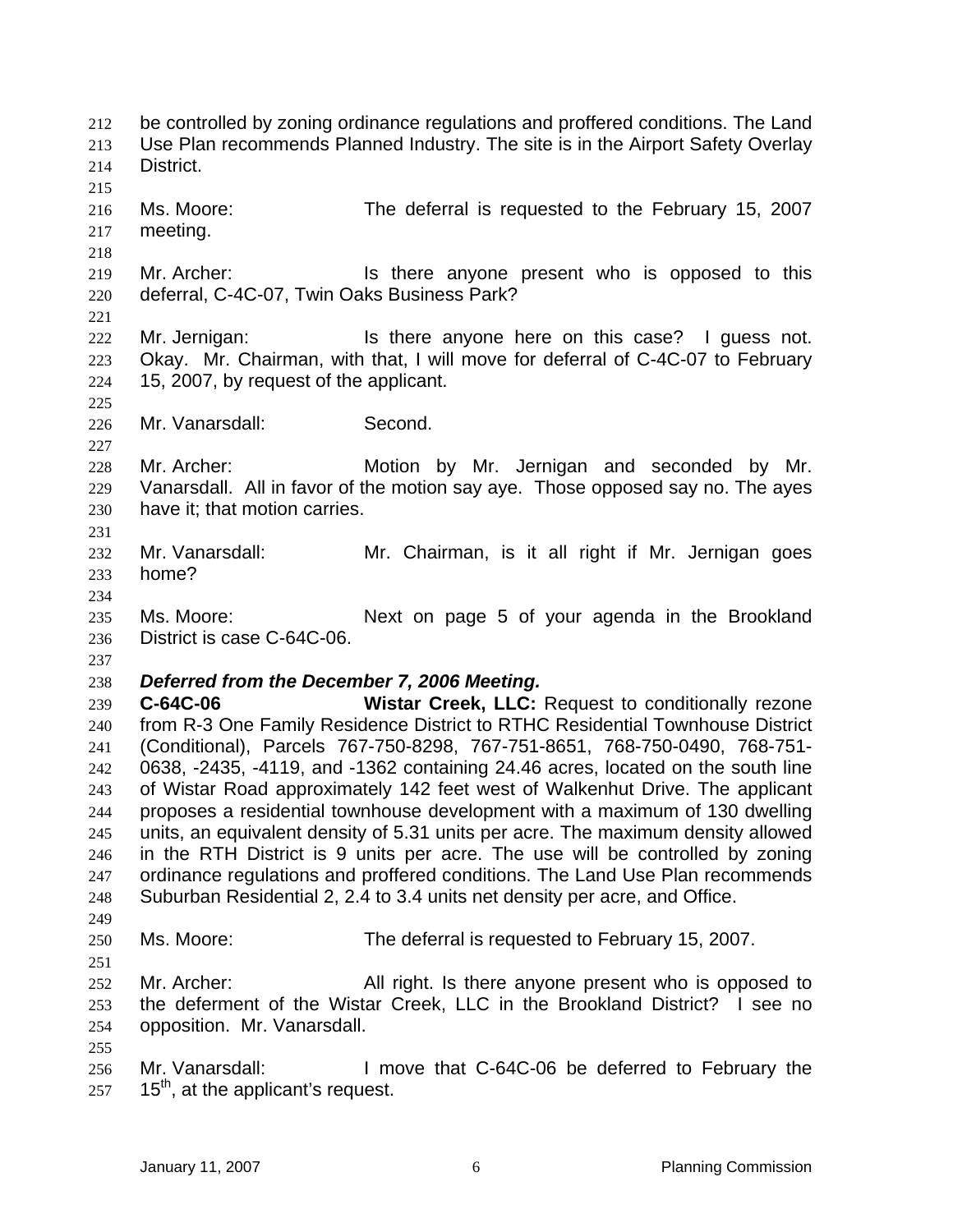be controlled by zoning ordinance regulations and proffered conditions. The Land Use Plan recommends Planned Industry. The site is in the Airport Safety Overlay District.

Ms. Moore: The deferral is requested to the February 15, 2007 meeting.

Mr. Archer: Is there anyone present who is opposed to this deferral, C-4C-07, Twin Oaks Business Park?

Mr. Jernigan: Is there anyone here on this case? I guess not. Okay. Mr. Chairman, with that, I will move for deferral of C-4C-07 to February 15, 2007, by request of the applicant.

Mr. Vanarsdall: Second.

Mr. Archer: Motion by Mr. Jernigan and seconded by Mr. Vanarsdall. All in favor of the motion say aye. Those opposed say no. The ayes have it; that motion carries.

Mr. Vanarsdall: Mr. Chairman, is it all right if Mr. Jernigan goes home?

Ms. Moore: Next on page 5 of your agenda in the Brookland District is case C-64C-06.

***Deferred from the December 7, 2006 Meeting.***

**C-64C-06** **Wistar Creek, LLC:** Request to conditionally rezone from R-3 One Family Residence District to RTHC Residential Townhouse District (Conditional), Parcels 767-750-8298, 767-751-8651, 768-750-0490, 768-751-0638, -2435, -4119, and -1362 containing 24.46 acres, located on the south line of Wistar Road approximately 142 feet west of Walkenhut Drive. The applicant proposes a residential townhouse development with a maximum of 130 dwelling units, an equivalent density of 5.31 units per acre. The maximum density allowed in the RTH District is 9 units per acre. The use will be controlled by zoning ordinance regulations and proffered conditions. The Land Use Plan recommends Suburban Residential 2, 2.4 to 3.4 units net density per acre, and Office.

Ms. Moore: The deferral is requested to February 15, 2007.

Mr. Archer: All right. Is there anyone present who is opposed to the deferment of the Wistar Creek, LLC in the Brookland District? I see no opposition. Mr. Vanarsdall.

Mr. Vanarsdall: I move that C-64C-06 be deferred to February the 15th, at the applicant's request.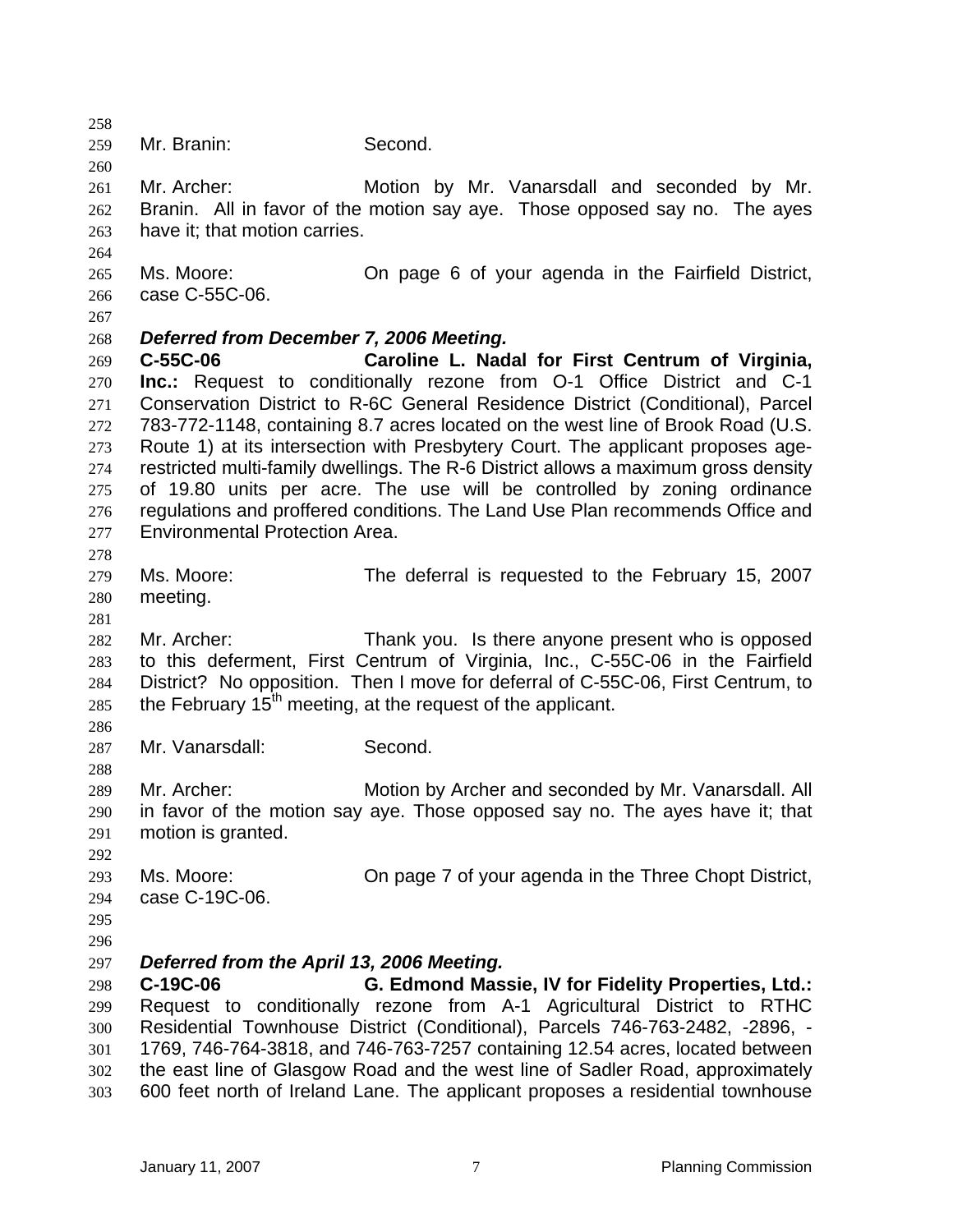Mr. Branin: Second.

Mr. Archer: Motion by Mr. Vanarsdall and seconded by Mr. Branin. All in favor of the motion say aye. Those opposed say no. The ayes have it; that motion carries.

Ms. Moore: On page 6 of your agenda in the Fairfield District, case C-55C-06.

***Deferred from December 7, 2006 Meeting.***

**C-55C-06 Caroline L. Nadal for First Centrum of Virginia, Inc.:** Request to conditionally rezone from O-1 Office District and C-1 Conservation District to R-6C General Residence District (Conditional), Parcel 783-772-1148, containing 8.7 acres located on the west line of Brook Road (U.S. Route 1) at its intersection with Presbytery Court. The applicant proposes age-restricted multi-family dwellings. The R-6 District allows a maximum gross density of 19.80 units per acre. The use will be controlled by zoning ordinance regulations and proffered conditions. The Land Use Plan recommends Office and Environmental Protection Area.

Ms. Moore: The deferral is requested to the February 15, 2007 meeting.

Mr. Archer: Thank you. Is there anyone present who is opposed to this deferment, First Centrum of Virginia, Inc., C-55C-06 in the Fairfield District? No opposition. Then I move for deferral of C-55C-06, First Centrum, to the February 15th meeting, at the request of the applicant.

Mr. Vanarsdall: Second.

Mr. Archer: Motion by Archer and seconded by Mr. Vanarsdall. All in favor of the motion say aye. Those opposed say no. The ayes have it; that motion is granted.

Ms. Moore: On page 7 of your agenda in the Three Chopt District, case C-19C-06.

***Deferred from the April 13, 2006 Meeting.***

**C-19C-06 G. Edmond Massie, IV for Fidelity Properties, Ltd.:** Request to conditionally rezone from A-1 Agricultural District to RTHC Residential Townhouse District (Conditional), Parcels 746-763-2482, -2896, -1769, 746-764-3818, and 746-763-7257 containing 12.54 acres, located between the east line of Glasgow Road and the west line of Sadler Road, approximately 600 feet north of Ireland Lane. The applicant proposes a residential townhouse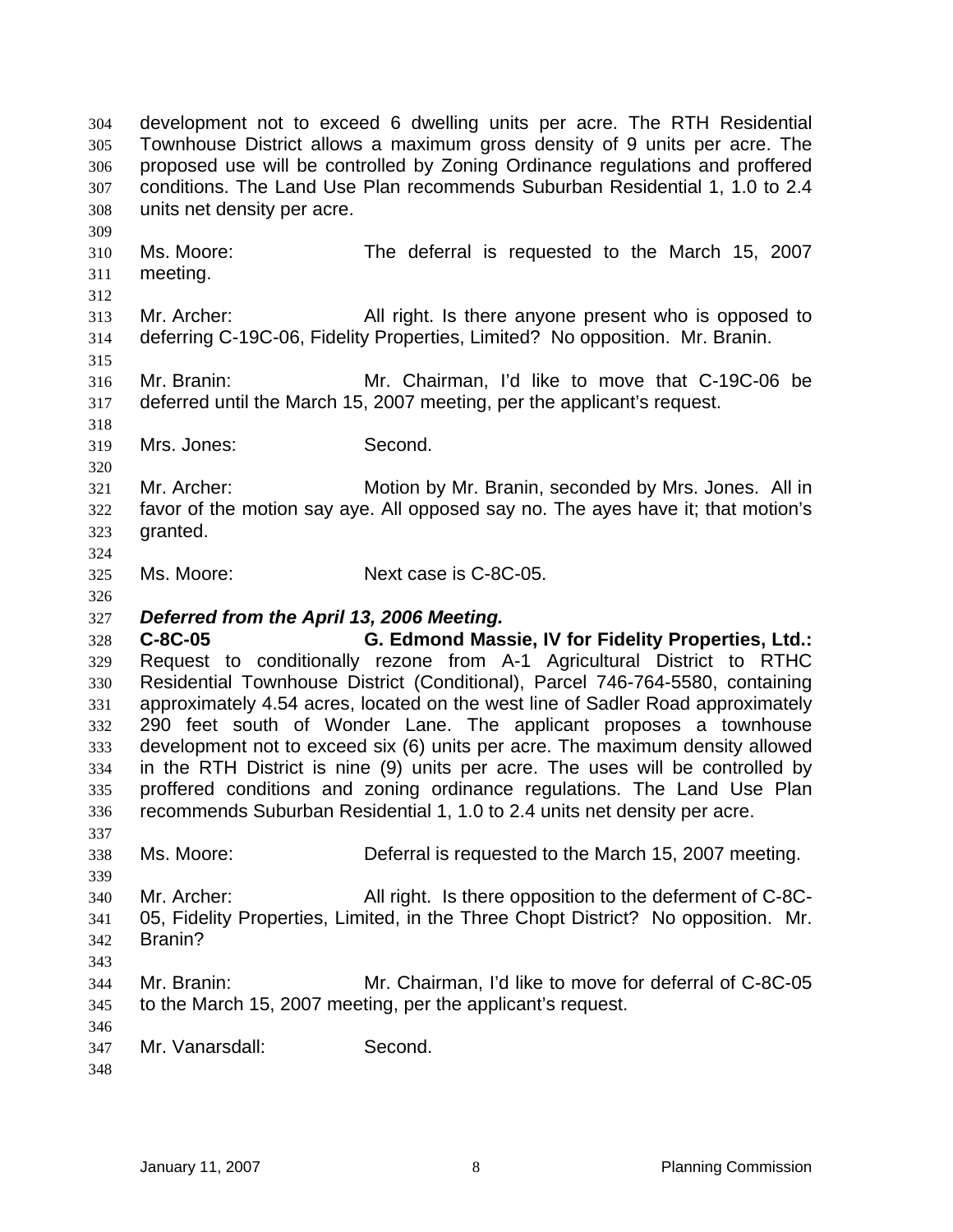development not to exceed 6 dwelling units per acre. The RTH Residential Townhouse District allows a maximum gross density of 9 units per acre. The proposed use will be controlled by Zoning Ordinance regulations and proffered conditions. The Land Use Plan recommends Suburban Residential 1, 1.0 to 2.4 units net density per acre.

Ms. Moore: The deferral is requested to the March 15, 2007 meeting.

Mr. Archer: All right. Is there anyone present who is opposed to deferring C-19C-06, Fidelity Properties, Limited? No opposition. Mr. Branin.

Mr. Branin: Mr. Chairman, I'd like to move that C-19C-06 be deferred until the March 15, 2007 meeting, per the applicant's request.

Mrs. Jones: Second.

Mr. Archer: Motion by Mr. Branin, seconded by Mrs. Jones. All in favor of the motion say aye. All opposed say no. The ayes have it; that motion's granted.

Ms. Moore: Next case is C-8C-05.

***Deferred from the April 13, 2006 Meeting.***

**C-8C-05 G. Edmond Massie, IV for Fidelity Properties, Ltd.:** Request to conditionally rezone from A-1 Agricultural District to RTHC Residential Townhouse District (Conditional), Parcel 746-764-5580, containing approximately 4.54 acres, located on the west line of Sadler Road approximately 290 feet south of Wonder Lane. The applicant proposes a townhouse development not to exceed six (6) units per acre. The maximum density allowed in the RTH District is nine (9) units per acre. The uses will be controlled by proffered conditions and zoning ordinance regulations. The Land Use Plan recommends Suburban Residential 1, 1.0 to 2.4 units net density per acre.

Ms. Moore: Deferral is requested to the March 15, 2007 meeting.

Mr. Archer: All right. Is there opposition to the deferment of C-8C-05, Fidelity Properties, Limited, in the Three Chopt District? No opposition. Mr. Branin?

Mr. Branin: Mr. Chairman, I'd like to move for deferral of C-8C-05 to the March 15, 2007 meeting, per the applicant's request.

Mr. Vanarsdall: Second.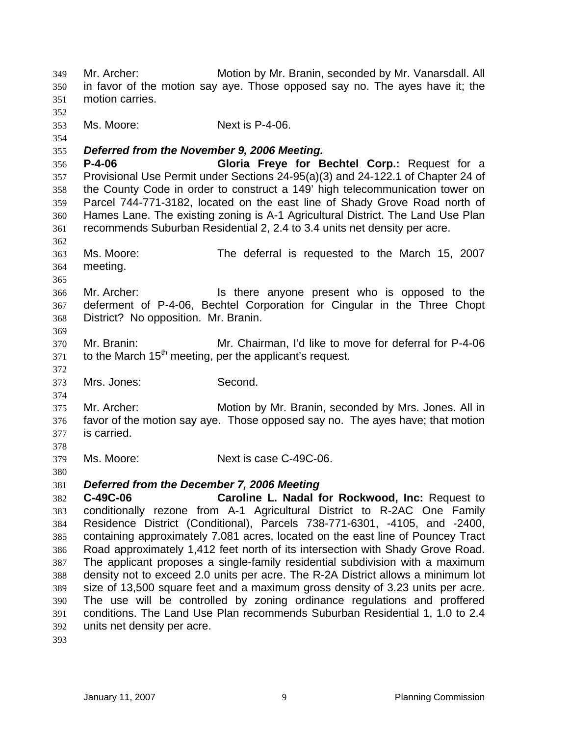Mr. Archer: Motion by Mr. Branin, seconded by Mr. Vanarsdall. All in favor of the motion say aye. Those opposed say no. The ayes have it; the motion carries.

Ms. Moore: Next is P-4-06.

***Deferred from the November 9, 2006 Meeting.***

**P-4-06 Gloria Freye for Bechtel Corp.:** Request for a Provisional Use Permit under Sections 24-95(a)(3) and 24-122.1 of Chapter 24 of the County Code in order to construct a 149' high telecommunication tower on Parcel 744-771-3182, located on the east line of Shady Grove Road north of Hames Lane. The existing zoning is A-1 Agricultural District. The Land Use Plan recommends Suburban Residential 2, 2.4 to 3.4 units net density per acre.

Ms. Moore: The deferral is requested to the March 15, 2007 meeting.

Mr. Archer: Is there anyone present who is opposed to the deferment of P-4-06, Bechtel Corporation for Cingular in the Three Chopt District? No opposition. Mr. Branin.

Mr. Branin: Mr. Chairman, I'd like to move for deferral for P-4-06 to the March 15th meeting, per the applicant's request.

Mrs. Jones: Second.

Mr. Archer: Motion by Mr. Branin, seconded by Mrs. Jones. All in favor of the motion say aye. Those opposed say no. The ayes have; that motion is carried.

Ms. Moore: Next is case C-49C-06.

***Deferred from the December 7, 2006 Meeting***

**C-49C-06 Caroline L. Nadal for Rockwood, Inc:** Request to conditionally rezone from A-1 Agricultural District to R-2AC One Family Residence District (Conditional), Parcels 738-771-6301, -4105, and -2400, containing approximately 7.081 acres, located on the east line of Pouncey Tract Road approximately 1,412 feet north of its intersection with Shady Grove Road. The applicant proposes a single-family residential subdivision with a maximum density not to exceed 2.0 units per acre. The R-2A District allows a minimum lot size of 13,500 square feet and a maximum gross density of 3.23 units per acre. The use will be controlled by zoning ordinance regulations and proffered conditions. The Land Use Plan recommends Suburban Residential 1, 1.0 to 2.4 units net density per acre.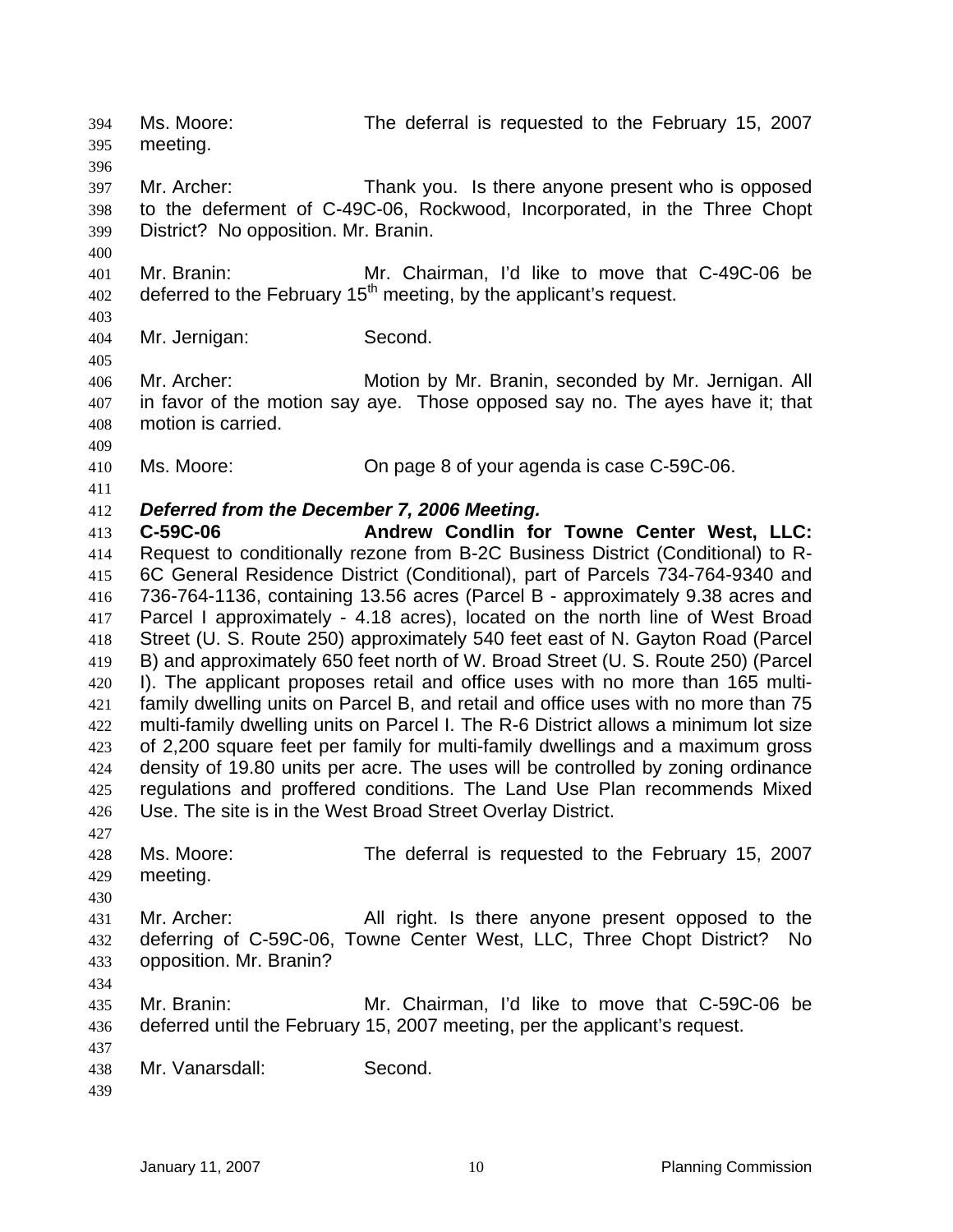Ms. Moore: The deferral is requested to the February 15, 2007 meeting.

Mr. Archer: Thank you. Is there anyone present who is opposed to the deferment of C-49C-06, Rockwood, Incorporated, in the Three Chopt District? No opposition. Mr. Branin.

Mr. Branin: Mr. Chairman, I'd like to move that C-49C-06 be deferred to the February 15th meeting, by the applicant's request.

Mr. Jernigan: Second.

Mr. Archer: Motion by Mr. Branin, seconded by Mr. Jernigan. All in favor of the motion say aye. Those opposed say no. The ayes have it; that motion is carried.

Ms. Moore: On page 8 of your agenda is case C-59C-06.

***Deferred from the December 7, 2006 Meeting.***

**C-59C-06 Andrew Condlin for Towne Center West, LLC:** Request to conditionally rezone from B-2C Business District (Conditional) to R-6C General Residence District (Conditional), part of Parcels 734-764-9340 and 736-764-1136, containing 13.56 acres (Parcel B - approximately 9.38 acres and Parcel I approximately - 4.18 acres), located on the north line of West Broad Street (U. S. Route 250) approximately 540 feet east of N. Gayton Road (Parcel B) and approximately 650 feet north of W. Broad Street (U. S. Route 250) (Parcel I). The applicant proposes retail and office uses with no more than 165 multi-family dwelling units on Parcel B, and retail and office uses with no more than 75 multi-family dwelling units on Parcel I. The R-6 District allows a minimum lot size of 2,200 square feet per family for multi-family dwellings and a maximum gross density of 19.80 units per acre. The uses will be controlled by zoning ordinance regulations and proffered conditions. The Land Use Plan recommends Mixed Use. The site is in the West Broad Street Overlay District.

Ms. Moore: The deferral is requested to the February 15, 2007 meeting.

Mr. Archer: All right. Is there anyone present opposed to the deferring of C-59C-06, Towne Center West, LLC, Three Chopt District? No opposition. Mr. Branin?

Mr. Branin: Mr. Chairman, I'd like to move that C-59C-06 be deferred until the February 15, 2007 meeting, per the applicant's request.

Mr. Vanarsdall: Second.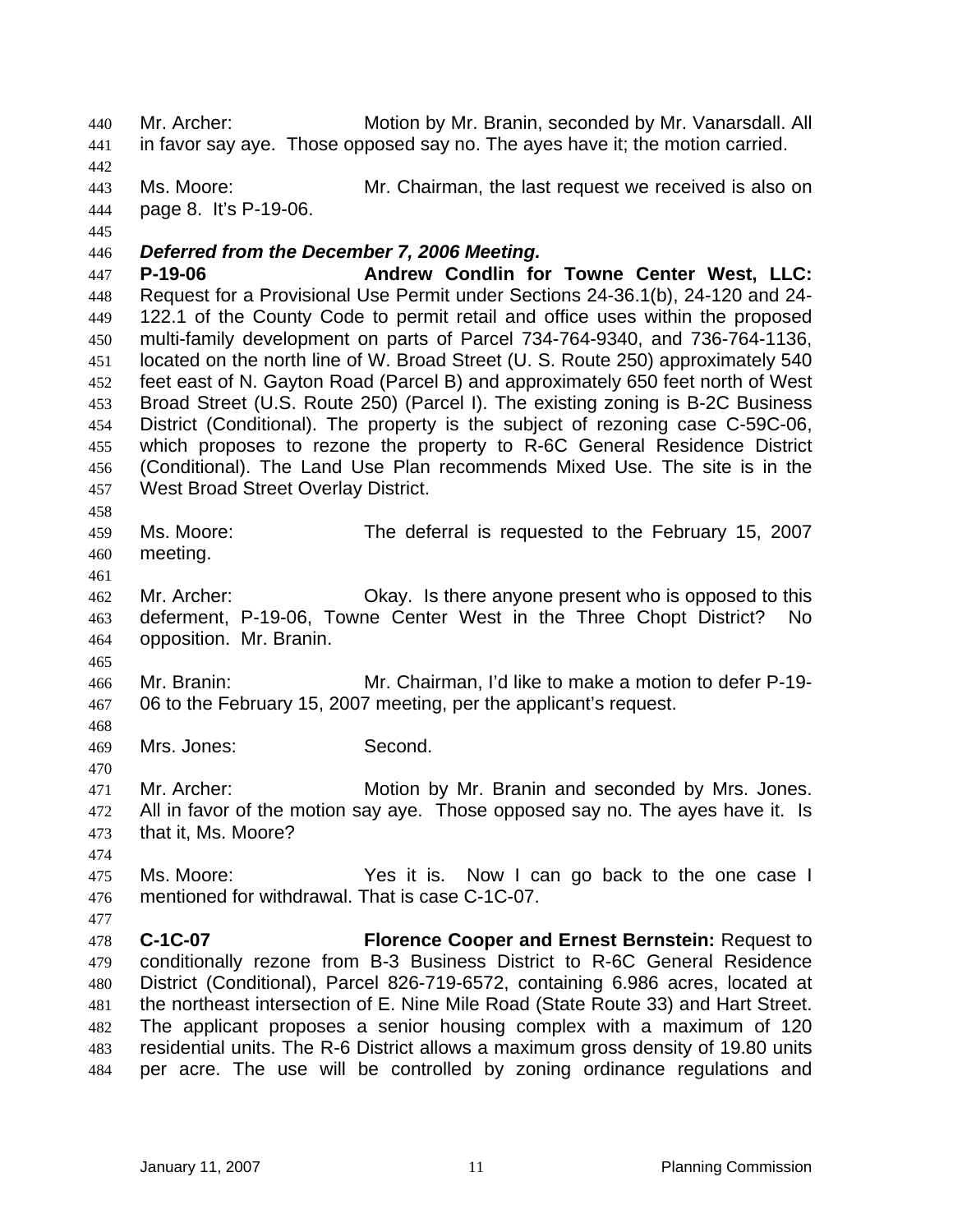Mr. Archer: Motion by Mr. Branin, seconded by Mr. Vanarsdall. All in favor say aye. Those opposed say no. The ayes have it; the motion carried.

Ms. Moore: Mr. Chairman, the last request we received is also on page 8. It's P-19-06.

***Deferred from the December 7, 2006 Meeting.***

**P-19-06 Andrew Condlin for Towne Center West, LLC:** Request for a Provisional Use Permit under Sections 24-36.1(b), 24-120 and 24-122.1 of the County Code to permit retail and office uses within the proposed multi-family development on parts of Parcel 734-764-9340, and 736-764-1136, located on the north line of W. Broad Street (U. S. Route 250) approximately 540 feet east of N. Gayton Road (Parcel B) and approximately 650 feet north of West Broad Street (U.S. Route 250) (Parcel I). The existing zoning is B-2C Business District (Conditional). The property is the subject of rezoning case C-59C-06, which proposes to rezone the property to R-6C General Residence District (Conditional). The Land Use Plan recommends Mixed Use. The site is in the West Broad Street Overlay District.

Ms. Moore: The deferral is requested to the February 15, 2007 meeting.

Mr. Archer: Okay. Is there anyone present who is opposed to this deferment, P-19-06, Towne Center West in the Three Chopt District? No opposition. Mr. Branin.

Mr. Branin: Mr. Chairman, I'd like to make a motion to defer P-19-06 to the February 15, 2007 meeting, per the applicant's request.

Mrs. Jones: Second.

Mr. Archer: Motion by Mr. Branin and seconded by Mrs. Jones. All in favor of the motion say aye. Those opposed say no. The ayes have it. Is that it, Ms. Moore?

Ms. Moore: Yes it is. Now I can go back to the one case I mentioned for withdrawal. That is case C-1C-07.

**C-1C-07 Florence Cooper and Ernest Bernstein:** Request to conditionally rezone from B-3 Business District to R-6C General Residence District (Conditional), Parcel 826-719-6572, containing 6.986 acres, located at the northeast intersection of E. Nine Mile Road (State Route 33) and Hart Street. The applicant proposes a senior housing complex with a maximum of 120 residential units. The R-6 District allows a maximum gross density of 19.80 units per acre. The use will be controlled by zoning ordinance regulations and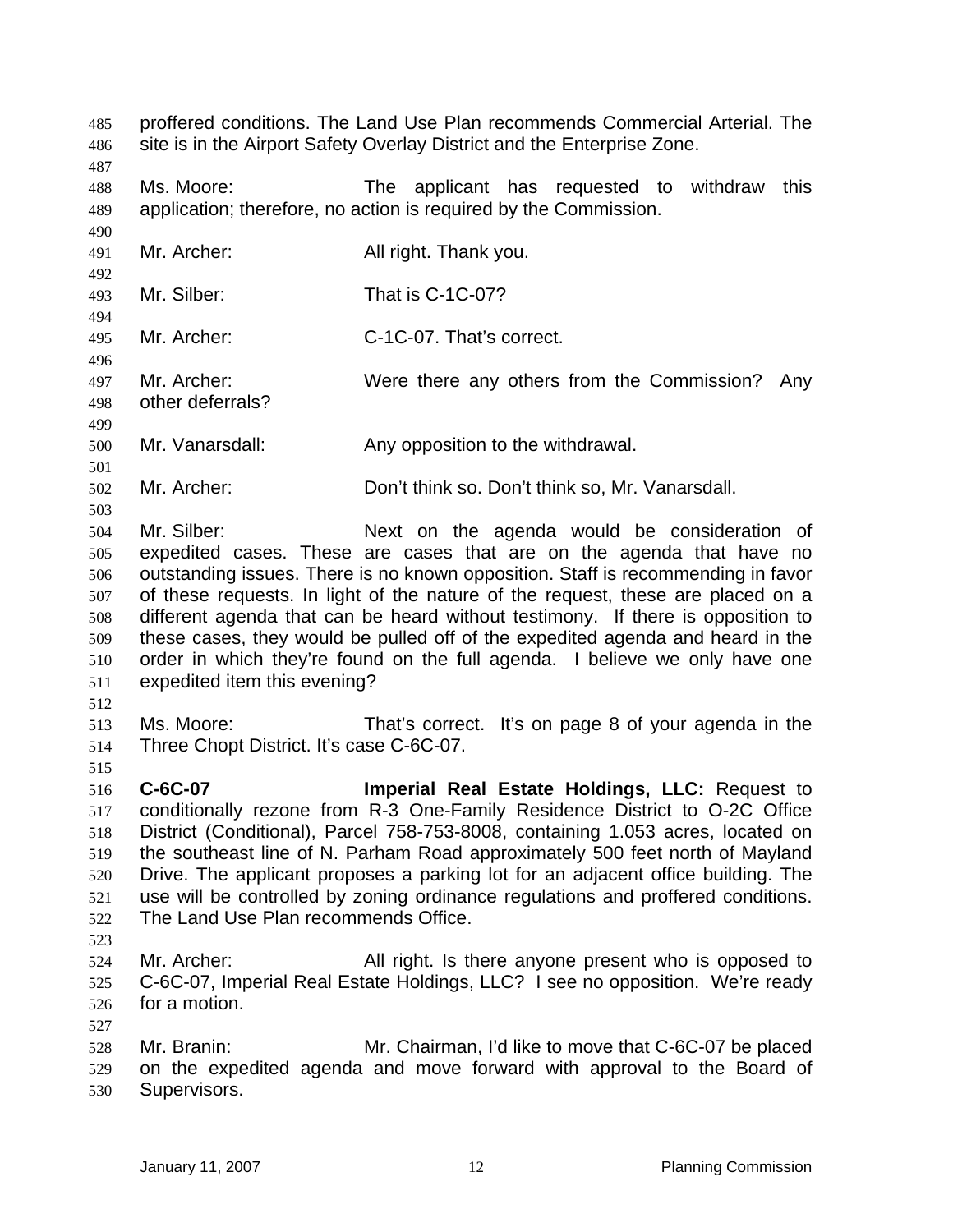proffered conditions. The Land Use Plan recommends Commercial Arterial. The site is in the Airport Safety Overlay District and the Enterprise Zone.

Ms. Moore: The applicant has requested to withdraw this application; therefore, no action is required by the Commission.

Mr. Archer: All right. Thank you.

Mr. Silber: That is C-1C-07?

Mr. Archer: C-1C-07. That's correct.

Mr. Archer: Were there any others from the Commission? Any other deferrals?

Mr. Vanarsdall: Any opposition to the withdrawal.

Mr. Archer: Don't think so. Don't think so, Mr. Vanarsdall.

Mr. Silber: Next on the agenda would be consideration of expedited cases. These are cases that are on the agenda that have no outstanding issues. There is no known opposition. Staff is recommending in favor of these requests. In light of the nature of the request, these are placed on a different agenda that can be heard without testimony. If there is opposition to these cases, they would be pulled off of the expedited agenda and heard in the order in which they're found on the full agenda. I believe we only have one expedited item this evening?

Ms. Moore: That's correct. It's on page 8 of your agenda in the Three Chopt District. It's case C-6C-07.

**C-6C-07** **Imperial Real Estate Holdings, LLC:** Request to conditionally rezone from R-3 One-Family Residence District to O-2C Office District (Conditional), Parcel 758-753-8008, containing 1.053 acres, located on the southeast line of N. Parham Road approximately 500 feet north of Mayland Drive. The applicant proposes a parking lot for an adjacent office building. The use will be controlled by zoning ordinance regulations and proffered conditions. The Land Use Plan recommends Office.

Mr. Archer: All right. Is there anyone present who is opposed to C-6C-07, Imperial Real Estate Holdings, LLC? I see no opposition. We're ready for a motion.

Mr. Branin: Mr. Chairman, I'd like to move that C-6C-07 be placed on the expedited agenda and move forward with approval to the Board of Supervisors.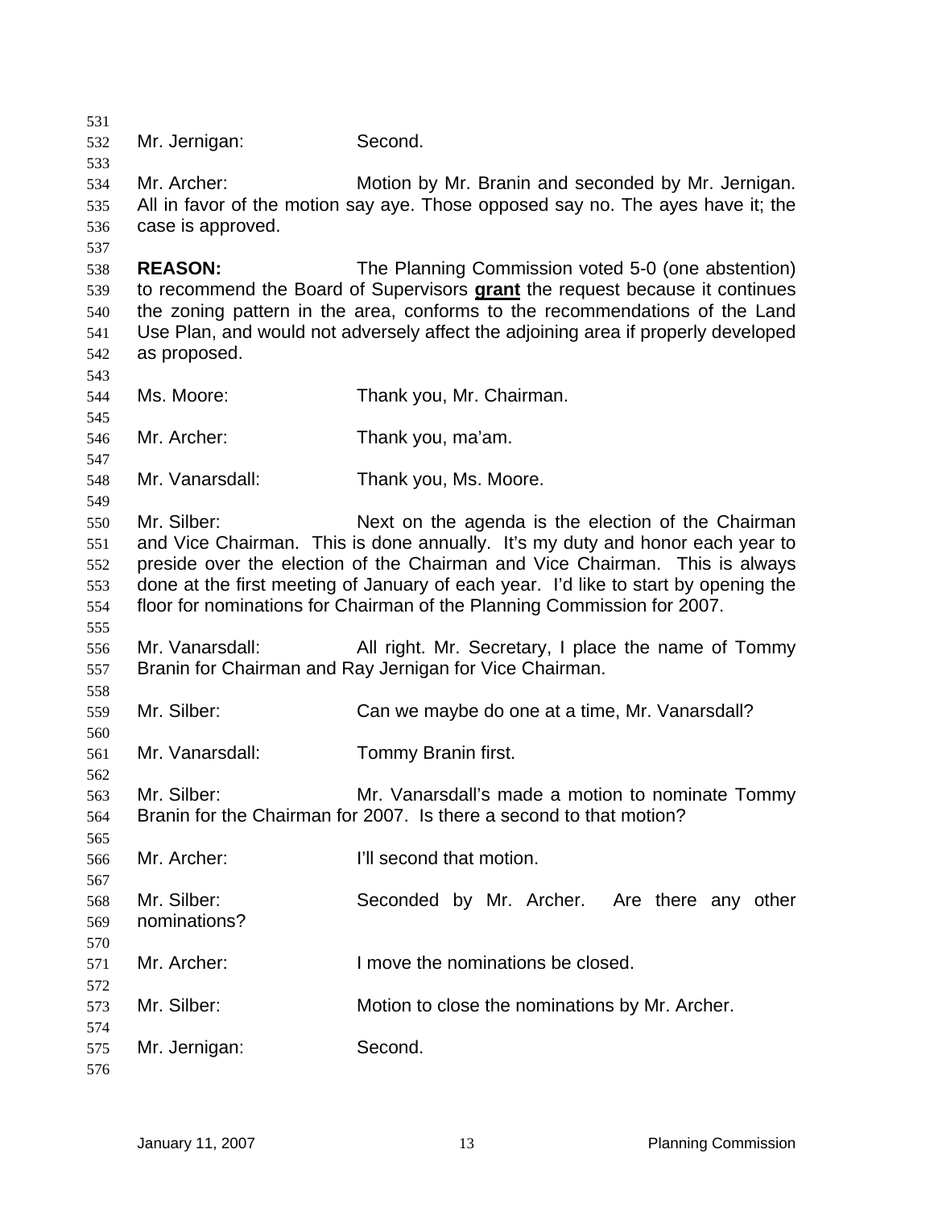Mr. Jernigan: Second.

Mr. Archer: Motion by Mr. Branin and seconded by Mr. Jernigan. All in favor of the motion say aye. Those opposed say no. The ayes have it; the case is approved.

**REASON:** The Planning Commission voted 5-0 (one abstention) to recommend the Board of Supervisors **grant** the request because it continues the zoning pattern in the area, conforms to the recommendations of the Land Use Plan, and would not adversely affect the adjoining area if properly developed as proposed.

Ms. Moore: Thank you, Mr. Chairman.

Mr. Archer: Thank you, ma'am.

Mr. Vanarsdall: Thank you, Ms. Moore.

Mr. Silber: Next on the agenda is the election of the Chairman and Vice Chairman. This is done annually. It's my duty and honor each year to preside over the election of the Chairman and Vice Chairman. This is always done at the first meeting of January of each year. I'd like to start by opening the floor for nominations for Chairman of the Planning Commission for 2007.

Mr. Vanarsdall: All right. Mr. Secretary, I place the name of Tommy Branin for Chairman and Ray Jernigan for Vice Chairman.

Mr. Silber: Can we maybe do one at a time, Mr. Vanarsdall?

Mr. Vanarsdall: Tommy Branin first.

Mr. Silber: Mr. Vanarsdall's made a motion to nominate Tommy Branin for the Chairman for 2007. Is there a second to that motion?

Mr. Archer: I'll second that motion.

Mr. Silber: Seconded by Mr. Archer. Are there any other nominations?

Mr. Archer: I move the nominations be closed.

Mr. Silber: Motion to close the nominations by Mr. Archer.

Mr. Jernigan: Second.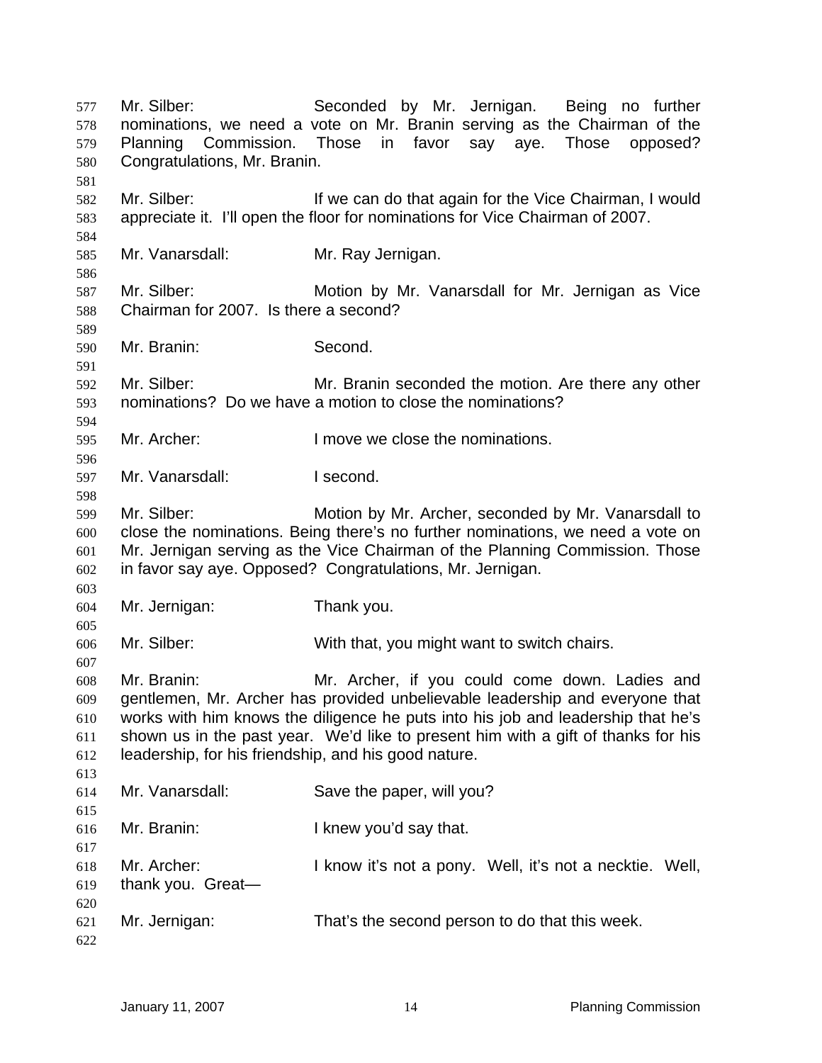Mr. Silber: Seconded by Mr. Jernigan. Being no further nominations, we need a vote on Mr. Branin serving as the Chairman of the Planning Commission. Those in favor say aye. Those opposed? Congratulations, Mr. Branin.

Mr. Silber: If we can do that again for the Vice Chairman, I would appreciate it. I'll open the floor for nominations for Vice Chairman of 2007.

Mr. Vanarsdall: Mr. Ray Jernigan.

Mr. Silber: Motion by Mr. Vanarsdall for Mr. Jernigan as Vice Chairman for 2007. Is there a second?

Mr. Branin: Second.

Mr. Silber: Mr. Branin seconded the motion. Are there any other nominations? Do we have a motion to close the nominations?

Mr. Archer: I move we close the nominations.

Mr. Vanarsdall: I second.

Mr. Silber: Motion by Mr. Archer, seconded by Mr. Vanarsdall to close the nominations. Being there's no further nominations, we need a vote on Mr. Jernigan serving as the Vice Chairman of the Planning Commission. Those in favor say aye. Opposed? Congratulations, Mr. Jernigan.

Mr. Jernigan: Thank you.

Mr. Silber: With that, you might want to switch chairs.

Mr. Branin: Mr. Archer, if you could come down. Ladies and gentlemen, Mr. Archer has provided unbelievable leadership and everyone that works with him knows the diligence he puts into his job and leadership that he's shown us in the past year. We'd like to present him with a gift of thanks for his leadership, for his friendship, and his good nature.

Mr. Vanarsdall: Save the paper, will you?

Mr. Branin: I knew you'd say that.

Mr. Archer: I know it's not a pony. Well, it's not a necktie. Well, thank you. Great—

Mr. Jernigan: That's the second person to do that this week.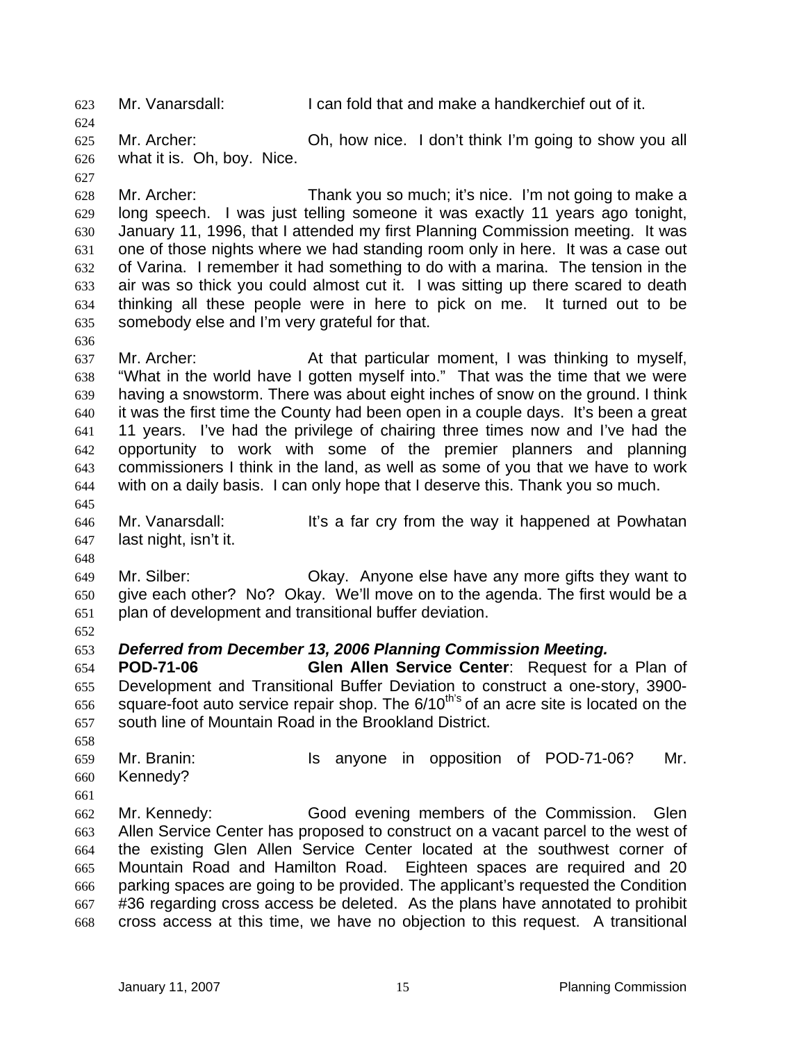Mr. Vanarsdall: I can fold that and make a handkerchief out of it.

Mr. Archer: Oh, how nice. I don't think I'm going to show you all what it is. Oh, boy. Nice.

Mr. Archer: Thank you so much; it's nice. I'm not going to make a long speech. I was just telling someone it was exactly 11 years ago tonight, January 11, 1996, that I attended my first Planning Commission meeting. It was one of those nights where we had standing room only in here. It was a case out of Varina. I remember it had something to do with a marina. The tension in the air was so thick you could almost cut it. I was sitting up there scared to death thinking all these people were in here to pick on me. It turned out to be somebody else and I'm very grateful for that.

Mr. Archer: At that particular moment, I was thinking to myself, "What in the world have I gotten myself into." That was the time that we were having a snowstorm. There was about eight inches of snow on the ground. I think it was the first time the County had been open in a couple days. It's been a great 11 years. I've had the privilege of chairing three times now and I've had the opportunity to work with some of the premier planners and planning commissioners I think in the land, as well as some of you that we have to work with on a daily basis. I can only hope that I deserve this. Thank you so much.

Mr. Vanarsdall: It's a far cry from the way it happened at Powhatan last night, isn't it.

Mr. Silber: Okay. Anyone else have any more gifts they want to give each other? No? Okay. We'll move on to the agenda. The first would be a plan of development and transitional buffer deviation.

***Deferred from December 13, 2006 Planning Commission Meeting.***
**POD-71-06** **Glen Allen Service Center**: Request for a Plan of Development and Transitional Buffer Deviation to construct a one-story, 3900-square-foot auto service repair shop. The 6/10th's of an acre site is located on the south line of Mountain Road in the Brookland District.

Mr. Branin: Is anyone in opposition of POD-71-06? Mr. Kennedy?

Mr. Kennedy: Good evening members of the Commission. Glen Allen Service Center has proposed to construct on a vacant parcel to the west of the existing Glen Allen Service Center located at the southwest corner of Mountain Road and Hamilton Road. Eighteen spaces are required and 20 parking spaces are going to be provided. The applicant's requested the Condition #36 regarding cross access be deleted. As the plans have annotated to prohibit cross access at this time, we have no objection to this request. A transitional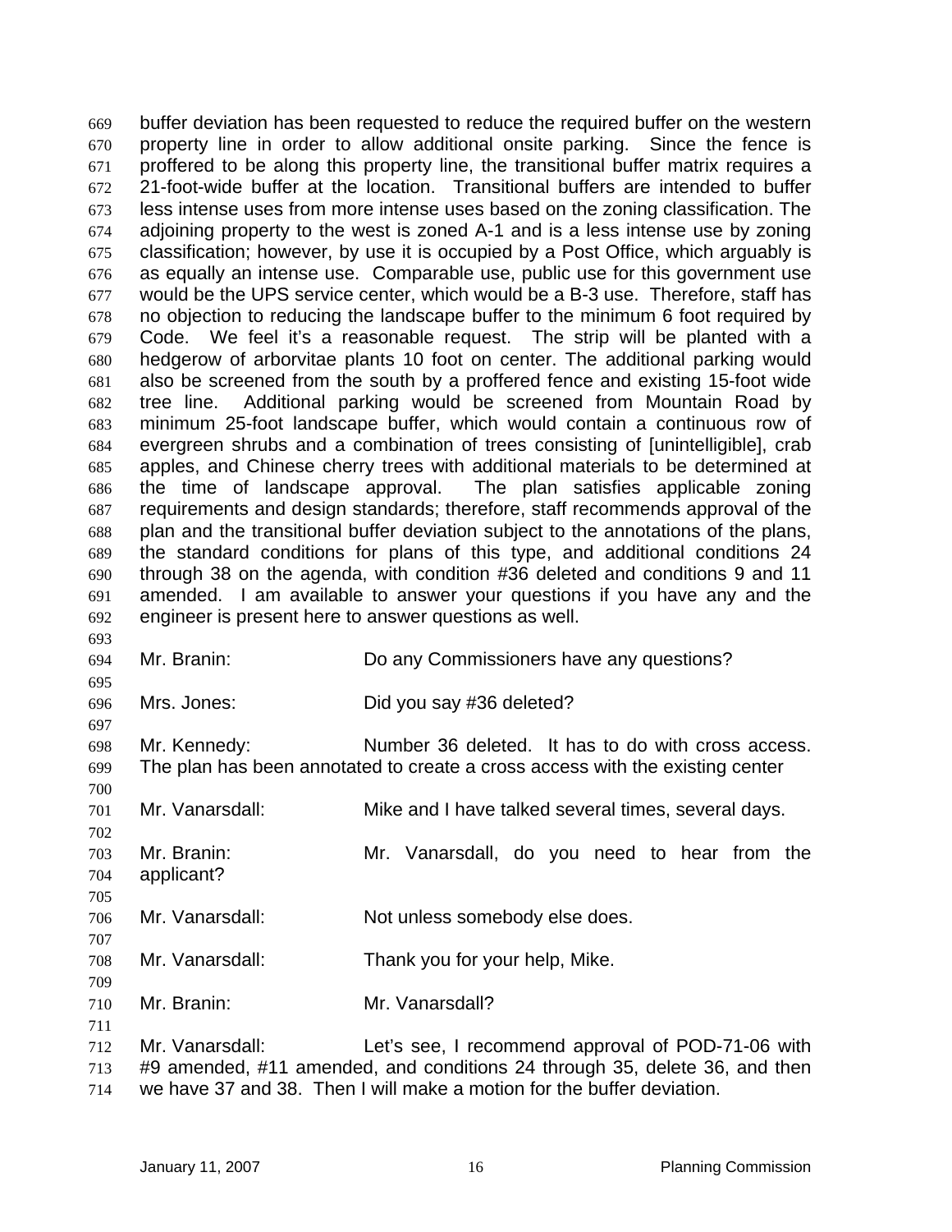buffer deviation has been requested to reduce the required buffer on the western property line in order to allow additional onsite parking. Since the fence is proffered to be along this property line, the transitional buffer matrix requires a 21-foot-wide buffer at the location. Transitional buffers are intended to buffer less intense uses from more intense uses based on the zoning classification. The adjoining property to the west is zoned A-1 and is a less intense use by zoning classification; however, by use it is occupied by a Post Office, which arguably is as equally an intense use. Comparable use, public use for this government use would be the UPS service center, which would be a B-3 use. Therefore, staff has no objection to reducing the landscape buffer to the minimum 6 foot required by Code. We feel it's a reasonable request. The strip will be planted with a hedgerow of arborvitae plants 10 foot on center. The additional parking would also be screened from the south by a proffered fence and existing 15-foot wide tree line. Additional parking would be screened from Mountain Road by minimum 25-foot landscape buffer, which would contain a continuous row of evergreen shrubs and a combination of trees consisting of [unintelligible], crab apples, and Chinese cherry trees with additional materials to be determined at the time of landscape approval. The plan satisfies applicable zoning requirements and design standards; therefore, staff recommends approval of the plan and the transitional buffer deviation subject to the annotations of the plans, the standard conditions for plans of this type, and additional conditions 24 through 38 on the agenda, with condition #36 deleted and conditions 9 and 11 amended. I am available to answer your questions if you have any and the engineer is present here to answer questions as well.

Mr. Branin: Do any Commissioners have any questions?

Mrs. Jones: Did you say #36 deleted?

Mr. Kennedy: Number 36 deleted. It has to do with cross access. The plan has been annotated to create a cross access with the existing center

Mr. Vanarsdall: Mike and I have talked several times, several days.

Mr. Branin: Mr. Vanarsdall, do you need to hear from the applicant?

Mr. Vanarsdall: Not unless somebody else does.

Mr. Vanarsdall: Thank you for your help, Mike.

Mr. Branin: Mr. Vanarsdall?

Mr. Vanarsdall: Let's see, I recommend approval of POD-71-06 with #9 amended, #11 amended, and conditions 24 through 35, delete 36, and then we have 37 and 38. Then I will make a motion for the buffer deviation.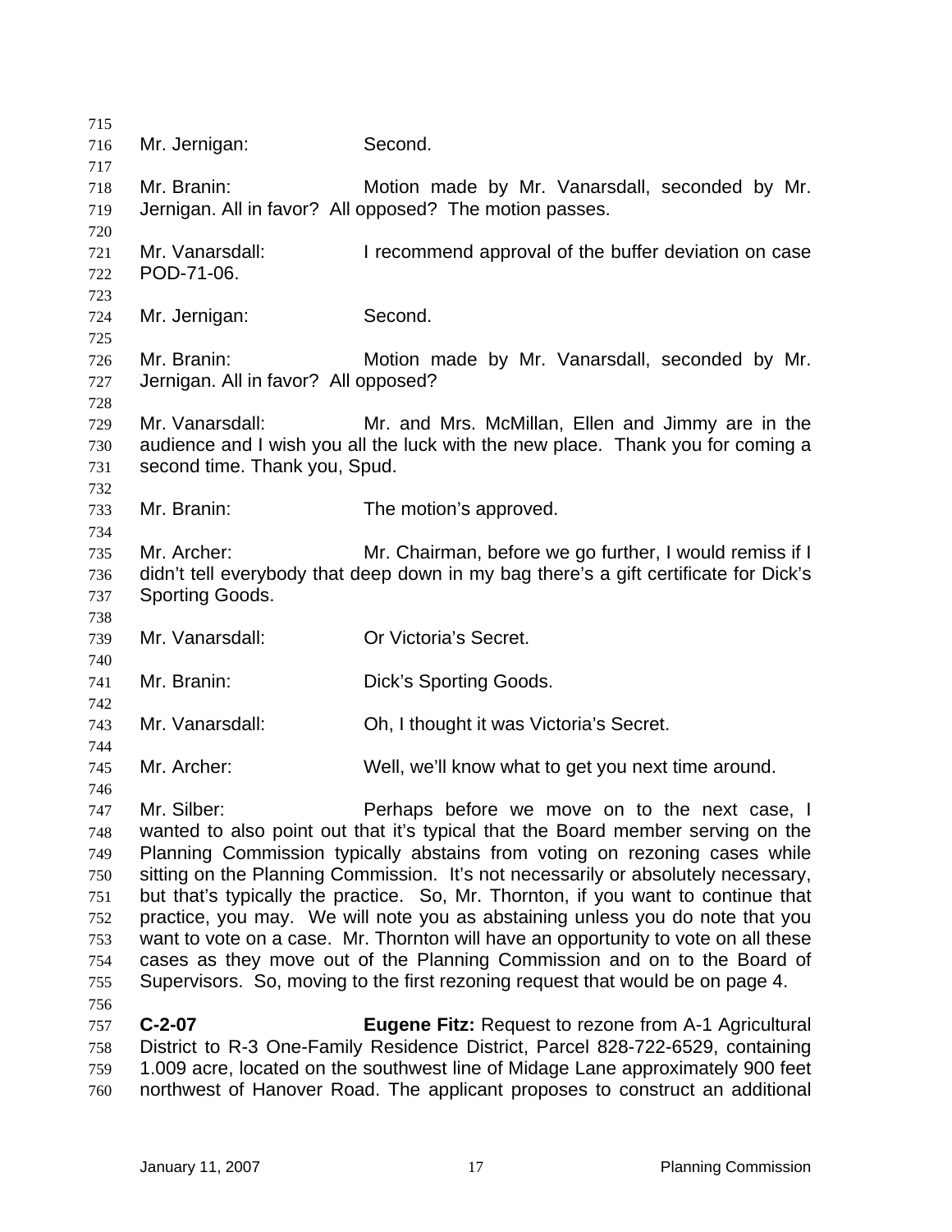Mr. Jernigan: Second.

Mr. Branin: Motion made by Mr. Vanarsdall, seconded by Mr. Jernigan. All in favor? All opposed? The motion passes.

Mr. Vanarsdall: I recommend approval of the buffer deviation on case POD-71-06.

Mr. Jernigan: Second.

Mr. Branin: Motion made by Mr. Vanarsdall, seconded by Mr. Jernigan. All in favor? All opposed?

Mr. Vanarsdall: Mr. and Mrs. McMillan, Ellen and Jimmy are in the audience and I wish you all the luck with the new place. Thank you for coming a second time. Thank you, Spud.

Mr. Branin: The motion's approved.

Mr. Archer: Mr. Chairman, before we go further, I would remiss if I didn't tell everybody that deep down in my bag there's a gift certificate for Dick's Sporting Goods.

Mr. Vanarsdall: Or Victoria's Secret.

Mr. Branin: Dick's Sporting Goods.

Mr. Vanarsdall: Oh, I thought it was Victoria's Secret.

Mr. Archer: Well, we'll know what to get you next time around.

Mr. Silber: Perhaps before we move on to the next case, I wanted to also point out that it's typical that the Board member serving on the Planning Commission typically abstains from voting on rezoning cases while sitting on the Planning Commission. It's not necessarily or absolutely necessary, but that's typically the practice. So, Mr. Thornton, if you want to continue that practice, you may. We will note you as abstaining unless you do note that you want to vote on a case. Mr. Thornton will have an opportunity to vote on all these cases as they move out of the Planning Commission and on to the Board of Supervisors. So, moving to the first rezoning request that would be on page 4.

**C-2-07** **Eugene Fitz:** Request to rezone from A-1 Agricultural District to R-3 One-Family Residence District, Parcel 828-722-6529, containing 1.009 acre, located on the southwest line of Midage Lane approximately 900 feet northwest of Hanover Road. The applicant proposes to construct an additional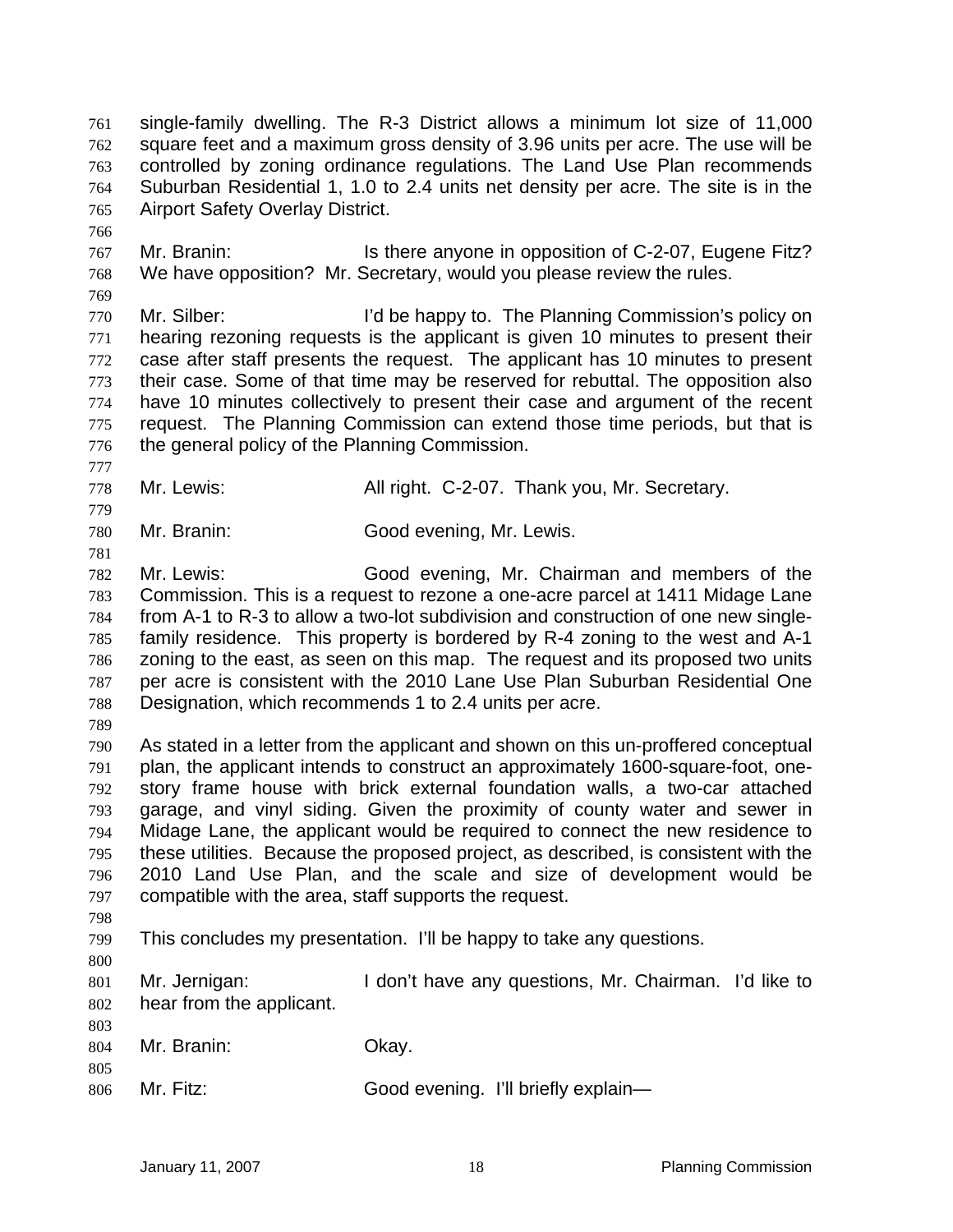single-family dwelling. The R-3 District allows a minimum lot size of 11,000 square feet and a maximum gross density of 3.96 units per acre. The use will be controlled by zoning ordinance regulations. The Land Use Plan recommends Suburban Residential 1, 1.0 to 2.4 units net density per acre. The site is in the Airport Safety Overlay District.

Mr. Branin: Is there anyone in opposition of C-2-07, Eugene Fitz? We have opposition? Mr. Secretary, would you please review the rules.

Mr. Silber: I'd be happy to. The Planning Commission's policy on hearing rezoning requests is the applicant is given 10 minutes to present their case after staff presents the request. The applicant has 10 minutes to present their case. Some of that time may be reserved for rebuttal. The opposition also have 10 minutes collectively to present their case and argument of the recent request. The Planning Commission can extend those time periods, but that is the general policy of the Planning Commission.

Mr. Lewis: All right. C-2-07. Thank you, Mr. Secretary.

Mr. Branin: Good evening, Mr. Lewis.

Mr. Lewis: Good evening, Mr. Chairman and members of the Commission. This is a request to rezone a one-acre parcel at 1411 Midage Lane from A-1 to R-3 to allow a two-lot subdivision and construction of one new single-family residence. This property is bordered by R-4 zoning to the west and A-1 zoning to the east, as seen on this map. The request and its proposed two units per acre is consistent with the 2010 Lane Use Plan Suburban Residential One Designation, which recommends 1 to 2.4 units per acre.

As stated in a letter from the applicant and shown on this un-proffered conceptual plan, the applicant intends to construct an approximately 1600-square-foot, one-story frame house with brick external foundation walls, a two-car attached garage, and vinyl siding. Given the proximity of county water and sewer in Midage Lane, the applicant would be required to connect the new residence to these utilities. Because the proposed project, as described, is consistent with the 2010 Land Use Plan, and the scale and size of development would be compatible with the area, staff supports the request.

This concludes my presentation. I'll be happy to take any questions.

Mr. Jernigan: I don't have any questions, Mr. Chairman. I'd like to hear from the applicant.

Mr. Branin: Okay.

Mr. Fitz: Good evening. I'll briefly explain—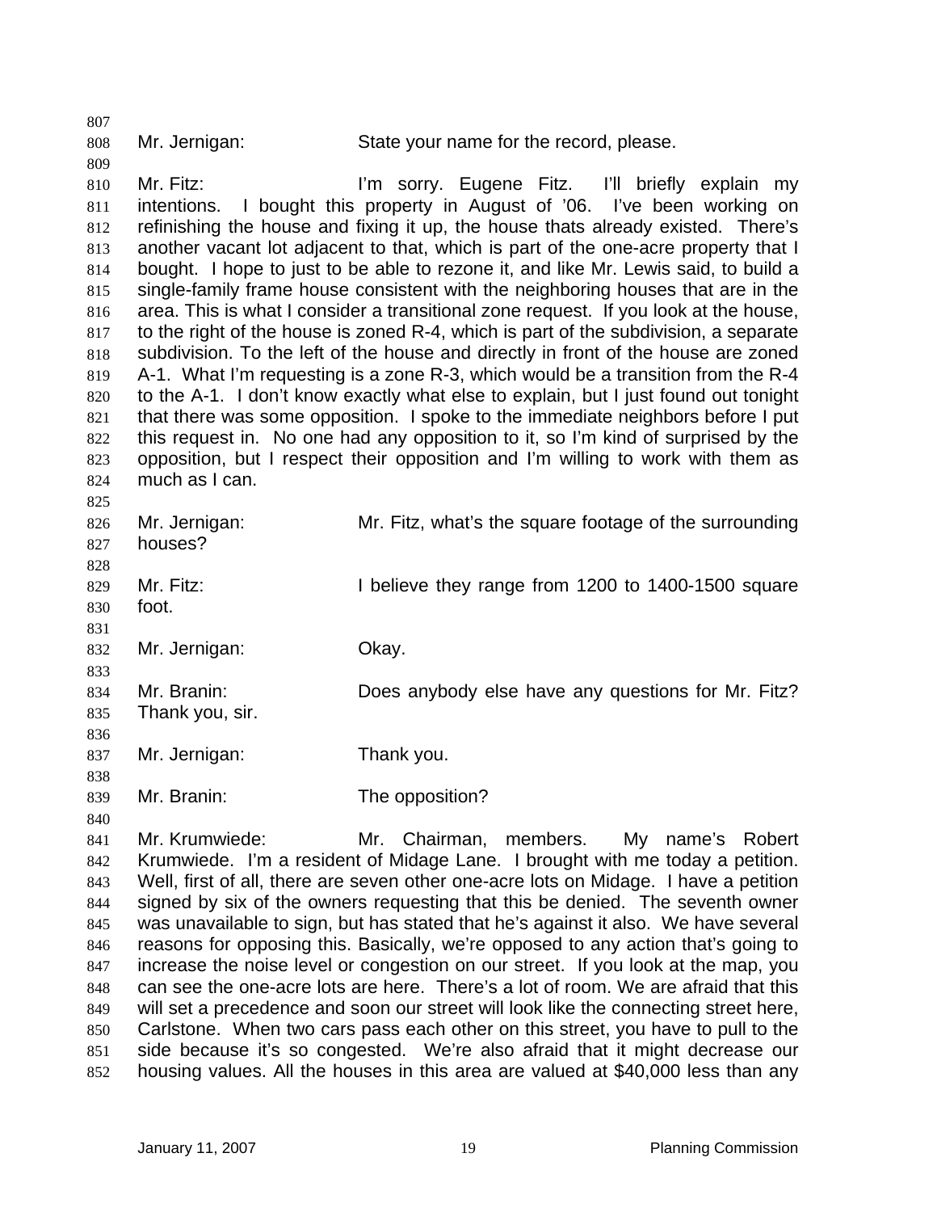Mr. Jernigan: State your name for the record, please.

Mr. Fitz: I'm sorry. Eugene Fitz. I'll briefly explain my intentions. I bought this property in August of '06. I've been working on refinishing the house and fixing it up, the house thats already existed. There's another vacant lot adjacent to that, which is part of the one-acre property that I bought. I hope to just to be able to rezone it, and like Mr. Lewis said, to build a single-family frame house consistent with the neighboring houses that are in the area. This is what I consider a transitional zone request. If you look at the house, to the right of the house is zoned R-4, which is part of the subdivision, a separate subdivision. To the left of the house and directly in front of the house are zoned A-1. What I'm requesting is a zone R-3, which would be a transition from the R-4 to the A-1. I don't know exactly what else to explain, but I just found out tonight that there was some opposition. I spoke to the immediate neighbors before I put this request in. No one had any opposition to it, so I'm kind of surprised by the opposition, but I respect their opposition and I'm willing to work with them as much as I can.

Mr. Jernigan: Mr. Fitz, what's the square footage of the surrounding houses?

Mr. Fitz: I believe they range from 1200 to 1400-1500 square foot.

Mr. Jernigan: Okay.

Mr. Branin: Does anybody else have any questions for Mr. Fitz? Thank you, sir.

Mr. Jernigan: Thank you.

Mr. Branin: The opposition?

Mr. Krumwiede: Mr. Chairman, members. My name's Robert Krumwiede. I'm a resident of Midage Lane. I brought with me today a petition. Well, first of all, there are seven other one-acre lots on Midage. I have a petition signed by six of the owners requesting that this be denied. The seventh owner was unavailable to sign, but has stated that he's against it also. We have several reasons for opposing this. Basically, we're opposed to any action that's going to increase the noise level or congestion on our street. If you look at the map, you can see the one-acre lots are here. There's a lot of room. We are afraid that this will set a precedence and soon our street will look like the connecting street here, Carlstone. When two cars pass each other on this street, you have to pull to the side because it's so congested. We're also afraid that it might decrease our housing values. All the houses in this area are valued at $40,000 less than any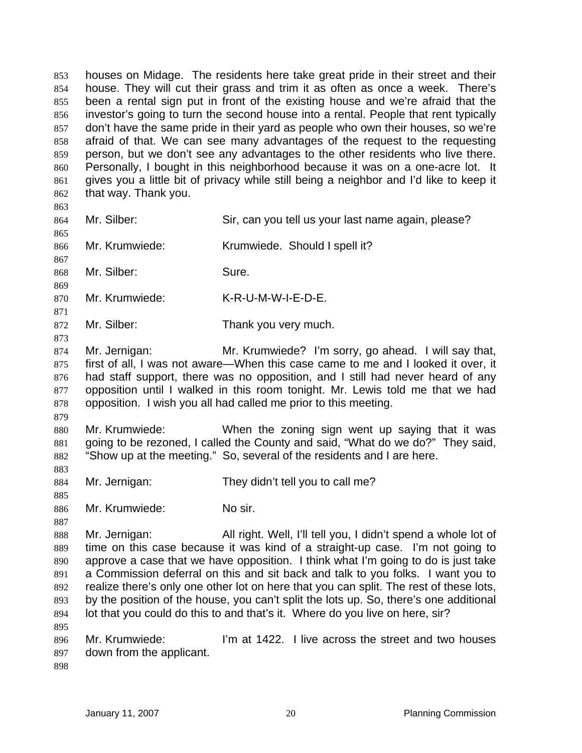houses on Midage. The residents here take great pride in their street and their house. They will cut their grass and trim it as often as once a week. There's been a rental sign put in front of the existing house and we're afraid that the investor's going to turn the second house into a rental. People that rent typically don't have the same pride in their yard as people who own their houses, so we're afraid of that. We can see many advantages of the request to the requesting person, but we don't see any advantages to the other residents who live there. Personally, I bought in this neighborhood because it was on a one-acre lot. It gives you a little bit of privacy while still being a neighbor and I'd like to keep it that way. Thank you.

Mr. Silber: Sir, can you tell us your last name again, please?

Mr. Krumwiede: Krumwiede. Should I spell it?

Mr. Silber: Sure.

Mr. Krumwiede: K-R-U-M-W-I-E-D-E.

Mr. Silber: Thank you very much.

Mr. Jernigan: Mr. Krumwiede? I'm sorry, go ahead. I will say that, first of all, I was not aware—When this case came to me and I looked it over, it had staff support, there was no opposition, and I still had never heard of any opposition until I walked in this room tonight. Mr. Lewis told me that we had opposition. I wish you all had called me prior to this meeting.

Mr. Krumwiede: When the zoning sign went up saying that it was going to be rezoned, I called the County and said, "What do we do?" They said, "Show up at the meeting." So, several of the residents and I are here.

Mr. Jernigan: They didn't tell you to call me?

Mr. Krumwiede: No sir.

Mr. Jernigan: All right. Well, I'll tell you, I didn't spend a whole lot of time on this case because it was kind of a straight-up case. I'm not going to approve a case that we have opposition. I think what I'm going to do is just take a Commission deferral on this and sit back and talk to you folks. I want you to realize there's only one other lot on here that you can split. The rest of these lots, by the position of the house, you can't split the lots up. So, there's one additional lot that you could do this to and that's it. Where do you live on here, sir?

Mr. Krumwiede: I'm at 1422. I live across the street and two houses down from the applicant.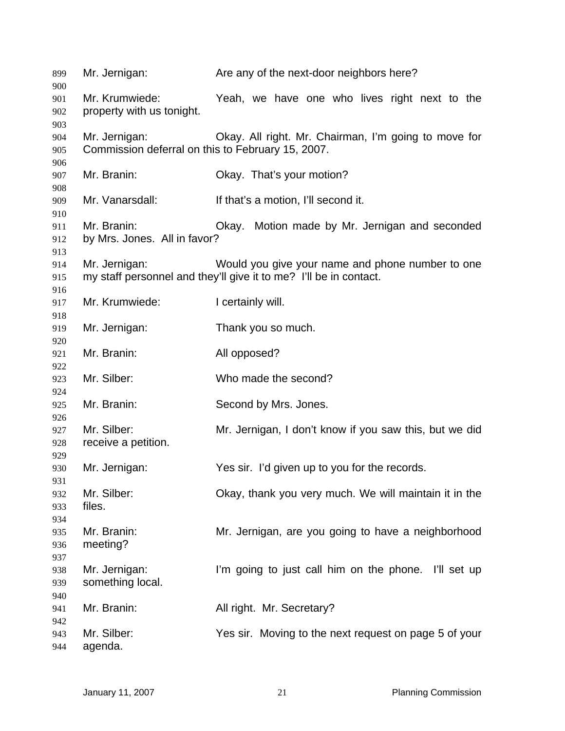899 Mr. Jernigan: Are any of the next-door neighbors here?
900
901 Mr. Krumwiede: Yeah, we have one who lives right next to the
902 property with us tonight.
903
904 Mr. Jernigan: Okay. All right. Mr. Chairman, I'm going to move for
905 Commission deferral on this to February 15, 2007.
906
907 Mr. Branin: Okay. That's your motion?
908
909 Mr. Vanarsdall: If that's a motion, I'll second it.
910
911 Mr. Branin: Okay. Motion made by Mr. Jernigan and seconded
912 by Mrs. Jones. All in favor?
913
914 Mr. Jernigan: Would you give your name and phone number to one
915 my staff personnel and they'll give it to me? I'll be in contact.
916
917 Mr. Krumwiede: I certainly will.
918
919 Mr. Jernigan: Thank you so much.
920
921 Mr. Branin: All opposed?
922
923 Mr. Silber: Who made the second?
924
925 Mr. Branin: Second by Mrs. Jones.
926
927 Mr. Silber: Mr. Jernigan, I don't know if you saw this, but we did
928 receive a petition.
929
930 Mr. Jernigan: Yes sir. I'd given up to you for the records.
931
932 Mr. Silber: Okay, thank you very much. We will maintain it in the
933 files.
934
935 Mr. Branin: Mr. Jernigan, are you going to have a neighborhood
936 meeting?
937
938 Mr. Jernigan: I'm going to just call him on the phone. I'll set up
939 something local.
940
941 Mr. Branin: All right. Mr. Secretary?
942
943 Mr. Silber: Yes sir. Moving to the next request on page 5 of your
944 agenda.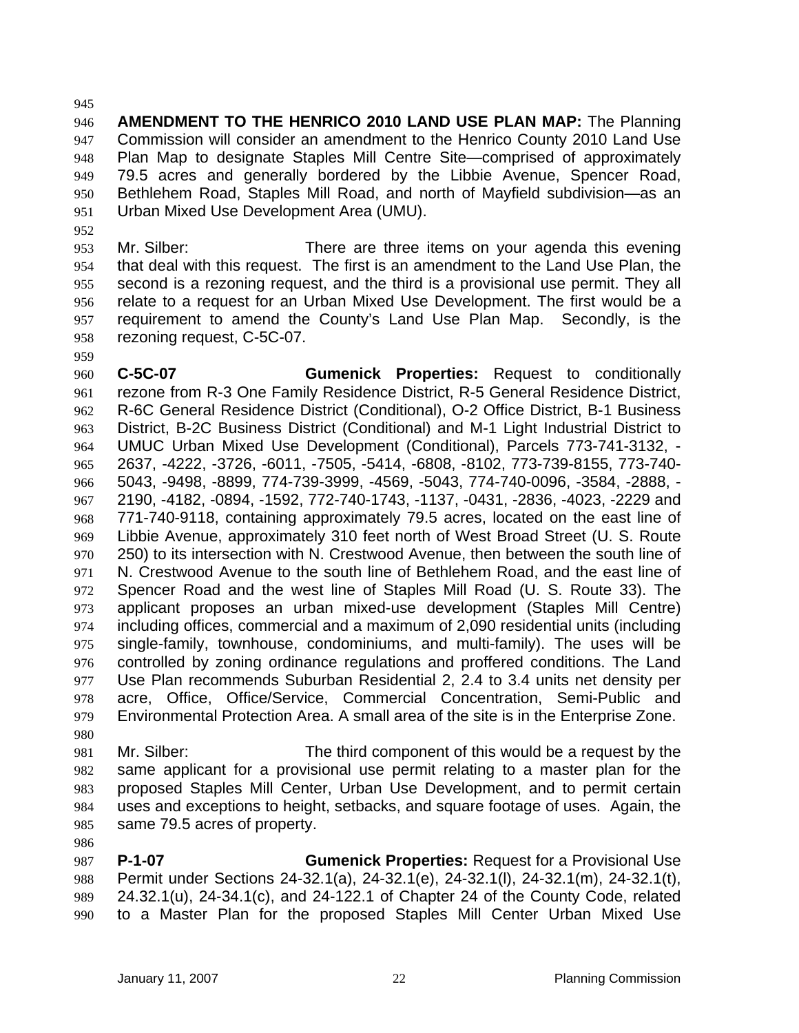**AMENDMENT TO THE HENRICO 2010 LAND USE PLAN MAP:** The Planning Commission will consider an amendment to the Henrico County 2010 Land Use Plan Map to designate Staples Mill Centre Site—comprised of approximately 79.5 acres and generally bordered by the Libbie Avenue, Spencer Road, Bethlehem Road, Staples Mill Road, and north of Mayfield subdivision—as an Urban Mixed Use Development Area (UMU).

Mr. Silber: There are three items on your agenda this evening that deal with this request. The first is an amendment to the Land Use Plan, the second is a rezoning request, and the third is a provisional use permit. They all relate to a request for an Urban Mixed Use Development. The first would be a requirement to amend the County's Land Use Plan Map. Secondly, is the rezoning request, C-5C-07.

**C-5C-07** **Gumenick Properties:** Request to conditionally rezone from R-3 One Family Residence District, R-5 General Residence District, R-6C General Residence District (Conditional), O-2 Office District, B-1 Business District, B-2C Business District (Conditional) and M-1 Light Industrial District to UMUC Urban Mixed Use Development (Conditional), Parcels 773-741-3132, -2637, -4222, -3726, -6011, -7505, -5414, -6808, -8102, 773-739-8155, 773-740-5043, -9498, -8899, 774-739-3999, -4569, -5043, 774-740-0096, -3584, -2888, -2190, -4182, -0894, -1592, 772-740-1743, -1137, -0431, -2836, -4023, -2229 and 771-740-9118, containing approximately 79.5 acres, located on the east line of Libbie Avenue, approximately 310 feet north of West Broad Street (U. S. Route 250) to its intersection with N. Crestwood Avenue, then between the south line of N. Crestwood Avenue to the south line of Bethlehem Road, and the east line of Spencer Road and the west line of Staples Mill Road (U. S. Route 33). The applicant proposes an urban mixed-use development (Staples Mill Centre) including offices, commercial and a maximum of 2,090 residential units (including single-family, townhouse, condominiums, and multi-family). The uses will be controlled by zoning ordinance regulations and proffered conditions. The Land Use Plan recommends Suburban Residential 2, 2.4 to 3.4 units net density per acre, Office, Office/Service, Commercial Concentration, Semi-Public and Environmental Protection Area. A small area of the site is in the Enterprise Zone.

Mr. Silber: The third component of this would be a request by the same applicant for a provisional use permit relating to a master plan for the proposed Staples Mill Center, Urban Use Development, and to permit certain uses and exceptions to height, setbacks, and square footage of uses. Again, the same 79.5 acres of property.

**P-1-07** **Gumenick Properties:** Request for a Provisional Use Permit under Sections 24-32.1(a), 24-32.1(e), 24-32.1(l), 24-32.1(m), 24-32.1(t), 24.32.1(u), 24-34.1(c), and 24-122.1 of Chapter 24 of the County Code, related to a Master Plan for the proposed Staples Mill Center Urban Mixed Use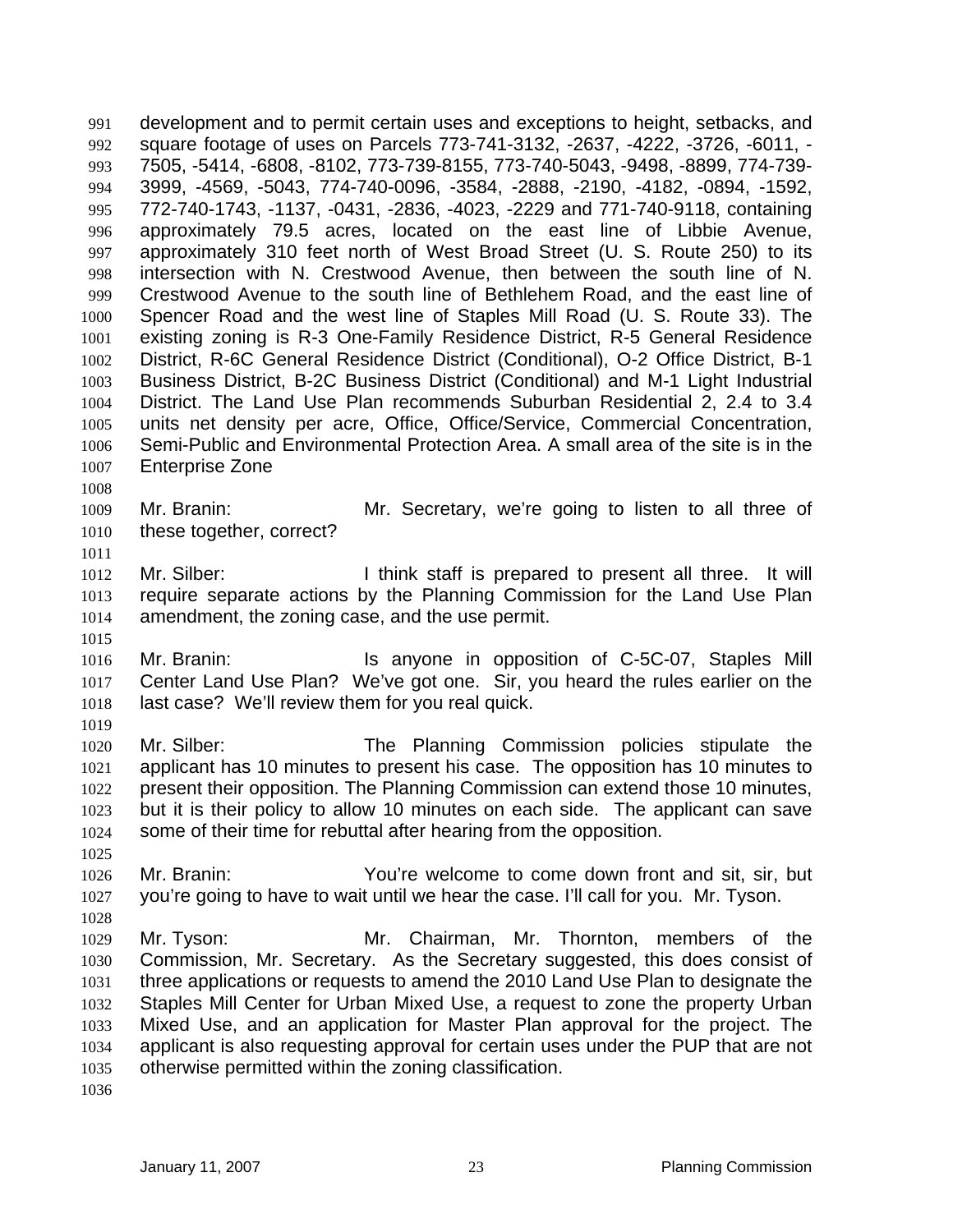development and to permit certain uses and exceptions to height, setbacks, and square footage of uses on Parcels 773-741-3132, -2637, -4222, -3726, -6011, -7505, -5414, -6808, -8102, 773-739-8155, 773-740-5043, -9498, -8899, 774-739-3999, -4569, -5043, 774-740-0096, -3584, -2888, -2190, -4182, -0894, -1592, 772-740-1743, -1137, -0431, -2836, -4023, -2229 and 771-740-9118, containing approximately 79.5 acres, located on the east line of Libbie Avenue, approximately 310 feet north of West Broad Street (U. S. Route 250) to its intersection with N. Crestwood Avenue, then between the south line of N. Crestwood Avenue to the south line of Bethlehem Road, and the east line of Spencer Road and the west line of Staples Mill Road (U. S. Route 33). The existing zoning is R-3 One-Family Residence District, R-5 General Residence District, R-6C General Residence District (Conditional), O-2 Office District, B-1 Business District, B-2C Business District (Conditional) and M-1 Light Industrial District. The Land Use Plan recommends Suburban Residential 2, 2.4 to 3.4 units net density per acre, Office, Office/Service, Commercial Concentration, Semi-Public and Environmental Protection Area. A small area of the site is in the Enterprise Zone

Mr. Branin: Mr. Secretary, we're going to listen to all three of these together, correct?

Mr. Silber: I think staff is prepared to present all three. It will require separate actions by the Planning Commission for the Land Use Plan amendment, the zoning case, and the use permit.

Mr. Branin: Is anyone in opposition of C-5C-07, Staples Mill Center Land Use Plan? We've got one. Sir, you heard the rules earlier on the last case? We'll review them for you real quick.

Mr. Silber: The Planning Commission policies stipulate the applicant has 10 minutes to present his case. The opposition has 10 minutes to present their opposition. The Planning Commission can extend those 10 minutes, but it is their policy to allow 10 minutes on each side. The applicant can save some of their time for rebuttal after hearing from the opposition.

Mr. Branin: You're welcome to come down front and sit, sir, but you're going to have to wait until we hear the case. I'll call for you. Mr. Tyson.

Mr. Tyson: Mr. Chairman, Mr. Thornton, members of the Commission, Mr. Secretary. As the Secretary suggested, this does consist of three applications or requests to amend the 2010 Land Use Plan to designate the Staples Mill Center for Urban Mixed Use, a request to zone the property Urban Mixed Use, and an application for Master Plan approval for the project. The applicant is also requesting approval for certain uses under the PUP that are not otherwise permitted within the zoning classification.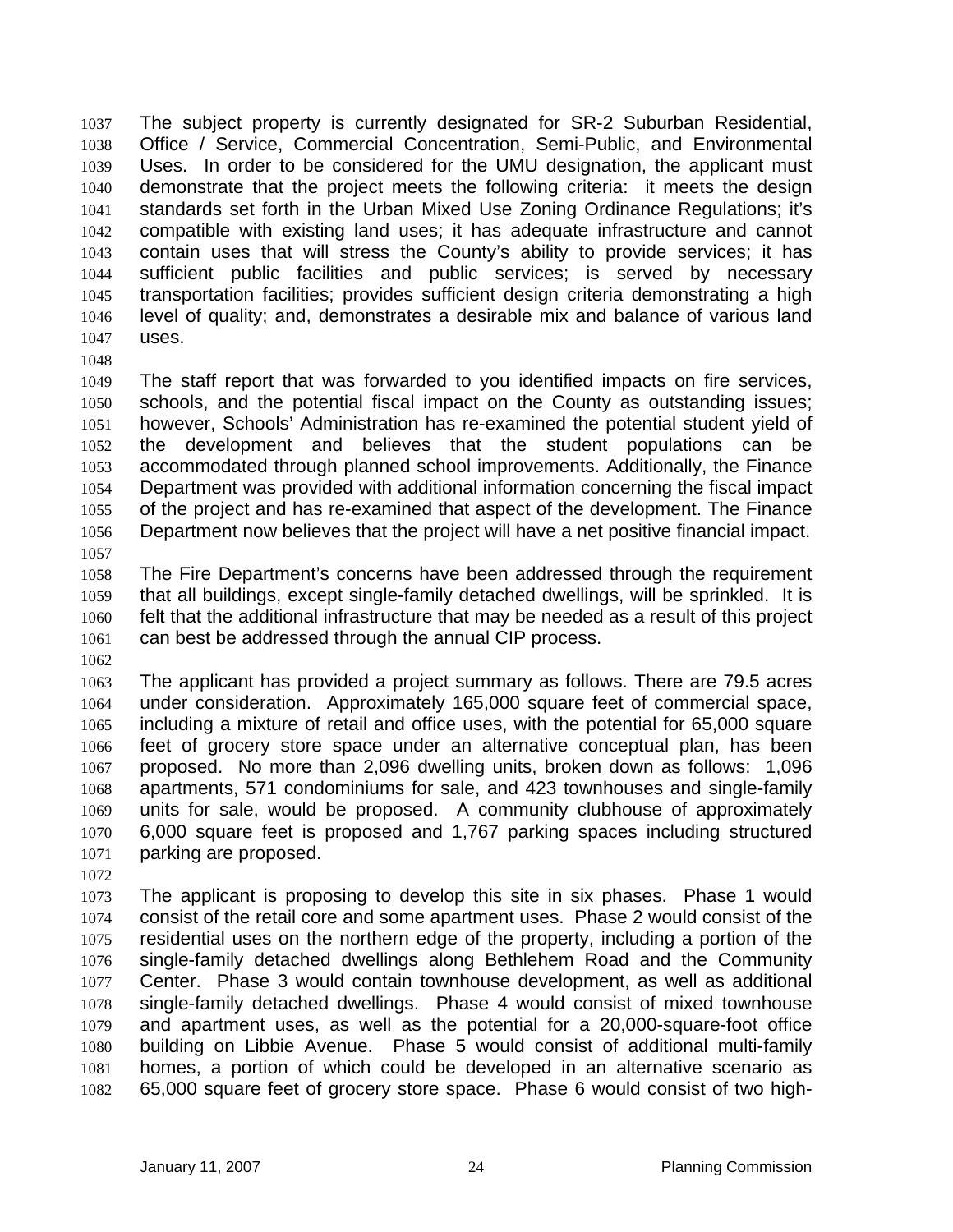The subject property is currently designated for SR-2 Suburban Residential, Office / Service, Commercial Concentration, Semi-Public, and Environmental Uses. In order to be considered for the UMU designation, the applicant must demonstrate that the project meets the following criteria: it meets the design standards set forth in the Urban Mixed Use Zoning Ordinance Regulations; it's compatible with existing land uses; it has adequate infrastructure and cannot contain uses that will stress the County's ability to provide services; it has sufficient public facilities and public services; is served by necessary transportation facilities; provides sufficient design criteria demonstrating a high level of quality; and, demonstrates a desirable mix and balance of various land uses.

The staff report that was forwarded to you identified impacts on fire services, schools, and the potential fiscal impact on the County as outstanding issues; however, Schools' Administration has re-examined the potential student yield of the development and believes that the student populations can be accommodated through planned school improvements. Additionally, the Finance Department was provided with additional information concerning the fiscal impact of the project and has re-examined that aspect of the development. The Finance Department now believes that the project will have a net positive financial impact.

The Fire Department's concerns have been addressed through the requirement that all buildings, except single-family detached dwellings, will be sprinkled. It is felt that the additional infrastructure that may be needed as a result of this project can best be addressed through the annual CIP process.

The applicant has provided a project summary as follows. There are 79.5 acres under consideration. Approximately 165,000 square feet of commercial space, including a mixture of retail and office uses, with the potential for 65,000 square feet of grocery store space under an alternative conceptual plan, has been proposed. No more than 2,096 dwelling units, broken down as follows: 1,096 apartments, 571 condominiums for sale, and 423 townhouses and single-family units for sale, would be proposed. A community clubhouse of approximately 6,000 square feet is proposed and 1,767 parking spaces including structured parking are proposed.

The applicant is proposing to develop this site in six phases. Phase 1 would consist of the retail core and some apartment uses. Phase 2 would consist of the residential uses on the northern edge of the property, including a portion of the single-family detached dwellings along Bethlehem Road and the Community Center. Phase 3 would contain townhouse development, as well as additional single-family detached dwellings. Phase 4 would consist of mixed townhouse and apartment uses, as well as the potential for a 20,000-square-foot office building on Libbie Avenue. Phase 5 would consist of additional multi-family homes, a portion of which could be developed in an alternative scenario as 65,000 square feet of grocery store space. Phase 6 would consist of two high-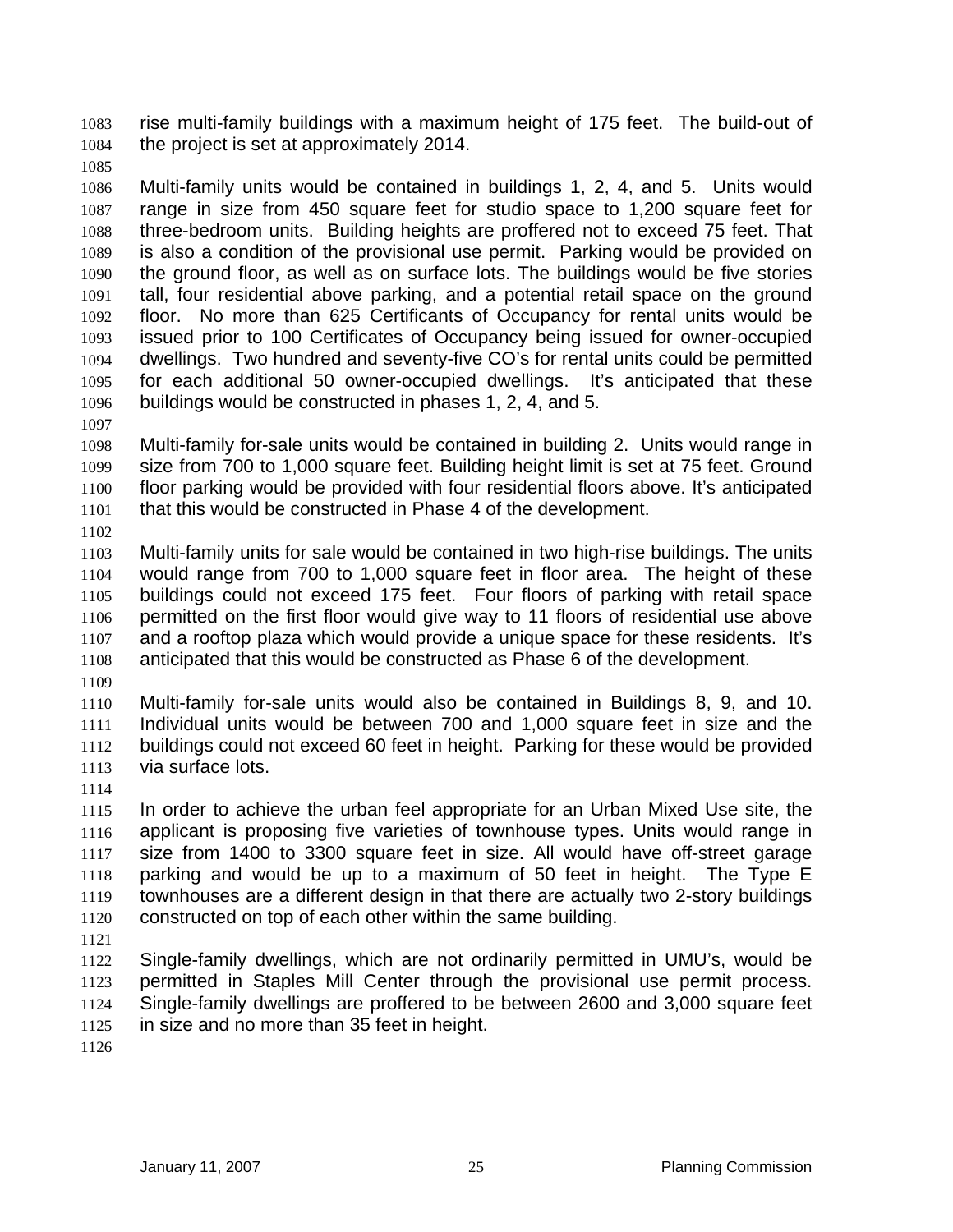rise multi-family buildings with a maximum height of 175 feet. The build-out of the project is set at approximately 2014.

Multi-family units would be contained in buildings 1, 2, 4, and 5. Units would range in size from 450 square feet for studio space to 1,200 square feet for three-bedroom units. Building heights are proffered not to exceed 75 feet. That is also a condition of the provisional use permit. Parking would be provided on the ground floor, as well as on surface lots. The buildings would be five stories tall, four residential above parking, and a potential retail space on the ground floor. No more than 625 Certificants of Occupancy for rental units would be issued prior to 100 Certificates of Occupancy being issued for owner-occupied dwellings. Two hundred and seventy-five CO's for rental units could be permitted for each additional 50 owner-occupied dwellings. It's anticipated that these buildings would be constructed in phases 1, 2, 4, and 5.

Multi-family for-sale units would be contained in building 2. Units would range in size from 700 to 1,000 square feet. Building height limit is set at 75 feet. Ground floor parking would be provided with four residential floors above. It's anticipated that this would be constructed in Phase 4 of the development.

Multi-family units for sale would be contained in two high-rise buildings. The units would range from 700 to 1,000 square feet in floor area. The height of these buildings could not exceed 175 feet. Four floors of parking with retail space permitted on the first floor would give way to 11 floors of residential use above and a rooftop plaza which would provide a unique space for these residents. It's anticipated that this would be constructed as Phase 6 of the development.

Multi-family for-sale units would also be contained in Buildings 8, 9, and 10. Individual units would be between 700 and 1,000 square feet in size and the buildings could not exceed 60 feet in height. Parking for these would be provided via surface lots.

In order to achieve the urban feel appropriate for an Urban Mixed Use site, the applicant is proposing five varieties of townhouse types. Units would range in size from 1400 to 3300 square feet in size. All would have off-street garage parking and would be up to a maximum of 50 feet in height. The Type E townhouses are a different design in that there are actually two 2-story buildings constructed on top of each other within the same building.

Single-family dwellings, which are not ordinarily permitted in UMU's, would be permitted in Staples Mill Center through the provisional use permit process. Single-family dwellings are proffered to be between 2600 and 3,000 square feet in size and no more than 35 feet in height.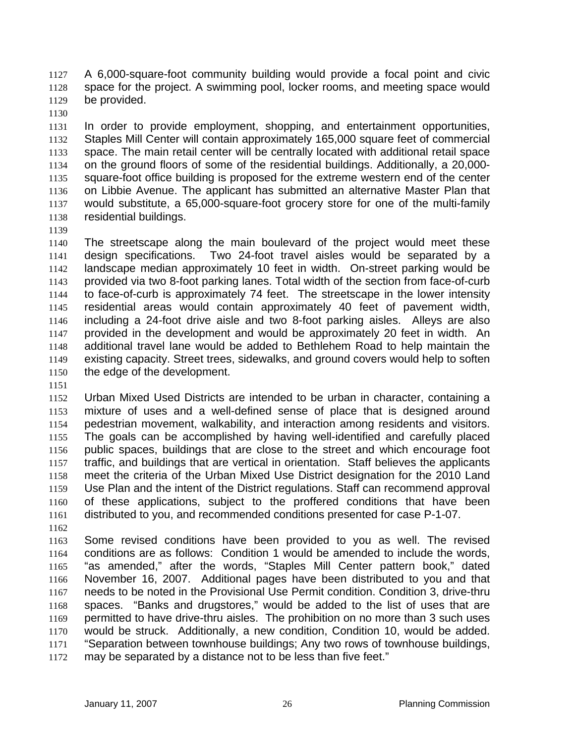A 6,000-square-foot community building would provide a focal point and civic space for the project. A swimming pool, locker rooms, and meeting space would be provided.

In order to provide employment, shopping, and entertainment opportunities, Staples Mill Center will contain approximately 165,000 square feet of commercial space. The main retail center will be centrally located with additional retail space on the ground floors of some of the residential buildings. Additionally, a 20,000-square-foot office building is proposed for the extreme western end of the center on Libbie Avenue. The applicant has submitted an alternative Master Plan that would substitute, a 65,000-square-foot grocery store for one of the multi-family residential buildings.

The streetscape along the main boulevard of the project would meet these design specifications. Two 24-foot travel aisles would be separated by a landscape median approximately 10 feet in width. On-street parking would be provided via two 8-foot parking lanes. Total width of the section from face-of-curb to face-of-curb is approximately 74 feet. The streetscape in the lower intensity residential areas would contain approximately 40 feet of pavement width, including a 24-foot drive aisle and two 8-foot parking aisles. Alleys are also provided in the development and would be approximately 20 feet in width. An additional travel lane would be added to Bethlehem Road to help maintain the existing capacity. Street trees, sidewalks, and ground covers would help to soften the edge of the development.

Urban Mixed Used Districts are intended to be urban in character, containing a mixture of uses and a well-defined sense of place that is designed around pedestrian movement, walkability, and interaction among residents and visitors. The goals can be accomplished by having well-identified and carefully placed public spaces, buildings that are close to the street and which encourage foot traffic, and buildings that are vertical in orientation. Staff believes the applicants meet the criteria of the Urban Mixed Use District designation for the 2010 Land Use Plan and the intent of the District regulations. Staff can recommend approval of these applications, subject to the proffered conditions that have been distributed to you, and recommended conditions presented for case P-1-07.

Some revised conditions have been provided to you as well. The revised conditions are as follows: Condition 1 would be amended to include the words, "as amended," after the words, "Staples Mill Center pattern book," dated November 16, 2007. Additional pages have been distributed to you and that needs to be noted in the Provisional Use Permit condition. Condition 3, drive-thru spaces. "Banks and drugstores," would be added to the list of uses that are permitted to have drive-thru aisles. The prohibition on no more than 3 such uses would be struck. Additionally, a new condition, Condition 10, would be added. "Separation between townhouse buildings; Any two rows of townhouse buildings, may be separated by a distance not to be less than five feet."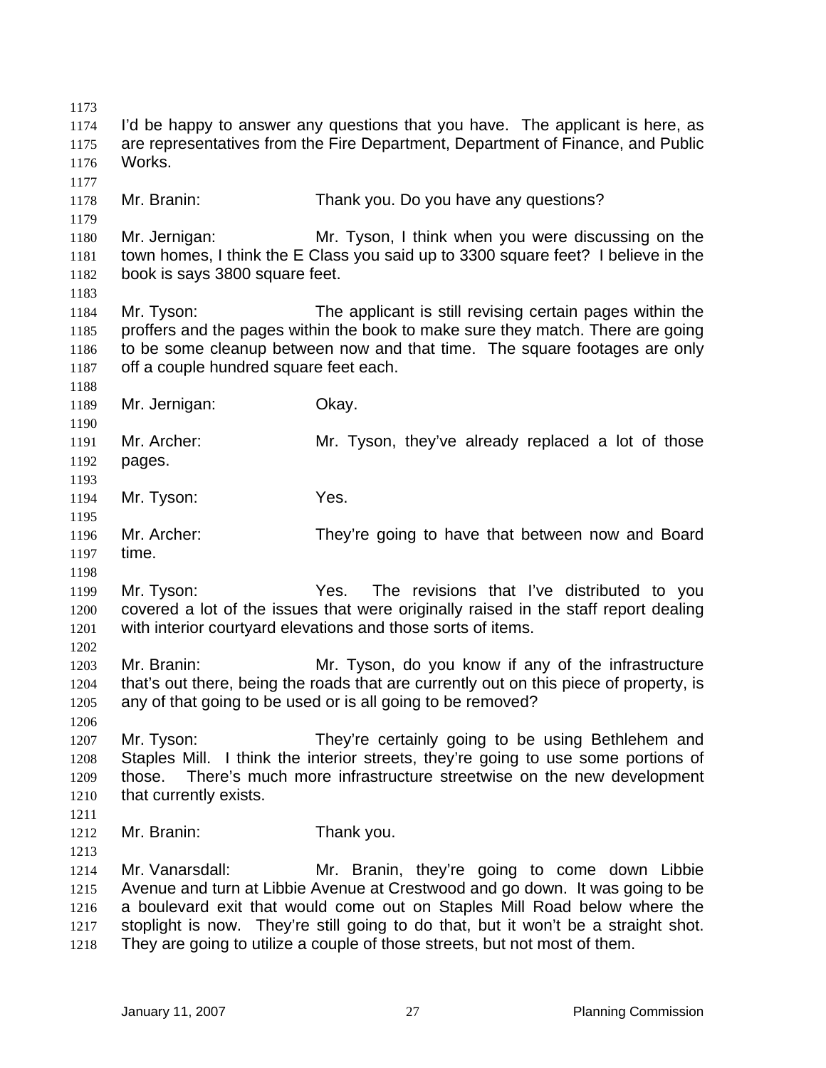I'd be happy to answer any questions that you have. The applicant is here, as are representatives from the Fire Department, Department of Finance, and Public Works.

Mr. Branin: Thank you. Do you have any questions?

Mr. Jernigan: Mr. Tyson, I think when you were discussing on the town homes, I think the E Class you said up to 3300 square feet? I believe in the book is says 3800 square feet.

Mr. Tyson: The applicant is still revising certain pages within the proffers and the pages within the book to make sure they match. There are going to be some cleanup between now and that time. The square footages are only off a couple hundred square feet each.

Mr. Jernigan: Okay.

Mr. Archer: Mr. Tyson, they've already replaced a lot of those pages.

Mr. Tyson: Yes.

Mr. Archer: They're going to have that between now and Board time.

Mr. Tyson: Yes. The revisions that I've distributed to you covered a lot of the issues that were originally raised in the staff report dealing with interior courtyard elevations and those sorts of items.

Mr. Branin: Mr. Tyson, do you know if any of the infrastructure that's out there, being the roads that are currently out on this piece of property, is any of that going to be used or is all going to be removed?

Mr. Tyson: They're certainly going to be using Bethlehem and Staples Mill. I think the interior streets, they're going to use some portions of those. There's much more infrastructure streetwise on the new development that currently exists.

Mr. Branin: Thank you.

Mr. Vanarsdall: Mr. Branin, they're going to come down Libbie Avenue and turn at Libbie Avenue at Crestwood and go down. It was going to be a boulevard exit that would come out on Staples Mill Road below where the stoplight is now. They're still going to do that, but it won't be a straight shot. They are going to utilize a couple of those streets, but not most of them.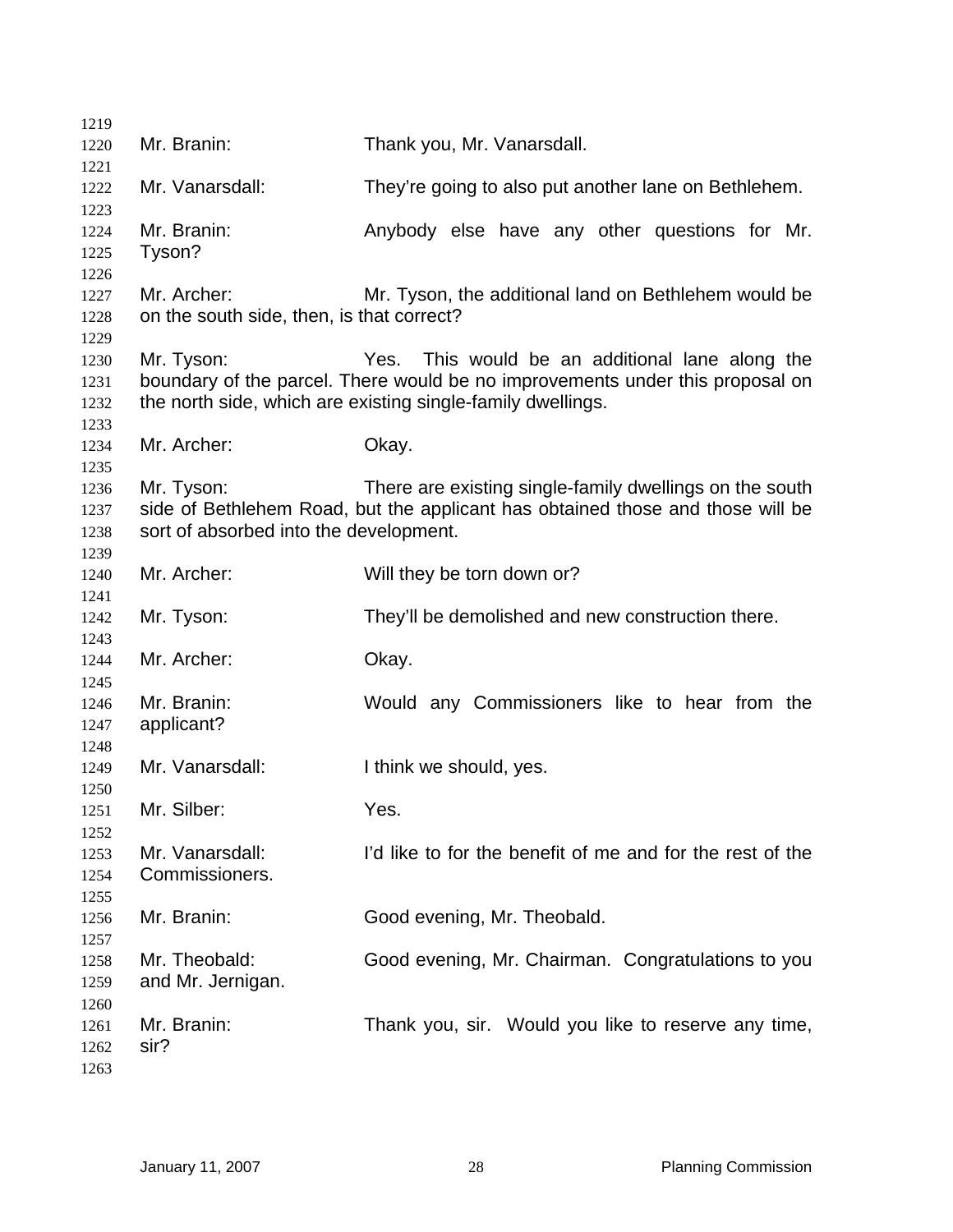Mr. Branin: Thank you, Mr. Vanarsdall.

Mr. Vanarsdall: They're going to also put another lane on Bethlehem.

Mr. Branin: Anybody else have any other questions for Mr. Tyson?

Mr. Archer: Mr. Tyson, the additional land on Bethlehem would be on the south side, then, is that correct?

Mr. Tyson: Yes. This would be an additional lane along the boundary of the parcel. There would be no improvements under this proposal on the north side, which are existing single-family dwellings.

Mr. Archer: Okay.

Mr. Tyson: There are existing single-family dwellings on the south side of Bethlehem Road, but the applicant has obtained those and those will be sort of absorbed into the development.

Mr. Archer: Will they be torn down or?

Mr. Tyson: They'll be demolished and new construction there.

Mr. Archer: Okay.

Mr. Branin: Would any Commissioners like to hear from the applicant?

Mr. Vanarsdall: I think we should, yes.

Mr. Silber: Yes.

Mr. Vanarsdall: I'd like to for the benefit of me and for the rest of the Commissioners.

Mr. Branin: Good evening, Mr. Theobald.

Mr. Theobald: Good evening, Mr. Chairman. Congratulations to you and Mr. Jernigan.

Mr. Branin: Thank you, sir. Would you like to reserve any time, sir?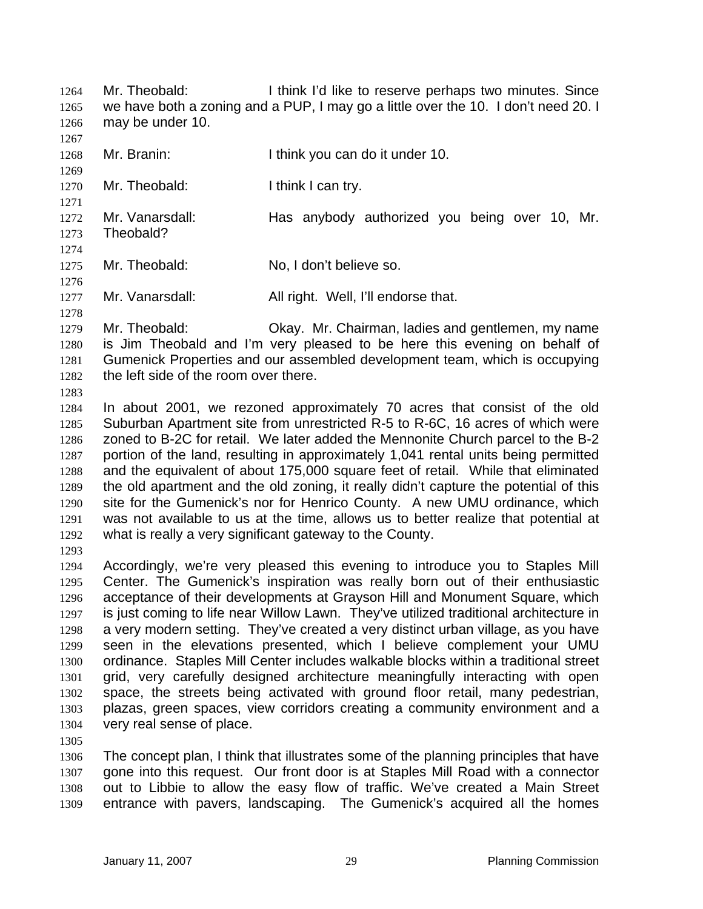Mr. Theobald: I think I'd like to reserve perhaps two minutes. Since we have both a zoning and a PUP, I may go a little over the 10. I don't need 20. I may be under 10.

Mr. Branin: I think you can do it under 10.

Mr. Theobald: I think I can try.

Mr. Vanarsdall: Has anybody authorized you being over 10, Mr. Theobald?

Mr. Theobald: No, I don't believe so.

Mr. Vanarsdall: All right. Well, I'll endorse that.

Mr. Theobald: Okay. Mr. Chairman, ladies and gentlemen, my name is Jim Theobald and I'm very pleased to be here this evening on behalf of Gumenick Properties and our assembled development team, which is occupying the left side of the room over there.

In about 2001, we rezoned approximately 70 acres that consist of the old Suburban Apartment site from unrestricted R-5 to R-6C, 16 acres of which were zoned to B-2C for retail. We later added the Mennonite Church parcel to the B-2 portion of the land, resulting in approximately 1,041 rental units being permitted and the equivalent of about 175,000 square feet of retail. While that eliminated the old apartment and the old zoning, it really didn't capture the potential of this site for the Gumenick's nor for Henrico County. A new UMU ordinance, which was not available to us at the time, allows us to better realize that potential at what is really a very significant gateway to the County.

Accordingly, we're very pleased this evening to introduce you to Staples Mill Center. The Gumenick's inspiration was really born out of their enthusiastic acceptance of their developments at Grayson Hill and Monument Square, which is just coming to life near Willow Lawn. They've utilized traditional architecture in a very modern setting. They've created a very distinct urban village, as you have seen in the elevations presented, which I believe complement your UMU ordinance. Staples Mill Center includes walkable blocks within a traditional street grid, very carefully designed architecture meaningfully interacting with open space, the streets being activated with ground floor retail, many pedestrian, plazas, green spaces, view corridors creating a community environment and a very real sense of place.

The concept plan, I think that illustrates some of the planning principles that have gone into this request. Our front door is at Staples Mill Road with a connector out to Libbie to allow the easy flow of traffic. We've created a Main Street entrance with pavers, landscaping. The Gumenick's acquired all the homes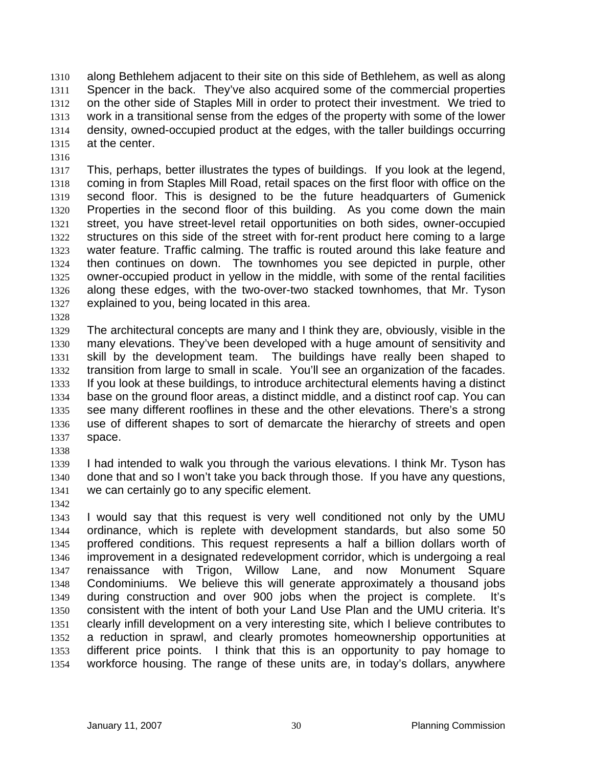along Bethlehem adjacent to their site on this side of Bethlehem, as well as along Spencer in the back. They've also acquired some of the commercial properties on the other side of Staples Mill in order to protect their investment. We tried to work in a transitional sense from the edges of the property with some of the lower density, owned-occupied product at the edges, with the taller buildings occurring at the center.

This, perhaps, better illustrates the types of buildings. If you look at the legend, coming in from Staples Mill Road, retail spaces on the first floor with office on the second floor. This is designed to be the future headquarters of Gumenick Properties in the second floor of this building. As you come down the main street, you have street-level retail opportunities on both sides, owner-occupied structures on this side of the street with for-rent product here coming to a large water feature. Traffic calming. The traffic is routed around this lake feature and then continues on down. The townhomes you see depicted in purple, other owner-occupied product in yellow in the middle, with some of the rental facilities along these edges, with the two-over-two stacked townhomes, that Mr. Tyson explained to you, being located in this area.

The architectural concepts are many and I think they are, obviously, visible in the many elevations. They've been developed with a huge amount of sensitivity and skill by the development team. The buildings have really been shaped to transition from large to small in scale. You'll see an organization of the facades. If you look at these buildings, to introduce architectural elements having a distinct base on the ground floor areas, a distinct middle, and a distinct roof cap. You can see many different rooflines in these and the other elevations. There's a strong use of different shapes to sort of demarcate the hierarchy of streets and open space.

I had intended to walk you through the various elevations. I think Mr. Tyson has done that and so I won't take you back through those. If you have any questions, we can certainly go to any specific element.

I would say that this request is very well conditioned not only by the UMU ordinance, which is replete with development standards, but also some 50 proffered conditions. This request represents a half a billion dollars worth of improvement in a designated redevelopment corridor, which is undergoing a real renaissance with Trigon, Willow Lane, and now Monument Square Condominiums. We believe this will generate approximately a thousand jobs during construction and over 900 jobs when the project is complete. It's consistent with the intent of both your Land Use Plan and the UMU criteria. It's clearly infill development on a very interesting site, which I believe contributes to a reduction in sprawl, and clearly promotes homeownership opportunities at different price points. I think that this is an opportunity to pay homage to workforce housing. The range of these units are, in today's dollars, anywhere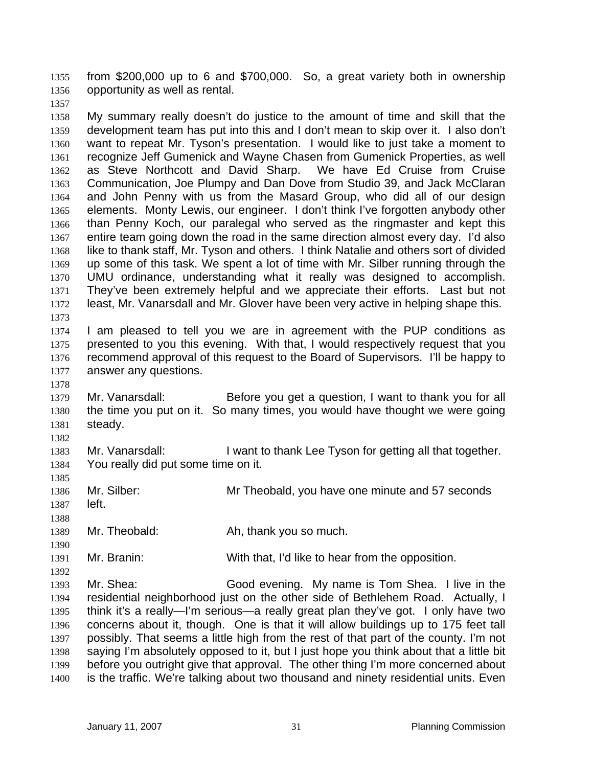from $200,000 up to 6 and $700,000. So, a great variety both in ownership opportunity as well as rental.

My summary really doesn't do justice to the amount of time and skill that the development team has put into this and I don't mean to skip over it. I also don't want to repeat Mr. Tyson's presentation. I would like to just take a moment to recognize Jeff Gumenick and Wayne Chasen from Gumenick Properties, as well as Steve Northcott and David Sharp. We have Ed Cruise from Cruise Communication, Joe Plumpy and Dan Dove from Studio 39, and Jack McClaran and John Penny with us from the Masard Group, who did all of our design elements. Monty Lewis, our engineer. I don't think I've forgotten anybody other than Penny Koch, our paralegal who served as the ringmaster and kept this entire team going down the road in the same direction almost every day. I'd also like to thank staff, Mr. Tyson and others. I think Natalie and others sort of divided up some of this task. We spent a lot of time with Mr. Silber running through the UMU ordinance, understanding what it really was designed to accomplish. They've been extremely helpful and we appreciate their efforts. Last but not least, Mr. Vanarsdall and Mr. Glover have been very active in helping shape this.

I am pleased to tell you we are in agreement with the PUP conditions as presented to you this evening. With that, I would respectively request that you recommend approval of this request to the Board of Supervisors. I'll be happy to answer any questions.

Mr. Vanarsdall: Before you get a question, I want to thank you for all the time you put on it. So many times, you would have thought we were going steady.

Mr. Vanarsdall: I want to thank Lee Tyson for getting all that together. You really did put some time on it.

Mr. Silber: Mr Theobald, you have one minute and 57 seconds left.

Mr. Theobald: Ah, thank you so much.

Mr. Branin: With that, I'd like to hear from the opposition.

Mr. Shea: Good evening. My name is Tom Shea. I live in the residential neighborhood just on the other side of Bethlehem Road. Actually, I think it's a really—I'm serious—a really great plan they've got. I only have two concerns about it, though. One is that it will allow buildings up to 175 feet tall possibly. That seems a little high from the rest of that part of the county. I'm not saying I'm absolutely opposed to it, but I just hope you think about that a little bit before you outright give that approval. The other thing I'm more concerned about is the traffic. We're talking about two thousand and ninety residential units. Even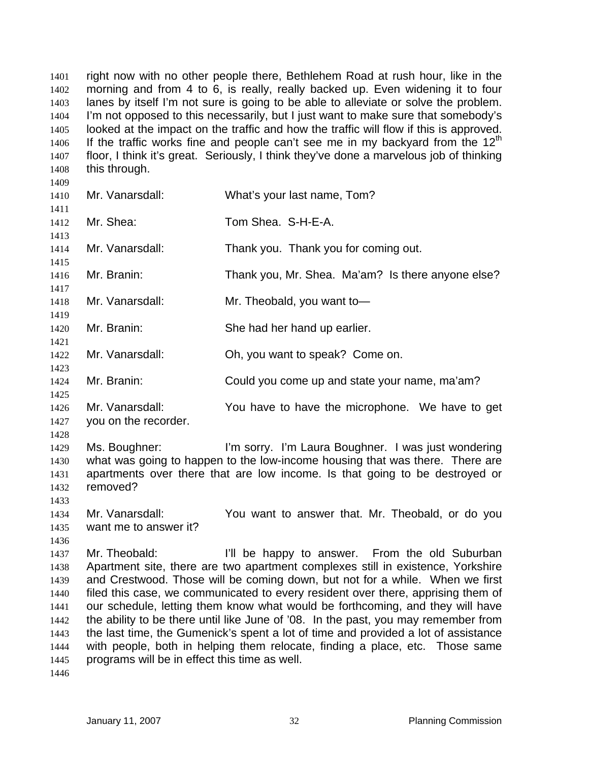right now with no other people there, Bethlehem Road at rush hour, like in the morning and from 4 to 6, is really, really backed up. Even widening it to four lanes by itself I'm not sure is going to be able to alleviate or solve the problem. I'm not opposed to this necessarily, but I just want to make sure that somebody's looked at the impact on the traffic and how the traffic will flow if this is approved. If the traffic works fine and people can't see me in my backyard from the 12th floor, I think it's great. Seriously, I think they've done a marvelous job of thinking this through.

Mr. Vanarsdall: What's your last name, Tom?

Mr. Shea: Tom Shea. S-H-E-A.

Mr. Vanarsdall: Thank you. Thank you for coming out.

Mr. Branin: Thank you, Mr. Shea. Ma'am? Is there anyone else?

Mr. Vanarsdall: Mr. Theobald, you want to—

Mr. Branin: She had her hand up earlier.

Mr. Vanarsdall: Oh, you want to speak? Come on.

Mr. Branin: Could you come up and state your name, ma'am?

Mr. Vanarsdall: You have to have the microphone. We have to get you on the recorder.

Ms. Boughner: I'm sorry. I'm Laura Boughner. I was just wondering what was going to happen to the low-income housing that was there. There are apartments over there that are low income. Is that going to be destroyed or removed?

Mr. Vanarsdall: You want to answer that. Mr. Theobald, or do you want me to answer it?

Mr. Theobald: I'll be happy to answer. From the old Suburban Apartment site, there are two apartment complexes still in existence, Yorkshire and Crestwood. Those will be coming down, but not for a while. When we first filed this case, we communicated to every resident over there, apprising them of our schedule, letting them know what would be forthcoming, and they will have the ability to be there until like June of '08. In the past, you may remember from the last time, the Gumenick's spent a lot of time and provided a lot of assistance with people, both in helping them relocate, finding a place, etc. Those same programs will be in effect this time as well.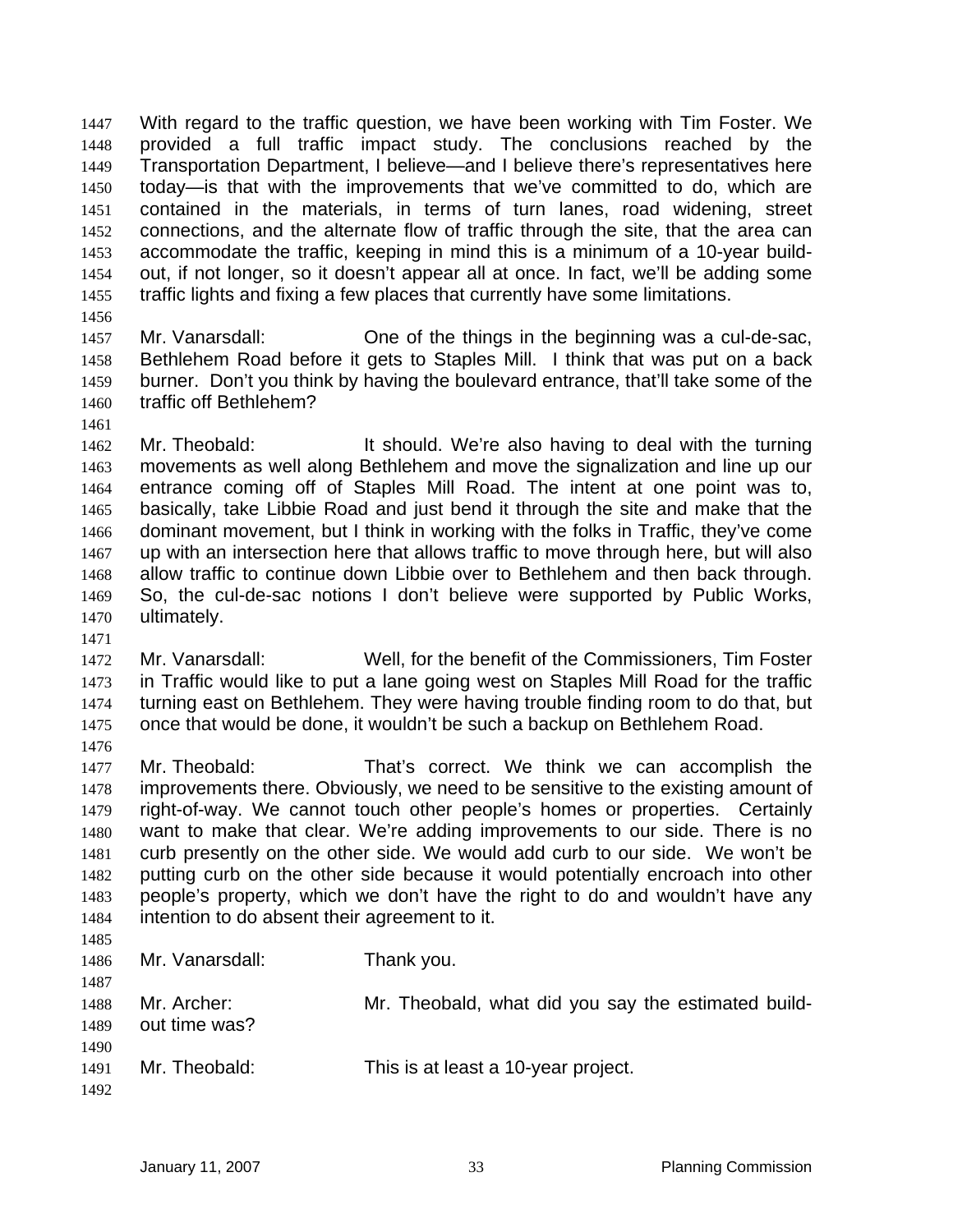With regard to the traffic question, we have been working with Tim Foster. We provided a full traffic impact study. The conclusions reached by the Transportation Department, I believe—and I believe there's representatives here today—is that with the improvements that we've committed to do, which are contained in the materials, in terms of turn lanes, road widening, street connections, and the alternate flow of traffic through the site, that the area can accommodate the traffic, keeping in mind this is a minimum of a 10-year build-out, if not longer, so it doesn't appear all at once. In fact, we'll be adding some traffic lights and fixing a few places that currently have some limitations.

Mr. Vanarsdall: One of the things in the beginning was a cul-de-sac, Bethlehem Road before it gets to Staples Mill. I think that was put on a back burner. Don't you think by having the boulevard entrance, that'll take some of the traffic off Bethlehem?

Mr. Theobald: It should. We're also having to deal with the turning movements as well along Bethlehem and move the signalization and line up our entrance coming off of Staples Mill Road. The intent at one point was to, basically, take Libbie Road and just bend it through the site and make that the dominant movement, but I think in working with the folks in Traffic, they've come up with an intersection here that allows traffic to move through here, but will also allow traffic to continue down Libbie over to Bethlehem and then back through. So, the cul-de-sac notions I don't believe were supported by Public Works, ultimately.

Mr. Vanarsdall: Well, for the benefit of the Commissioners, Tim Foster in Traffic would like to put a lane going west on Staples Mill Road for the traffic turning east on Bethlehem. They were having trouble finding room to do that, but once that would be done, it wouldn't be such a backup on Bethlehem Road.

Mr. Theobald: That's correct. We think we can accomplish the improvements there. Obviously, we need to be sensitive to the existing amount of right-of-way. We cannot touch other people's homes or properties. Certainly want to make that clear. We're adding improvements to our side. There is no curb presently on the other side. We would add curb to our side. We won't be putting curb on the other side because it would potentially encroach into other people's property, which we don't have the right to do and wouldn't have any intention to do absent their agreement to it.

Mr. Vanarsdall: Thank you.

Mr. Archer: Mr. Theobald, what did you say the estimated build-out time was?

Mr. Theobald: This is at least a 10-year project.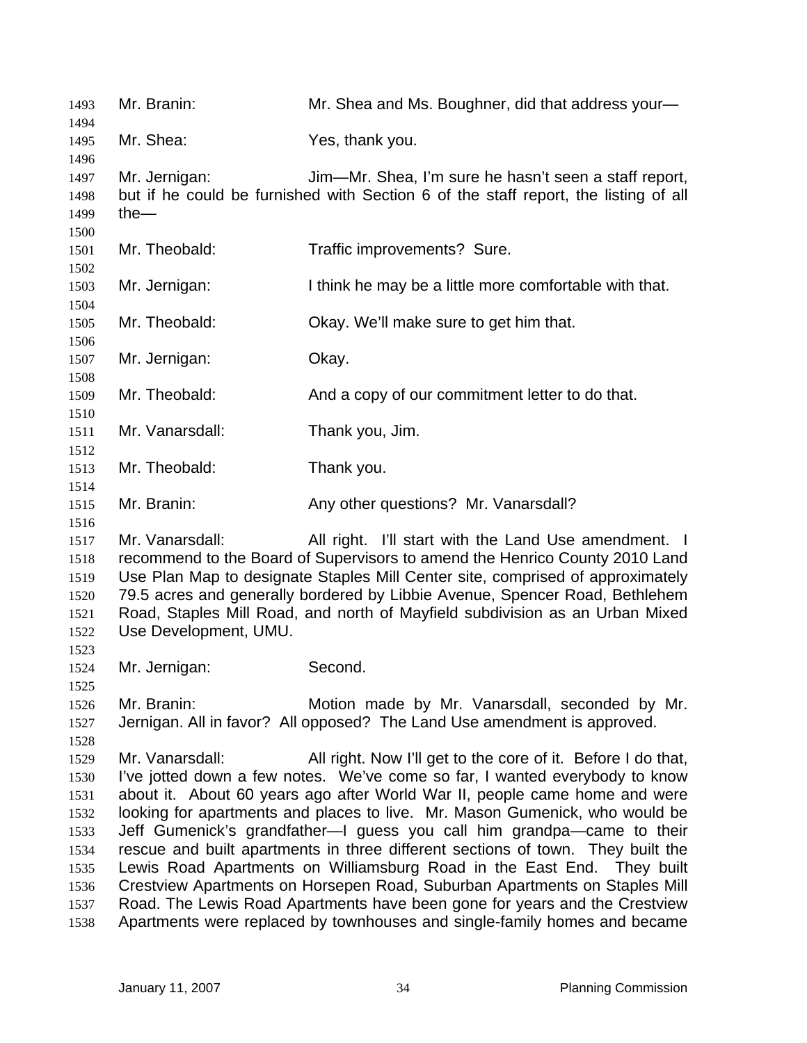Mr. Branin: Mr. Shea and Ms. Boughner, did that address your—

Mr. Shea: Yes, thank you.

Mr. Jernigan: Jim—Mr. Shea, I'm sure he hasn't seen a staff report, but if he could be furnished with Section 6 of the staff report, the listing of all the—

Mr. Theobald: Traffic improvements? Sure.

Mr. Jernigan: I think he may be a little more comfortable with that.

Mr. Theobald: Okay. We'll make sure to get him that.

Mr. Jernigan: Okay.

Mr. Theobald: And a copy of our commitment letter to do that.

Mr. Vanarsdall: Thank you, Jim.

Mr. Theobald: Thank you.

Mr. Branin: Any other questions? Mr. Vanarsdall?

Mr. Vanarsdall: All right. I'll start with the Land Use amendment. I recommend to the Board of Supervisors to amend the Henrico County 2010 Land Use Plan Map to designate Staples Mill Center site, comprised of approximately 79.5 acres and generally bordered by Libbie Avenue, Spencer Road, Bethlehem Road, Staples Mill Road, and north of Mayfield subdivision as an Urban Mixed Use Development, UMU.

Mr. Jernigan: Second.

Mr. Branin: Motion made by Mr. Vanarsdall, seconded by Mr. Jernigan. All in favor? All opposed? The Land Use amendment is approved.

Mr. Vanarsdall: All right. Now I'll get to the core of it. Before I do that, I've jotted down a few notes. We've come so far, I wanted everybody to know about it. About 60 years ago after World War II, people came home and were looking for apartments and places to live. Mr. Mason Gumenick, who would be Jeff Gumenick's grandfather—I guess you call him grandpa—came to their rescue and built apartments in three different sections of town. They built the Lewis Road Apartments on Williamsburg Road in the East End. They built Crestview Apartments on Horsepen Road, Suburban Apartments on Staples Mill Road. The Lewis Road Apartments have been gone for years and the Crestview Apartments were replaced by townhouses and single-family homes and became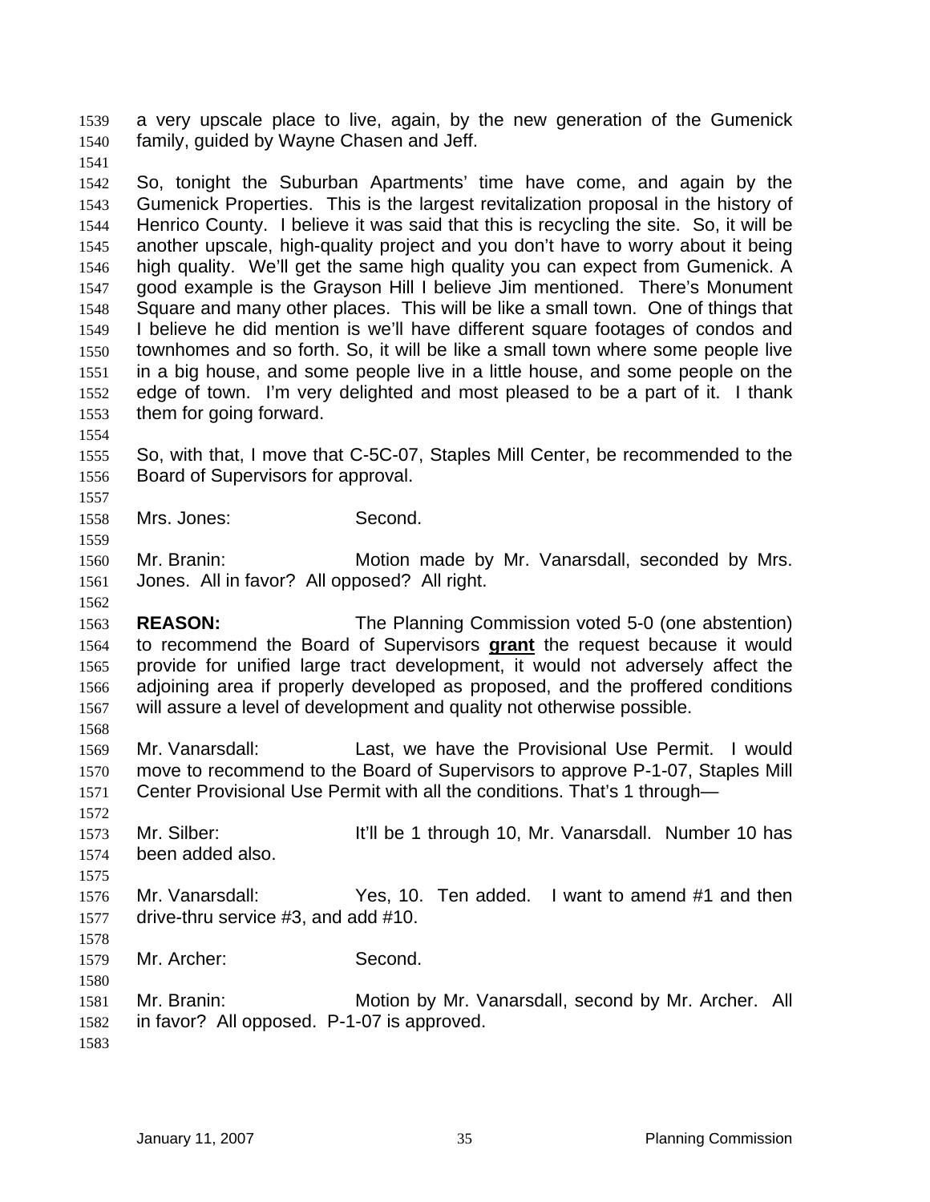a very upscale place to live, again, by the new generation of the Gumenick family, guided by Wayne Chasen and Jeff.

So, tonight the Suburban Apartments' time have come, and again by the Gumenick Properties. This is the largest revitalization proposal in the history of Henrico County. I believe it was said that this is recycling the site. So, it will be another upscale, high-quality project and you don't have to worry about it being high quality. We'll get the same high quality you can expect from Gumenick. A good example is the Grayson Hill I believe Jim mentioned. There's Monument Square and many other places. This will be like a small town. One of things that I believe he did mention is we'll have different square footages of condos and townhomes and so forth. So, it will be like a small town where some people live in a big house, and some people live in a little house, and some people on the edge of town. I'm very delighted and most pleased to be a part of it. I thank them for going forward.

So, with that, I move that C-5C-07, Staples Mill Center, be recommended to the Board of Supervisors for approval.

Mrs. Jones: Second.

Mr. Branin: Motion made by Mr. Vanarsdall, seconded by Mrs. Jones. All in favor? All opposed? All right.

**REASON:** The Planning Commission voted 5-0 (one abstention) to recommend the Board of Supervisors **grant** the request because it would provide for unified large tract development, it would not adversely affect the adjoining area if properly developed as proposed, and the proffered conditions will assure a level of development and quality not otherwise possible.

Mr. Vanarsdall: Last, we have the Provisional Use Permit. I would move to recommend to the Board of Supervisors to approve P-1-07, Staples Mill Center Provisional Use Permit with all the conditions. That's 1 through—

Mr. Silber: It'll be 1 through 10, Mr. Vanarsdall. Number 10 has been added also.

Mr. Vanarsdall: Yes, 10. Ten added. I want to amend #1 and then drive-thru service #3, and add #10.

Mr. Archer: Second.

Mr. Branin: Motion by Mr. Vanarsdall, second by Mr. Archer. All in favor? All opposed. P-1-07 is approved.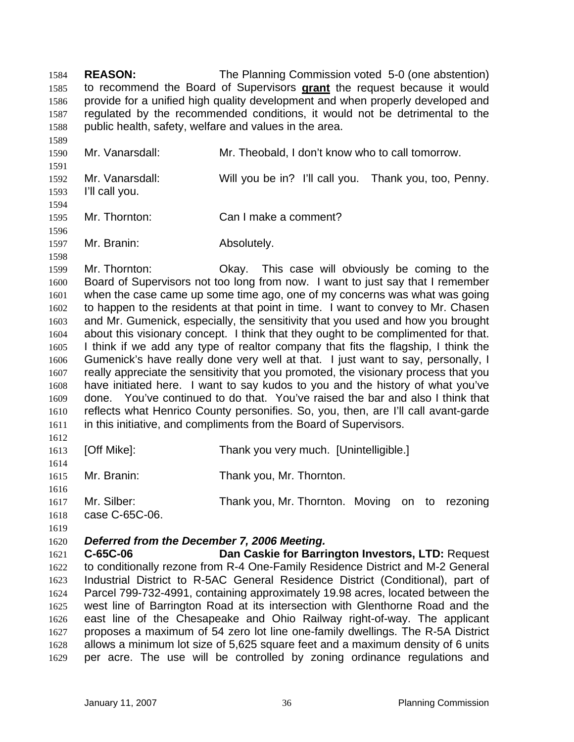**REASON:** The Planning Commission voted 5-0 (one abstention) to recommend the Board of Supervisors **grant** the request because it would provide for a unified high quality development and when properly developed and regulated by the recommended conditions, it would not be detrimental to the public health, safety, welfare and values in the area.

Mr. Vanarsdall: Mr. Theobald, I don't know who to call tomorrow.

Mr. Vanarsdall: Will you be in? I'll call you. Thank you, too, Penny. I'll call you.

Mr. Thornton: Can I make a comment?

Mr. Branin: Absolutely.

Mr. Thornton: Okay. This case will obviously be coming to the Board of Supervisors not too long from now. I want to just say that I remember when the case came up some time ago, one of my concerns was what was going to happen to the residents at that point in time. I want to convey to Mr. Chasen and Mr. Gumenick, especially, the sensitivity that you used and how you brought about this visionary concept. I think that they ought to be complimented for that. I think if we add any type of realtor company that fits the flagship, I think the Gumenick's have really done very well at that. I just want to say, personally, I really appreciate the sensitivity that you promoted, the visionary process that you have initiated here. I want to say kudos to you and the history of what you've done. You've continued to do that. You've raised the bar and also I think that reflects what Henrico County personifies. So, you, then, are I'll call avant-garde in this initiative, and compliments from the Board of Supervisors.

[Off Mike]: Thank you very much. [Unintelligible.]

Mr. Branin: Thank you, Mr. Thornton.

Mr. Silber: Thank you, Mr. Thornton. Moving on to rezoning case C-65C-06.

***Deferred from the December 7, 2006 Meeting.***

**C-65C-06 Dan Caskie for Barrington Investors, LTD:** Request to conditionally rezone from R-4 One-Family Residence District and M-2 General Industrial District to R-5AC General Residence District (Conditional), part of Parcel 799-732-4991, containing approximately 19.98 acres, located between the west line of Barrington Road at its intersection with Glenthorne Road and the east line of the Chesapeake and Ohio Railway right-of-way. The applicant proposes a maximum of 54 zero lot line one-family dwellings. The R-5A District allows a minimum lot size of 5,625 square feet and a maximum density of 6 units per acre. The use will be controlled by zoning ordinance regulations and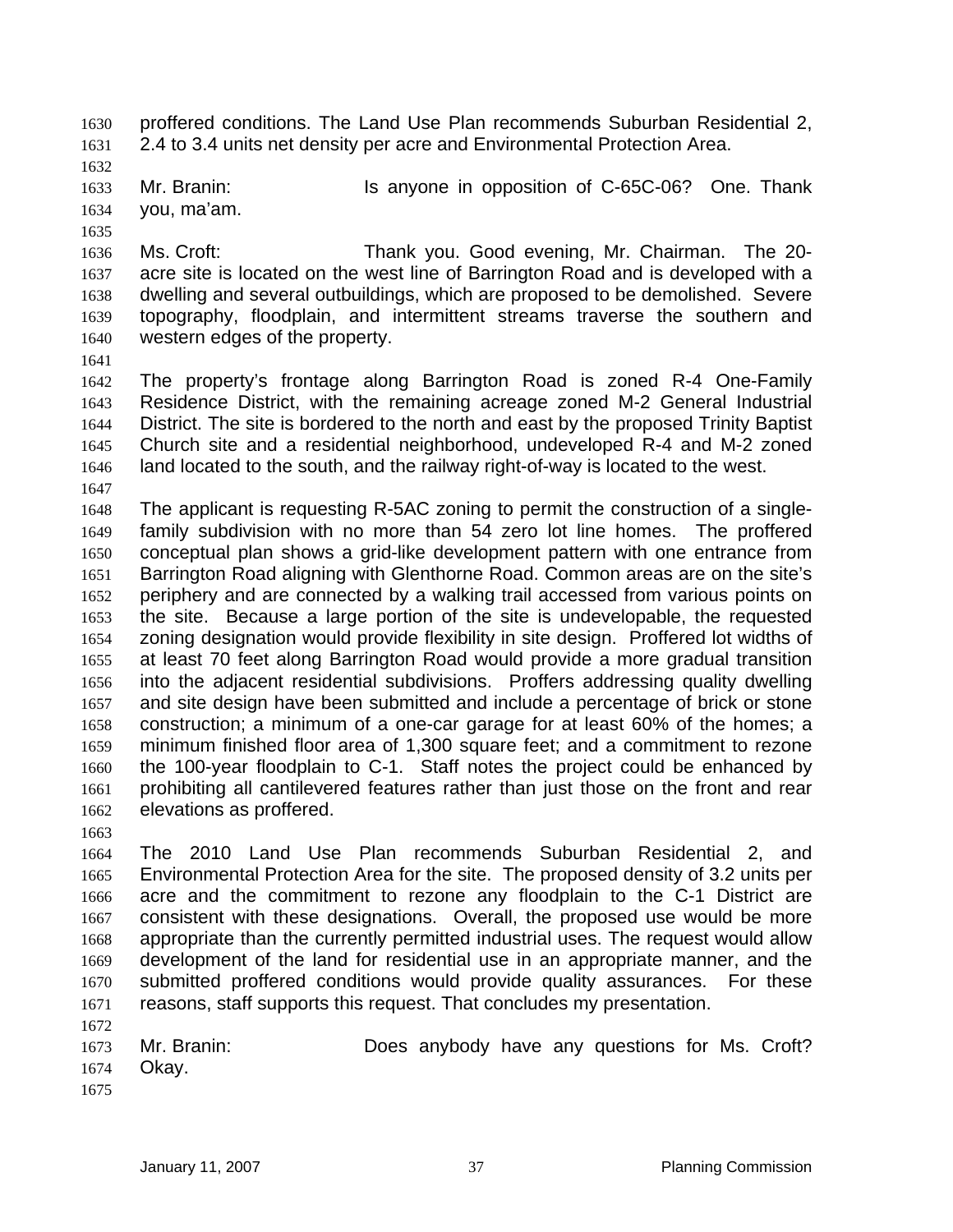proffered conditions. The Land Use Plan recommends Suburban Residential 2, 2.4 to 3.4 units net density per acre and Environmental Protection Area.

Mr. Branin: Is anyone in opposition of C-65C-06? One. Thank you, ma'am.

Ms. Croft: Thank you. Good evening, Mr. Chairman. The 20-acre site is located on the west line of Barrington Road and is developed with a dwelling and several outbuildings, which are proposed to be demolished. Severe topography, floodplain, and intermittent streams traverse the southern and western edges of the property.

The property's frontage along Barrington Road is zoned R-4 One-Family Residence District, with the remaining acreage zoned M-2 General Industrial District. The site is bordered to the north and east by the proposed Trinity Baptist Church site and a residential neighborhood, undeveloped R-4 and M-2 zoned land located to the south, and the railway right-of-way is located to the west.

The applicant is requesting R-5AC zoning to permit the construction of a single-family subdivision with no more than 54 zero lot line homes. The proffered conceptual plan shows a grid-like development pattern with one entrance from Barrington Road aligning with Glenthorne Road. Common areas are on the site's periphery and are connected by a walking trail accessed from various points on the site. Because a large portion of the site is undevelopable, the requested zoning designation would provide flexibility in site design. Proffered lot widths of at least 70 feet along Barrington Road would provide a more gradual transition into the adjacent residential subdivisions. Proffers addressing quality dwelling and site design have been submitted and include a percentage of brick or stone construction; a minimum of a one-car garage for at least 60% of the homes; a minimum finished floor area of 1,300 square feet; and a commitment to rezone the 100-year floodplain to C-1. Staff notes the project could be enhanced by prohibiting all cantilevered features rather than just those on the front and rear elevations as proffered.

The 2010 Land Use Plan recommends Suburban Residential 2, and Environmental Protection Area for the site. The proposed density of 3.2 units per acre and the commitment to rezone any floodplain to the C-1 District are consistent with these designations. Overall, the proposed use would be more appropriate than the currently permitted industrial uses. The request would allow development of the land for residential use in an appropriate manner, and the submitted proffered conditions would provide quality assurances. For these reasons, staff supports this request. That concludes my presentation.

Mr. Branin: Does anybody have any questions for Ms. Croft? Okay.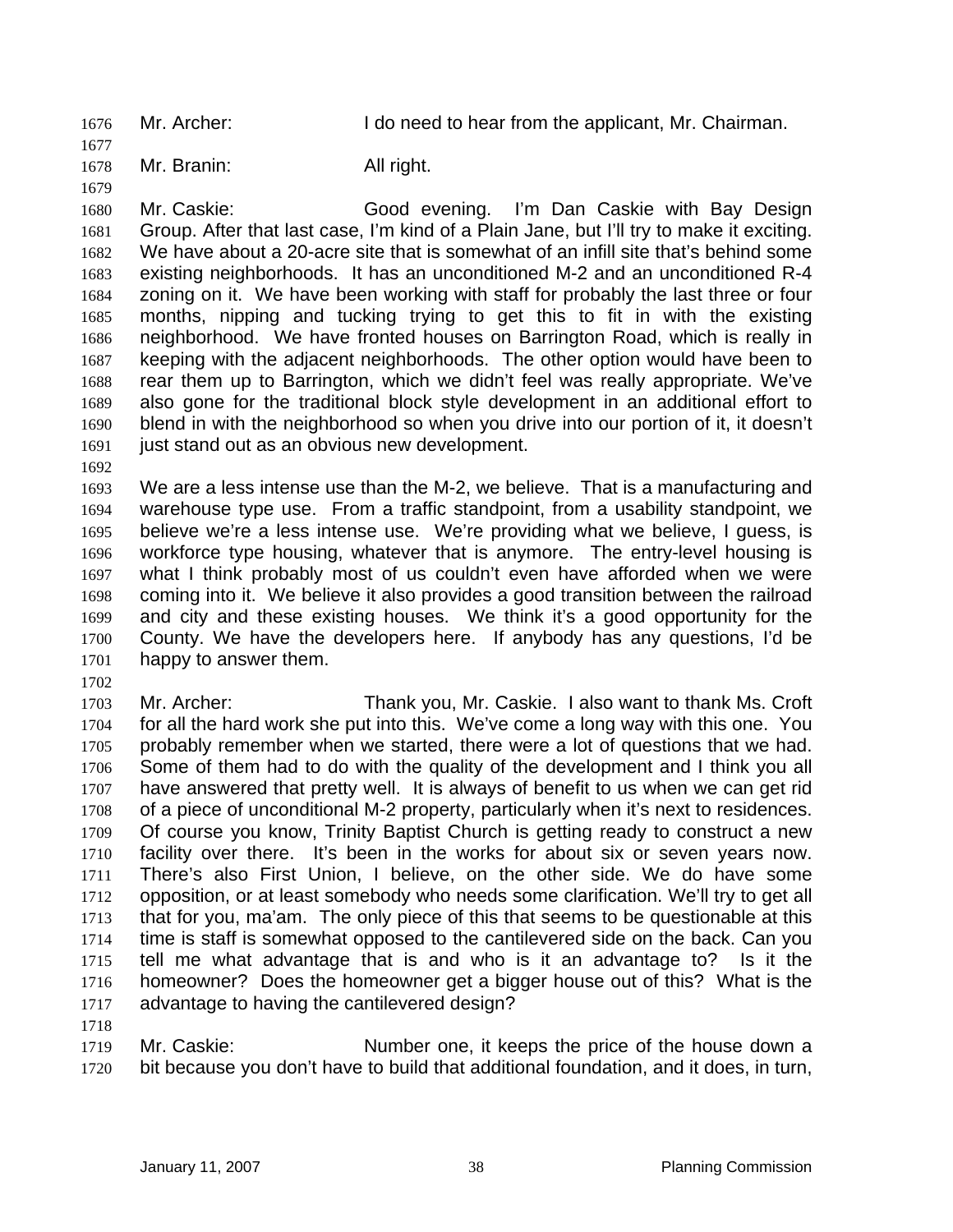Mr. Archer: I do need to hear from the applicant, Mr. Chairman.

Mr. Branin: All right.

Mr. Caskie: Good evening. I'm Dan Caskie with Bay Design Group. After that last case, I'm kind of a Plain Jane, but I'll try to make it exciting. We have about a 20-acre site that is somewhat of an infill site that's behind some existing neighborhoods. It has an unconditioned M-2 and an unconditioned R-4 zoning on it. We have been working with staff for probably the last three or four months, nipping and tucking trying to get this to fit in with the existing neighborhood. We have fronted houses on Barrington Road, which is really in keeping with the adjacent neighborhoods. The other option would have been to rear them up to Barrington, which we didn't feel was really appropriate. We've also gone for the traditional block style development in an additional effort to blend in with the neighborhood so when you drive into our portion of it, it doesn't just stand out as an obvious new development.

We are a less intense use than the M-2, we believe. That is a manufacturing and warehouse type use. From a traffic standpoint, from a usability standpoint, we believe we're a less intense use. We're providing what we believe, I guess, is workforce type housing, whatever that is anymore. The entry-level housing is what I think probably most of us couldn't even have afforded when we were coming into it. We believe it also provides a good transition between the railroad and city and these existing houses. We think it's a good opportunity for the County. We have the developers here. If anybody has any questions, I'd be happy to answer them.

Mr. Archer: Thank you, Mr. Caskie. I also want to thank Ms. Croft for all the hard work she put into this. We've come a long way with this one. You probably remember when we started, there were a lot of questions that we had. Some of them had to do with the quality of the development and I think you all have answered that pretty well. It is always of benefit to us when we can get rid of a piece of unconditional M-2 property, particularly when it's next to residences. Of course you know, Trinity Baptist Church is getting ready to construct a new facility over there. It's been in the works for about six or seven years now. There's also First Union, I believe, on the other side. We do have some opposition, or at least somebody who needs some clarification. We'll try to get all that for you, ma'am. The only piece of this that seems to be questionable at this time is staff is somewhat opposed to the cantilevered side on the back. Can you tell me what advantage that is and who is it an advantage to? Is it the homeowner? Does the homeowner get a bigger house out of this? What is the advantage to having the cantilevered design?

Mr. Caskie: Number one, it keeps the price of the house down a bit because you don't have to build that additional foundation, and it does, in turn,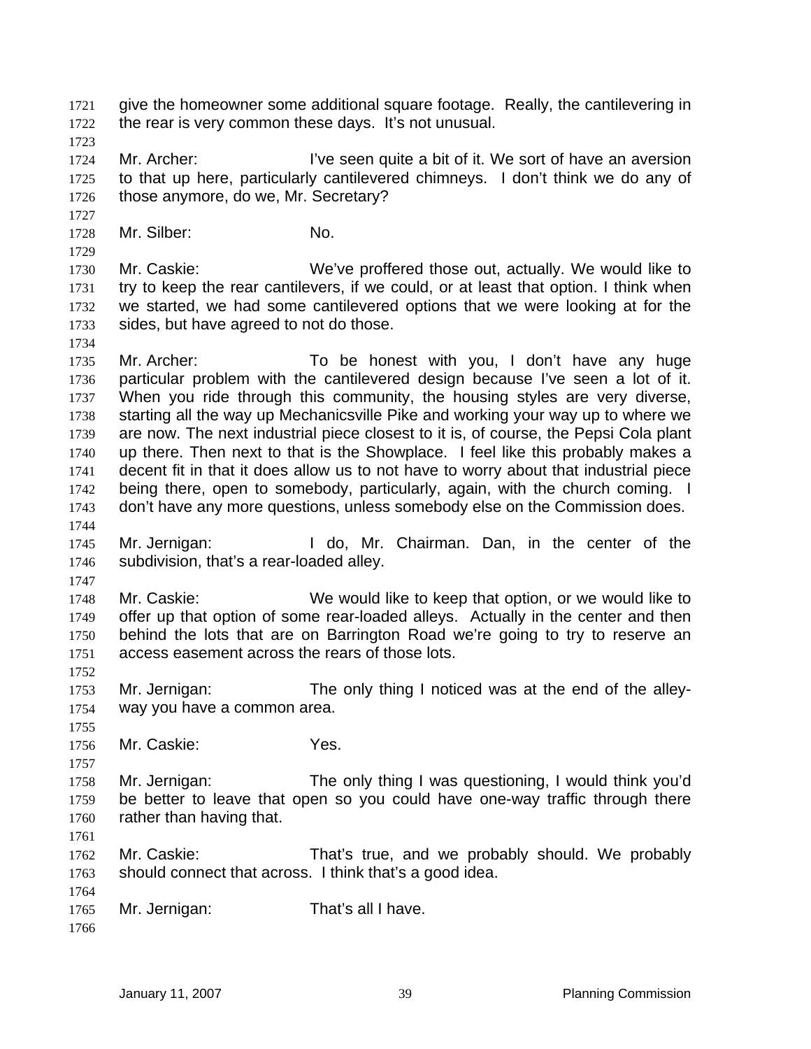give the homeowner some additional square footage. Really, the cantilevering in the rear is very common these days. It's not unusual.

Mr. Archer: I've seen quite a bit of it. We sort of have an aversion to that up here, particularly cantilevered chimneys. I don't think we do any of those anymore, do we, Mr. Secretary?

Mr. Silber: No.

Mr. Caskie: We've proffered those out, actually. We would like to try to keep the rear cantilevers, if we could, or at least that option. I think when we started, we had some cantilevered options that we were looking at for the sides, but have agreed to not do those.

Mr. Archer: To be honest with you, I don't have any huge particular problem with the cantilevered design because I've seen a lot of it. When you ride through this community, the housing styles are very diverse, starting all the way up Mechanicsville Pike and working your way up to where we are now. The next industrial piece closest to it is, of course, the Pepsi Cola plant up there. Then next to that is the Showplace. I feel like this probably makes a decent fit in that it does allow us to not have to worry about that industrial piece being there, open to somebody, particularly, again, with the church coming. I don't have any more questions, unless somebody else on the Commission does.

Mr. Jernigan: I do, Mr. Chairman. Dan, in the center of the subdivision, that's a rear-loaded alley.

Mr. Caskie: We would like to keep that option, or we would like to offer up that option of some rear-loaded alleys. Actually in the center and then behind the lots that are on Barrington Road we're going to try to reserve an access easement across the rears of those lots.

Mr. Jernigan: The only thing I noticed was at the end of the alley-way you have a common area.

Mr. Caskie: Yes.

Mr. Jernigan: The only thing I was questioning, I would think you'd be better to leave that open so you could have one-way traffic through there rather than having that.

Mr. Caskie: That's true, and we probably should. We probably should connect that across. I think that's a good idea.

Mr. Jernigan: That's all I have.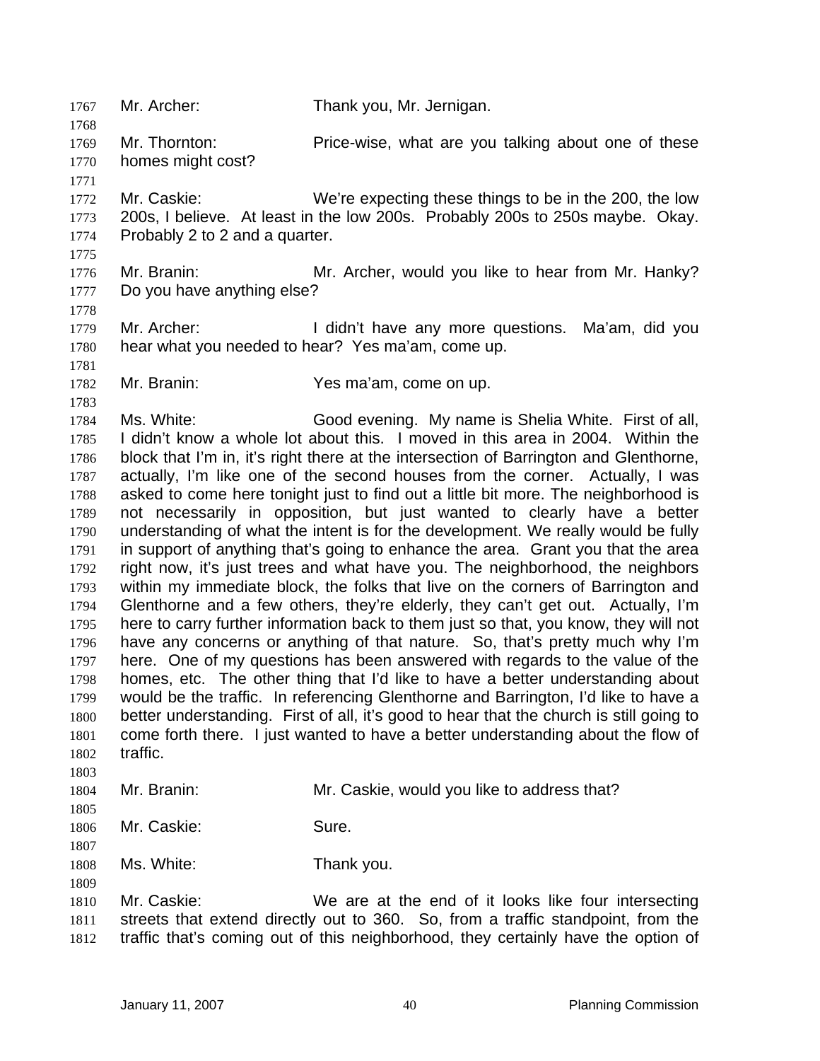Mr. Archer: Thank you, Mr. Jernigan.

Mr. Thornton: Price-wise, what are you talking about one of these homes might cost?

Mr. Caskie: We're expecting these things to be in the 200, the low 200s, I believe. At least in the low 200s. Probably 200s to 250s maybe. Okay. Probably 2 to 2 and a quarter.

Mr. Branin: Mr. Archer, would you like to hear from Mr. Hanky? Do you have anything else?

Mr. Archer: I didn't have any more questions. Ma'am, did you hear what you needed to hear? Yes ma'am, come up.

Mr. Branin: Yes ma'am, come on up.

Ms. White: Good evening. My name is Shelia White. First of all, I didn't know a whole lot about this. I moved in this area in 2004. Within the block that I'm in, it's right there at the intersection of Barrington and Glenthorne, actually, I'm like one of the second houses from the corner. Actually, I was asked to come here tonight just to find out a little bit more. The neighborhood is not necessarily in opposition, but just wanted to clearly have a better understanding of what the intent is for the development. We really would be fully in support of anything that's going to enhance the area. Grant you that the area right now, it's just trees and what have you. The neighborhood, the neighbors within my immediate block, the folks that live on the corners of Barrington and Glenthorne and a few others, they're elderly, they can't get out. Actually, I'm here to carry further information back to them just so that, you know, they will not have any concerns or anything of that nature. So, that's pretty much why I'm here. One of my questions has been answered with regards to the value of the homes, etc. The other thing that I'd like to have a better understanding about would be the traffic. In referencing Glenthorne and Barrington, I'd like to have a better understanding. First of all, it's good to hear that the church is still going to come forth there. I just wanted to have a better understanding about the flow of traffic.

Mr. Branin: Mr. Caskie, would you like to address that?

Mr. Caskie: Sure.

Ms. White: Thank you.

Mr. Caskie: We are at the end of it looks like four intersecting streets that extend directly out to 360. So, from a traffic standpoint, from the traffic that's coming out of this neighborhood, they certainly have the option of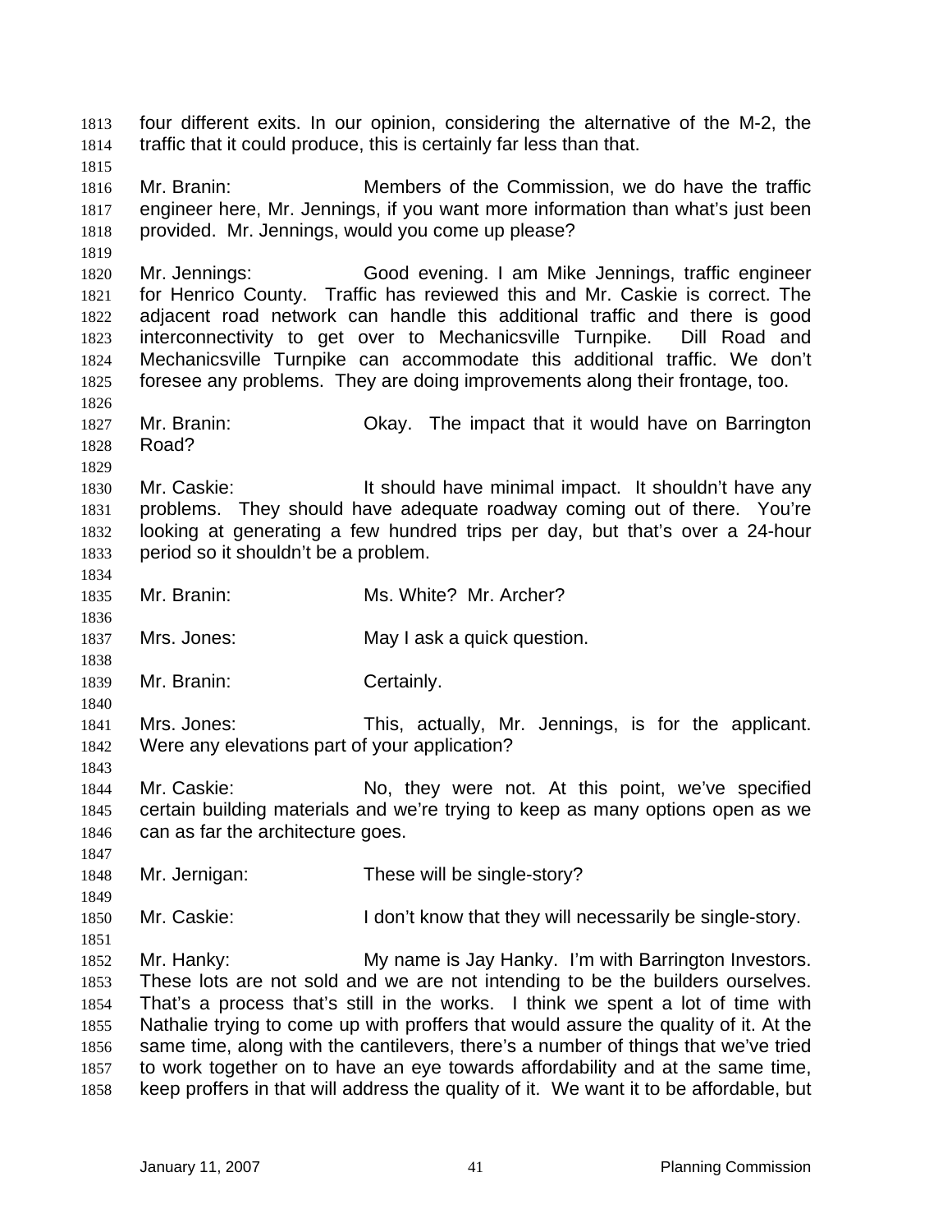four different exits. In our opinion, considering the alternative of the M-2, the traffic that it could produce, this is certainly far less than that.

Mr. Branin: Members of the Commission, we do have the traffic engineer here, Mr. Jennings, if you want more information than what's just been provided. Mr. Jennings, would you come up please?

Mr. Jennings: Good evening. I am Mike Jennings, traffic engineer for Henrico County. Traffic has reviewed this and Mr. Caskie is correct. The adjacent road network can handle this additional traffic and there is good interconnectivity to get over to Mechanicsville Turnpike. Dill Road and Mechanicsville Turnpike can accommodate this additional traffic. We don't foresee any problems. They are doing improvements along their frontage, too.

Mr. Branin: Okay. The impact that it would have on Barrington Road?

Mr. Caskie: It should have minimal impact. It shouldn't have any problems. They should have adequate roadway coming out of there. You're looking at generating a few hundred trips per day, but that's over a 24-hour period so it shouldn't be a problem.

Mr. Branin: Ms. White? Mr. Archer?

Mrs. Jones: May I ask a quick question.

Mr. Branin: Certainly.

Mrs. Jones: This, actually, Mr. Jennings, is for the applicant. Were any elevations part of your application?

Mr. Caskie: No, they were not. At this point, we've specified certain building materials and we're trying to keep as many options open as we can as far the architecture goes.

Mr. Jernigan: These will be single-story?

Mr. Caskie: I don't know that they will necessarily be single-story.

Mr. Hanky: My name is Jay Hanky. I'm with Barrington Investors. These lots are not sold and we are not intending to be the builders ourselves. That's a process that's still in the works. I think we spent a lot of time with Nathalie trying to come up with proffers that would assure the quality of it. At the same time, along with the cantilevers, there's a number of things that we've tried to work together on to have an eye towards affordability and at the same time, keep proffers in that will address the quality of it. We want it to be affordable, but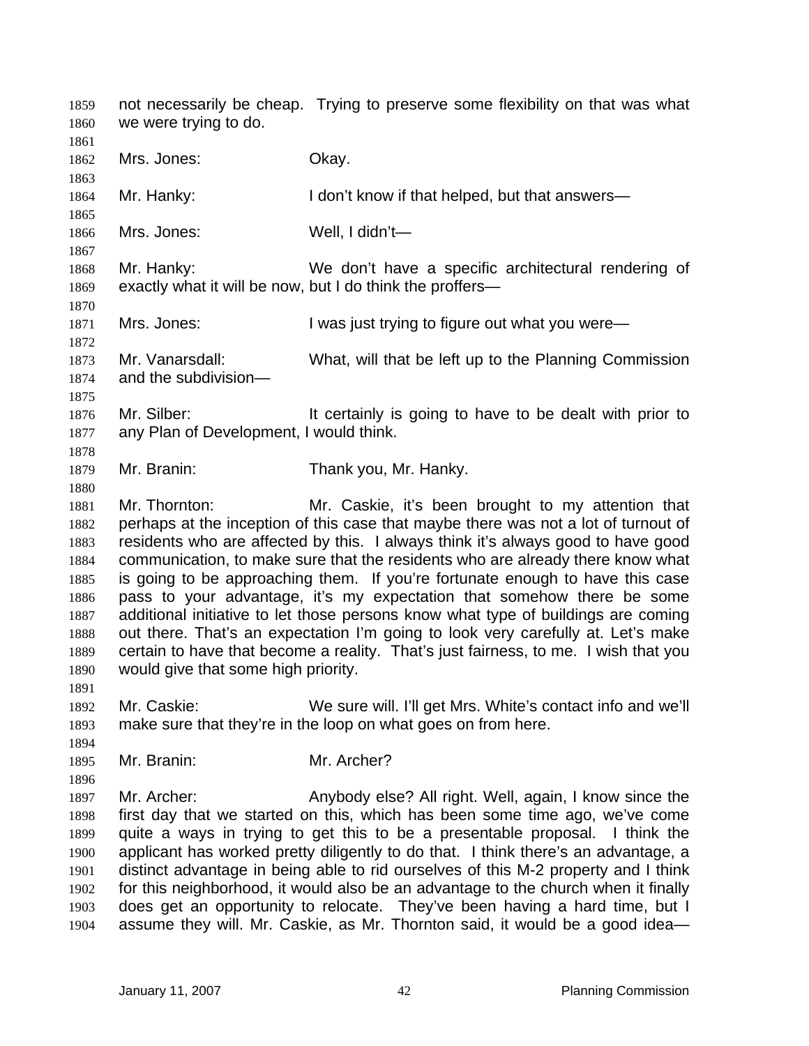not necessarily be cheap. Trying to preserve some flexibility on that was what we were trying to do.

Mrs. Jones: Okay.

Mr. Hanky: I don't know if that helped, but that answers—

Mrs. Jones: Well, I didn't—

Mr. Hanky: We don't have a specific architectural rendering of exactly what it will be now, but I do think the proffers—

Mrs. Jones: I was just trying to figure out what you were—

Mr. Vanarsdall: What, will that be left up to the Planning Commission and the subdivision—

Mr. Silber: It certainly is going to have to be dealt with prior to any Plan of Development, I would think.

Mr. Branin: Thank you, Mr. Hanky.

Mr. Thornton: Mr. Caskie, it's been brought to my attention that perhaps at the inception of this case that maybe there was not a lot of turnout of residents who are affected by this. I always think it's always good to have good communication, to make sure that the residents who are already there know what is going to be approaching them. If you're fortunate enough to have this case pass to your advantage, it's my expectation that somehow there be some additional initiative to let those persons know what type of buildings are coming out there. That's an expectation I'm going to look very carefully at. Let's make certain to have that become a reality. That's just fairness, to me. I wish that you would give that some high priority.

Mr. Caskie: We sure will. I'll get Mrs. White's contact info and we'll make sure that they're in the loop on what goes on from here.

Mr. Branin: Mr. Archer?

Mr. Archer: Anybody else? All right. Well, again, I know since the first day that we started on this, which has been some time ago, we've come quite a ways in trying to get this to be a presentable proposal. I think the applicant has worked pretty diligently to do that. I think there's an advantage, a distinct advantage in being able to rid ourselves of this M-2 property and I think for this neighborhood, it would also be an advantage to the church when it finally does get an opportunity to relocate. They've been having a hard time, but I assume they will. Mr. Caskie, as Mr. Thornton said, it would be a good idea—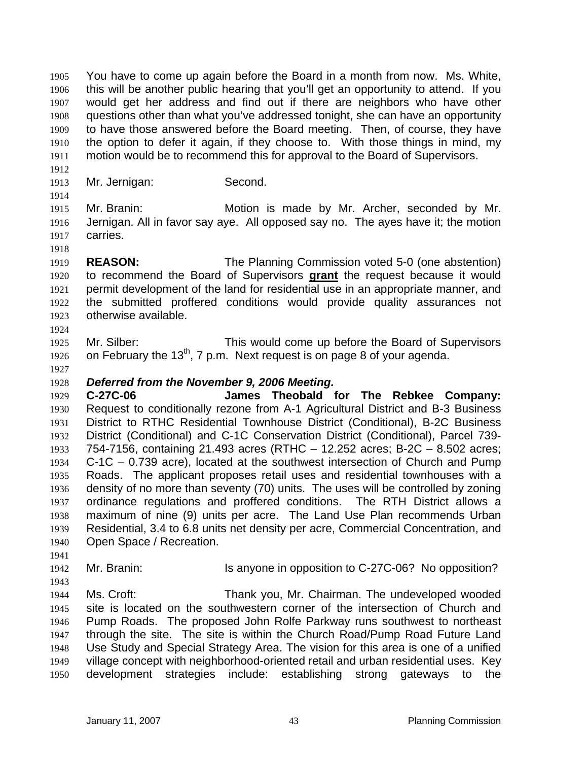You have to come up again before the Board in a month from now. Ms. White, this will be another public hearing that you'll get an opportunity to attend. If you would get her address and find out if there are neighbors who have other questions other than what you've addressed tonight, she can have an opportunity to have those answered before the Board meeting. Then, of course, they have the option to defer it again, if they choose to. With those things in mind, my motion would be to recommend this for approval to the Board of Supervisors.

Mr. Jernigan: Second.

Mr. Branin: Motion is made by Mr. Archer, seconded by Mr. Jernigan. All in favor say aye. All opposed say no. The ayes have it; the motion carries.

**REASON:** The Planning Commission voted 5-0 (one abstention) to recommend the Board of Supervisors **grant** the request because it would permit development of the land for residential use in an appropriate manner, and the submitted proffered conditions would provide quality assurances not otherwise available.

Mr. Silber: This would come up before the Board of Supervisors on February the 13th, 7 p.m. Next request is on page 8 of your agenda.

***Deferred from the November 9, 2006 Meeting.***

**C-27C-06 James Theobald for The Rebkee Company:** Request to conditionally rezone from A-1 Agricultural District and B-3 Business District to RTHC Residential Townhouse District (Conditional), B-2C Business District (Conditional) and C-1C Conservation District (Conditional), Parcel 739-754-7156, containing 21.493 acres (RTHC – 12.252 acres; B-2C – 8.502 acres; C-1C – 0.739 acre), located at the southwest intersection of Church and Pump Roads. The applicant proposes retail uses and residential townhouses with a density of no more than seventy (70) units. The uses will be controlled by zoning ordinance regulations and proffered conditions. The RTH District allows a maximum of nine (9) units per acre. The Land Use Plan recommends Urban Residential, 3.4 to 6.8 units net density per acre, Commercial Concentration, and Open Space / Recreation.

Mr. Branin: Is anyone in opposition to C-27C-06? No opposition?

Ms. Croft: Thank you, Mr. Chairman. The undeveloped wooded site is located on the southwestern corner of the intersection of Church and Pump Roads. The proposed John Rolfe Parkway runs southwest to northeast through the site. The site is within the Church Road/Pump Road Future Land Use Study and Special Strategy Area. The vision for this area is one of a unified village concept with neighborhood-oriented retail and urban residential uses. Key development strategies include: establishing strong gateways to the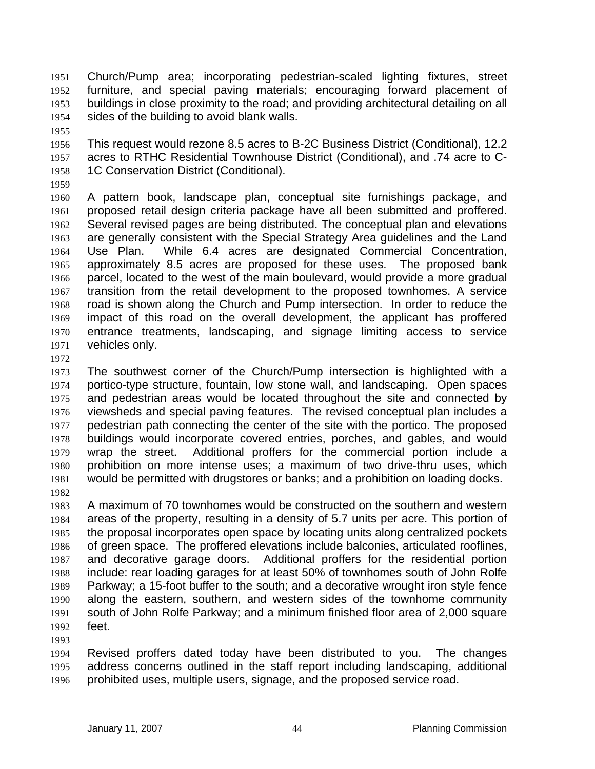Church/Pump area; incorporating pedestrian-scaled lighting fixtures, street furniture, and special paving materials; encouraging forward placement of buildings in close proximity to the road; and providing architectural detailing on all sides of the building to avoid blank walls.

This request would rezone 8.5 acres to B-2C Business District (Conditional), 12.2 acres to RTHC Residential Townhouse District (Conditional), and .74 acre to C-1C Conservation District (Conditional).

A pattern book, landscape plan, conceptual site furnishings package, and proposed retail design criteria package have all been submitted and proffered. Several revised pages are being distributed. The conceptual plan and elevations are generally consistent with the Special Strategy Area guidelines and the Land Use Plan. While 6.4 acres are designated Commercial Concentration, approximately 8.5 acres are proposed for these uses. The proposed bank parcel, located to the west of the main boulevard, would provide a more gradual transition from the retail development to the proposed townhomes. A service road is shown along the Church and Pump intersection. In order to reduce the impact of this road on the overall development, the applicant has proffered entrance treatments, landscaping, and signage limiting access to service vehicles only.

The southwest corner of the Church/Pump intersection is highlighted with a portico-type structure, fountain, low stone wall, and landscaping. Open spaces and pedestrian areas would be located throughout the site and connected by viewsheds and special paving features. The revised conceptual plan includes a pedestrian path connecting the center of the site with the portico. The proposed buildings would incorporate covered entries, porches, and gables, and would wrap the street. Additional proffers for the commercial portion include a prohibition on more intense uses; a maximum of two drive-thru uses, which would be permitted with drugstores or banks; and a prohibition on loading docks.

A maximum of 70 townhomes would be constructed on the southern and western areas of the property, resulting in a density of 5.7 units per acre. This portion of the proposal incorporates open space by locating units along centralized pockets of green space. The proffered elevations include balconies, articulated rooflines, and decorative garage doors. Additional proffers for the residential portion include: rear loading garages for at least 50% of townhomes south of John Rolfe Parkway; a 15-foot buffer to the south; and a decorative wrought iron style fence along the eastern, southern, and western sides of the townhome community south of John Rolfe Parkway; and a minimum finished floor area of 2,000 square feet.

Revised proffers dated today have been distributed to you. The changes address concerns outlined in the staff report including landscaping, additional prohibited uses, multiple users, signage, and the proposed service road.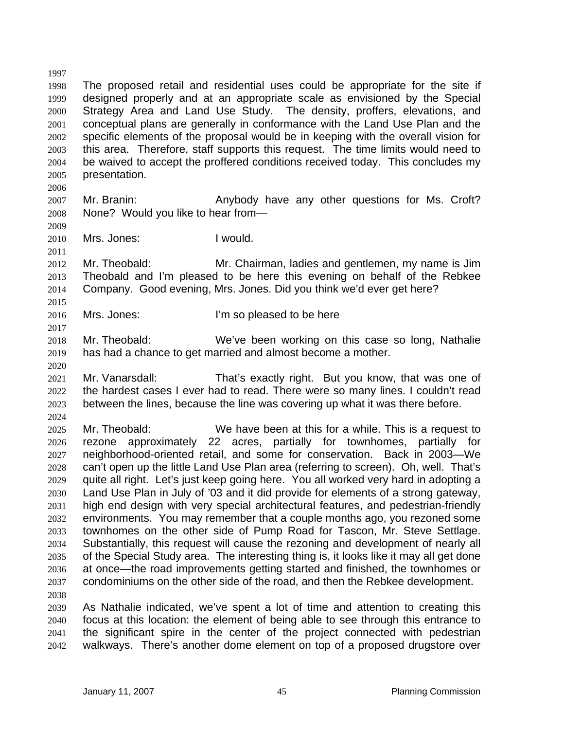The proposed retail and residential uses could be appropriate for the site if designed properly and at an appropriate scale as envisioned by the Special Strategy Area and Land Use Study. The density, proffers, elevations, and conceptual plans are generally in conformance with the Land Use Plan and the specific elements of the proposal would be in keeping with the overall vision for this area. Therefore, staff supports this request. The time limits would need to be waived to accept the proffered conditions received today. This concludes my presentation.

Mr. Branin: Anybody have any other questions for Ms. Croft? None? Would you like to hear from—

Mrs. Jones: I would.

Mr. Theobald: Mr. Chairman, ladies and gentlemen, my name is Jim Theobald and I'm pleased to be here this evening on behalf of the Rebkee Company. Good evening, Mrs. Jones. Did you think we'd ever get here?

Mrs. Jones: I'm so pleased to be here

Mr. Theobald: We've been working on this case so long, Nathalie has had a chance to get married and almost become a mother.

Mr. Vanarsdall: That's exactly right. But you know, that was one of the hardest cases I ever had to read. There were so many lines. I couldn't read between the lines, because the line was covering up what it was there before.

Mr. Theobald: We have been at this for a while. This is a request to rezone approximately 22 acres, partially for townhomes, partially for neighborhood-oriented retail, and some for conservation. Back in 2003—We can't open up the little Land Use Plan area (referring to screen). Oh, well. That's quite all right. Let's just keep going here. You all worked very hard in adopting a Land Use Plan in July of '03 and it did provide for elements of a strong gateway, high end design with very special architectural features, and pedestrian-friendly environments. You may remember that a couple months ago, you rezoned some townhomes on the other side of Pump Road for Tascon, Mr. Steve Settlage. Substantially, this request will cause the rezoning and development of nearly all of the Special Study area. The interesting thing is, it looks like it may all get done at once—the road improvements getting started and finished, the townhomes or condominiums on the other side of the road, and then the Rebkee development.

As Nathalie indicated, we've spent a lot of time and attention to creating this focus at this location: the element of being able to see through this entrance to the significant spire in the center of the project connected with pedestrian walkways. There's another dome element on top of a proposed drugstore over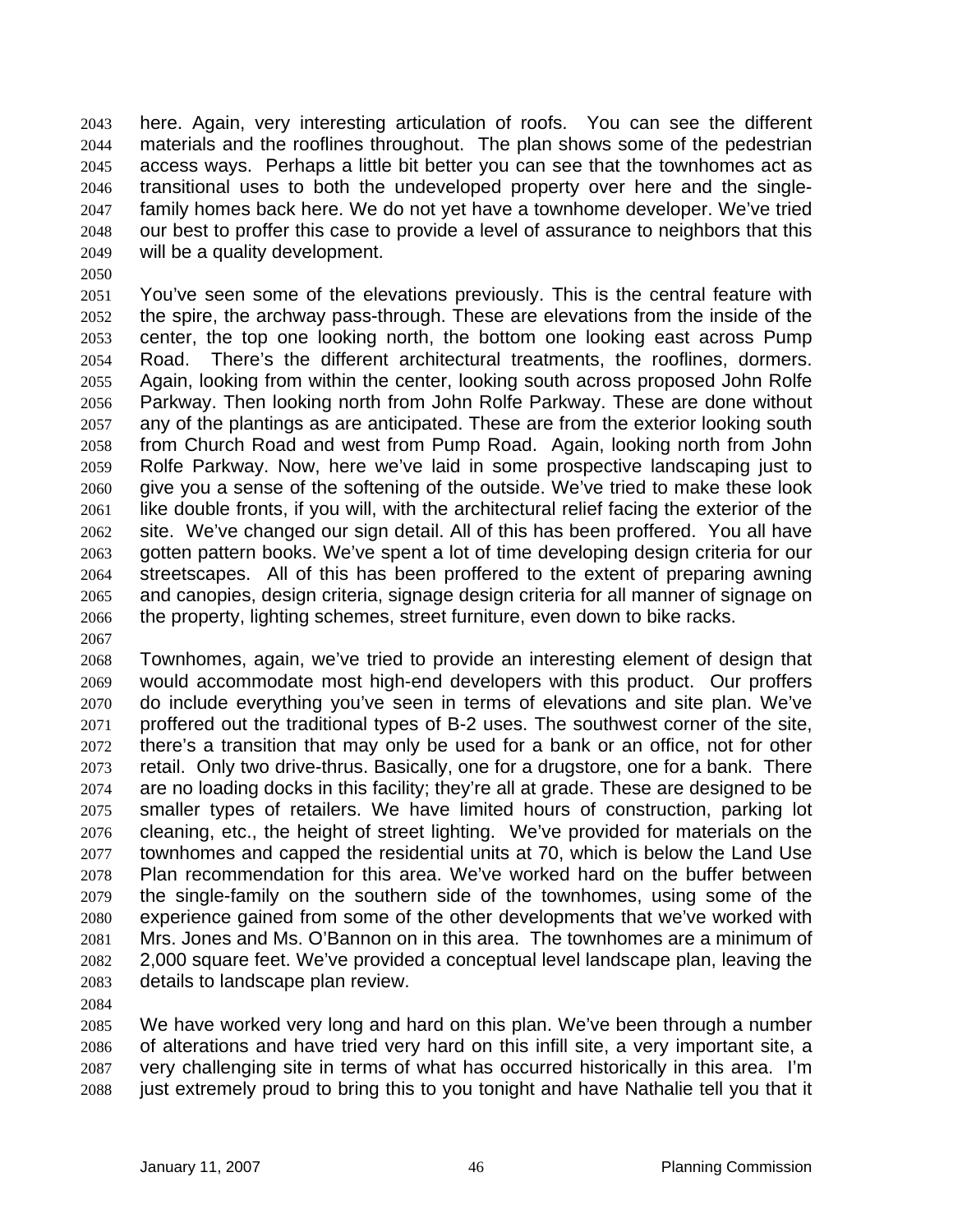here. Again, very interesting articulation of roofs. You can see the different materials and the rooflines throughout. The plan shows some of the pedestrian access ways. Perhaps a little bit better you can see that the townhomes act as transitional uses to both the undeveloped property over here and the single-family homes back here. We do not yet have a townhome developer. We've tried our best to proffer this case to provide a level of assurance to neighbors that this will be a quality development.

You've seen some of the elevations previously. This is the central feature with the spire, the archway pass-through. These are elevations from the inside of the center, the top one looking north, the bottom one looking east across Pump Road. There's the different architectural treatments, the rooflines, dormers. Again, looking from within the center, looking south across proposed John Rolfe Parkway. Then looking north from John Rolfe Parkway. These are done without any of the plantings as are anticipated. These are from the exterior looking south from Church Road and west from Pump Road. Again, looking north from John Rolfe Parkway. Now, here we've laid in some prospective landscaping just to give you a sense of the softening of the outside. We've tried to make these look like double fronts, if you will, with the architectural relief facing the exterior of the site. We've changed our sign detail. All of this has been proffered. You all have gotten pattern books. We've spent a lot of time developing design criteria for our streetscapes. All of this has been proffered to the extent of preparing awning and canopies, design criteria, signage design criteria for all manner of signage on the property, lighting schemes, street furniture, even down to bike racks.

Townhomes, again, we've tried to provide an interesting element of design that would accommodate most high-end developers with this product. Our proffers do include everything you've seen in terms of elevations and site plan. We've proffered out the traditional types of B-2 uses. The southwest corner of the site, there's a transition that may only be used for a bank or an office, not for other retail. Only two drive-thrus. Basically, one for a drugstore, one for a bank. There are no loading docks in this facility; they're all at grade. These are designed to be smaller types of retailers. We have limited hours of construction, parking lot cleaning, etc., the height of street lighting. We've provided for materials on the townhomes and capped the residential units at 70, which is below the Land Use Plan recommendation for this area. We've worked hard on the buffer between the single-family on the southern side of the townhomes, using some of the experience gained from some of the other developments that we've worked with Mrs. Jones and Ms. O'Bannon on in this area. The townhomes are a minimum of 2,000 square feet. We've provided a conceptual level landscape plan, leaving the details to landscape plan review.

We have worked very long and hard on this plan. We've been through a number of alterations and have tried very hard on this infill site, a very important site, a very challenging site in terms of what has occurred historically in this area. I'm just extremely proud to bring this to you tonight and have Nathalie tell you that it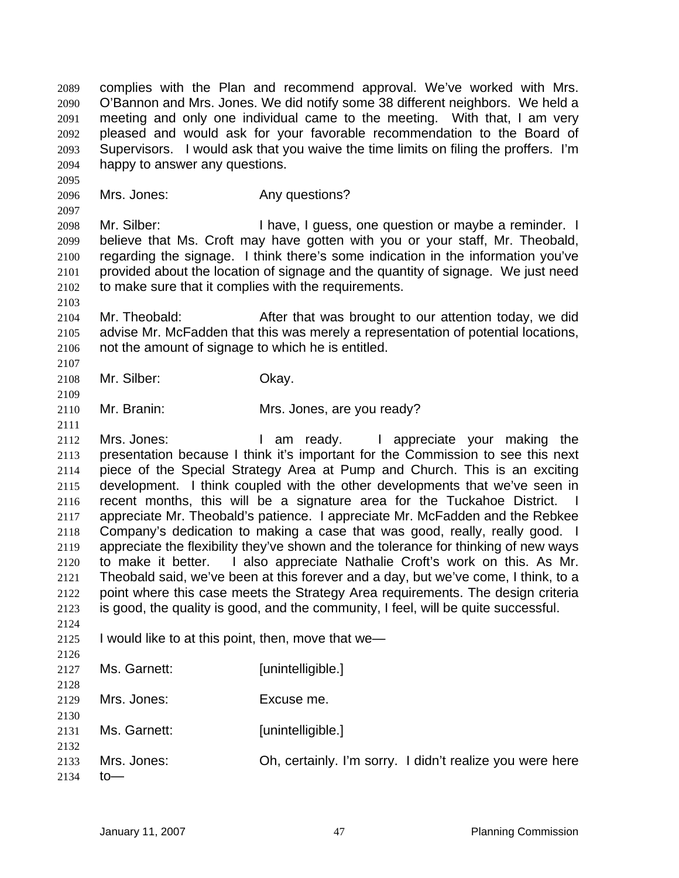complies with the Plan and recommend approval. We've worked with Mrs. O'Bannon and Mrs. Jones. We did notify some 38 different neighbors. We held a meeting and only one individual came to the meeting. With that, I am very pleased and would ask for your favorable recommendation to the Board of Supervisors. I would ask that you waive the time limits on filing the proffers. I'm happy to answer any questions.

Mrs. Jones: Any questions?

Mr. Silber: I have, I guess, one question or maybe a reminder. I believe that Ms. Croft may have gotten with you or your staff, Mr. Theobald, regarding the signage. I think there's some indication in the information you've provided about the location of signage and the quantity of signage. We just need to make sure that it complies with the requirements.

Mr. Theobald: After that was brought to our attention today, we did advise Mr. McFadden that this was merely a representation of potential locations, not the amount of signage to which he is entitled.

Mr. Silber: Okay.

Mr. Branin: Mrs. Jones, are you ready?

Mrs. Jones: I am ready. I appreciate your making the presentation because I think it's important for the Commission to see this next piece of the Special Strategy Area at Pump and Church. This is an exciting development. I think coupled with the other developments that we've seen in recent months, this will be a signature area for the Tuckahoe District. I appreciate Mr. Theobald's patience. I appreciate Mr. McFadden and the Rebkee Company's dedication to making a case that was good, really, really good. I appreciate the flexibility they've shown and the tolerance for thinking of new ways to make it better. I also appreciate Nathalie Croft's work on this. As Mr. Theobald said, we've been at this forever and a day, but we've come, I think, to a point where this case meets the Strategy Area requirements. The design criteria is good, the quality is good, and the community, I feel, will be quite successful.

I would like to at this point, then, move that we—

Ms. Garnett: [unintelligible.]

Mrs. Jones: Excuse me.

Ms. Garnett: [unintelligible.]

Mrs. Jones: Oh, certainly. I'm sorry. I didn't realize you were here to—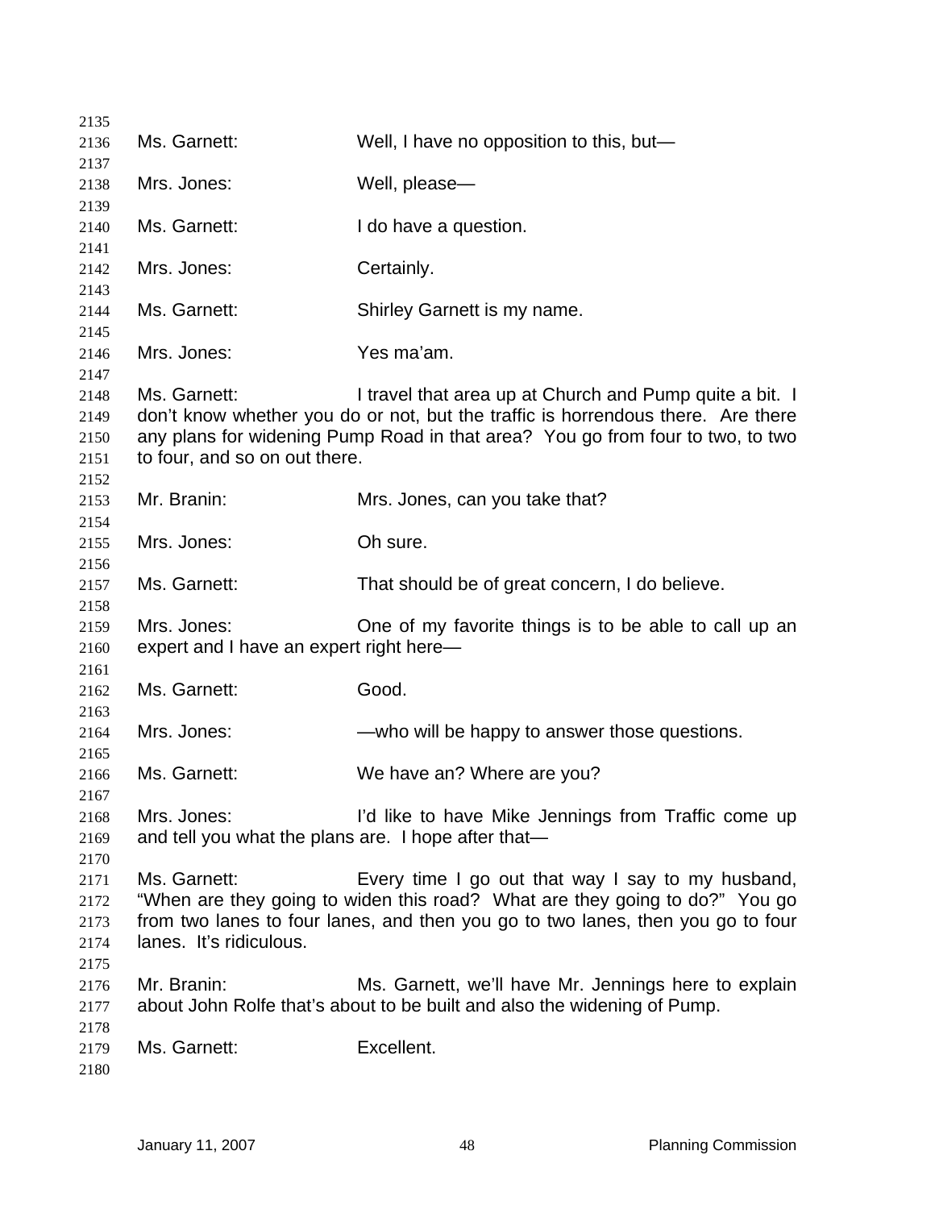Ms. Garnett: Well, I have no opposition to this, but—

Mrs. Jones: Well, please—

Ms. Garnett: I do have a question.

Mrs. Jones: Certainly.

Ms. Garnett: Shirley Garnett is my name.

Mrs. Jones: Yes ma'am.

Ms. Garnett: I travel that area up at Church and Pump quite a bit. I don't know whether you do or not, but the traffic is horrendous there. Are there any plans for widening Pump Road in that area? You go from four to two, to two to four, and so on out there.

Mr. Branin: Mrs. Jones, can you take that?

Mrs. Jones: Oh sure.

Ms. Garnett: That should be of great concern, I do believe.

Mrs. Jones: One of my favorite things is to be able to call up an expert and I have an expert right here—

Ms. Garnett: Good.

Mrs. Jones: —who will be happy to answer those questions.

Ms. Garnett: We have an? Where are you?

Mrs. Jones: I'd like to have Mike Jennings from Traffic come up and tell you what the plans are. I hope after that—

Ms. Garnett: Every time I go out that way I say to my husband, "When are they going to widen this road? What are they going to do?" You go from two lanes to four lanes, and then you go to two lanes, then you go to four lanes. It's ridiculous.

Mr. Branin: Ms. Garnett, we'll have Mr. Jennings here to explain about John Rolfe that's about to be built and also the widening of Pump.

Ms. Garnett: Excellent.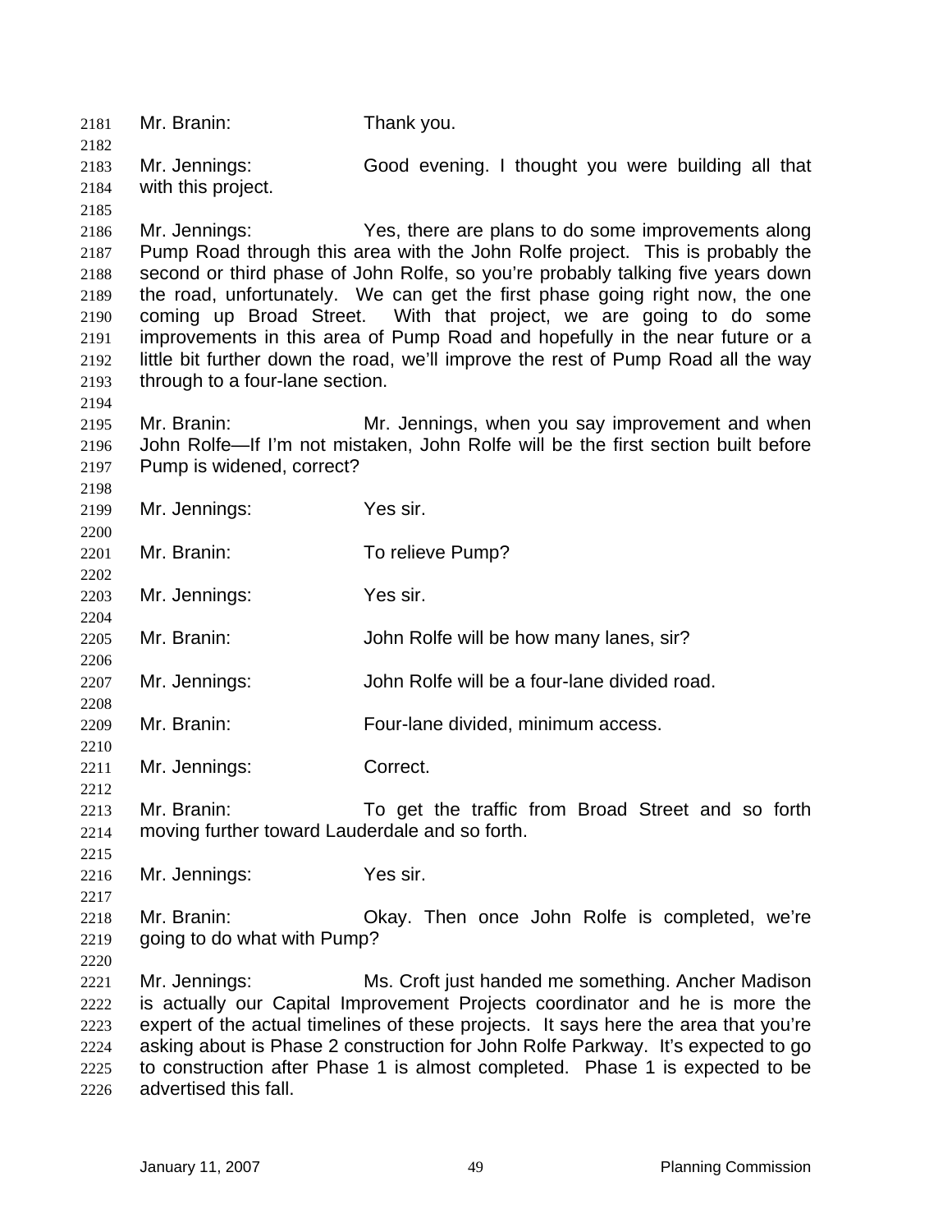Mr. Branin: Thank you.

Mr. Jennings: Good evening. I thought you were building all that with this project.

Mr. Jennings: Yes, there are plans to do some improvements along Pump Road through this area with the John Rolfe project. This is probably the second or third phase of John Rolfe, so you're probably talking five years down the road, unfortunately. We can get the first phase going right now, the one coming up Broad Street. With that project, we are going to do some improvements in this area of Pump Road and hopefully in the near future or a little bit further down the road, we'll improve the rest of Pump Road all the way through to a four-lane section.

Mr. Branin: Mr. Jennings, when you say improvement and when John Rolfe—If I'm not mistaken, John Rolfe will be the first section built before Pump is widened, correct?

Mr. Jennings: Yes sir.

Mr. Branin: To relieve Pump?

Mr. Jennings: Yes sir.

Mr. Branin: John Rolfe will be how many lanes, sir?

Mr. Jennings: John Rolfe will be a four-lane divided road.

Mr. Branin: Four-lane divided, minimum access.

Mr. Jennings: Correct.

Mr. Branin: To get the traffic from Broad Street and so forth moving further toward Lauderdale and so forth.

Mr. Jennings: Yes sir.

Mr. Branin: Okay. Then once John Rolfe is completed, we're going to do what with Pump?

Mr. Jennings: Ms. Croft just handed me something. Ancher Madison is actually our Capital Improvement Projects coordinator and he is more the expert of the actual timelines of these projects. It says here the area that you're asking about is Phase 2 construction for John Rolfe Parkway. It's expected to go to construction after Phase 1 is almost completed. Phase 1 is expected to be advertised this fall.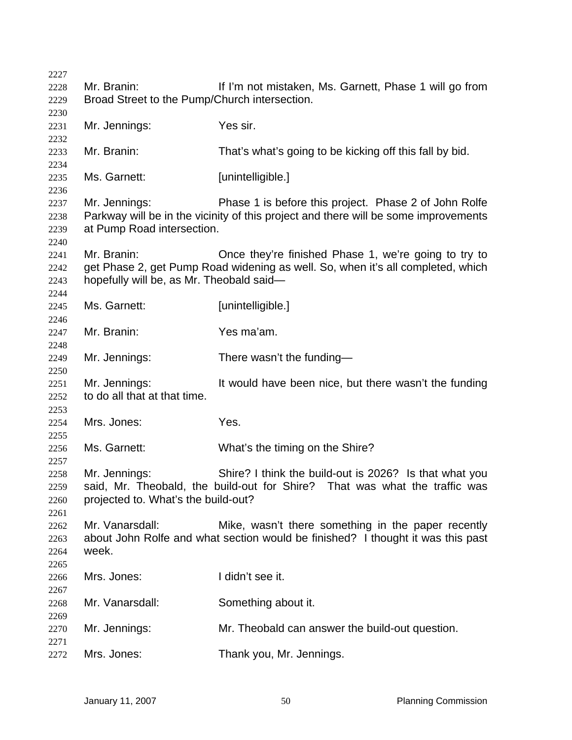Mr. Branin: If I'm not mistaken, Ms. Garnett, Phase 1 will go from Broad Street to the Pump/Church intersection.

Mr. Jennings: Yes sir.

Mr. Branin: That's what's going to be kicking off this fall by bid.

Ms. Garnett: [unintelligible.]

Mr. Jennings: Phase 1 is before this project. Phase 2 of John Rolfe Parkway will be in the vicinity of this project and there will be some improvements at Pump Road intersection.

Mr. Branin: Once they're finished Phase 1, we're going to try to get Phase 2, get Pump Road widening as well. So, when it's all completed, which hopefully will be, as Mr. Theobald said—

Ms. Garnett: [unintelligible.]

Mr. Branin: Yes ma'am.

Mr. Jennings: There wasn't the funding—

Mr. Jennings: It would have been nice, but there wasn't the funding to do all that at that time.

Mrs. Jones: Yes.

Ms. Garnett: What's the timing on the Shire?

Mr. Jennings: Shire? I think the build-out is 2026? Is that what you said, Mr. Theobald, the build-out for Shire? That was what the traffic was projected to. What's the build-out?

Mr. Vanarsdall: Mike, wasn't there something in the paper recently about John Rolfe and what section would be finished? I thought it was this past week.

Mrs. Jones: I didn't see it.

Mr. Vanarsdall: Something about it.

Mr. Jennings: Mr. Theobald can answer the build-out question.

Mrs. Jones: Thank you, Mr. Jennings.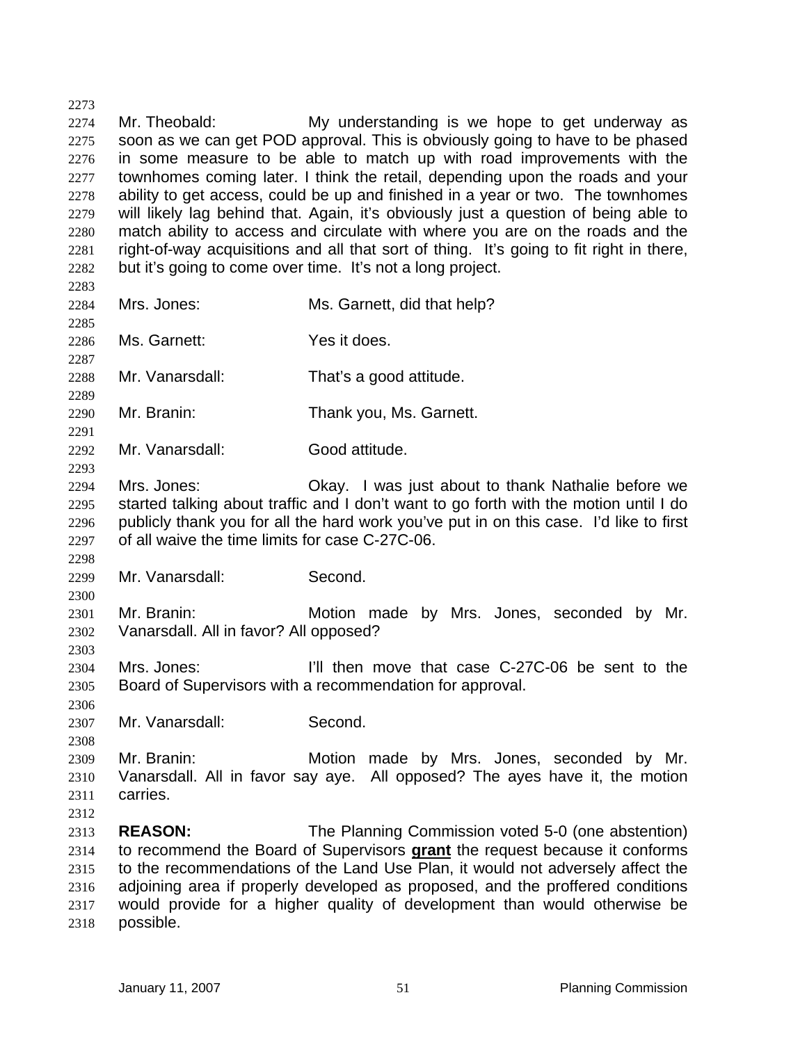Mr. Theobald: My understanding is we hope to get underway as soon as we can get POD approval. This is obviously going to have to be phased in some measure to be able to match up with road improvements with the townhomes coming later. I think the retail, depending upon the roads and your ability to get access, could be up and finished in a year or two. The townhomes will likely lag behind that. Again, it's obviously just a question of being able to match ability to access and circulate with where you are on the roads and the right-of-way acquisitions and all that sort of thing. It's going to fit right in there, but it's going to come over time. It's not a long project.

Mrs. Jones: Ms. Garnett, did that help?

Ms. Garnett: Yes it does.

Mr. Vanarsdall: That's a good attitude.

Mr. Branin: Thank you, Ms. Garnett.

Mr. Vanarsdall: Good attitude.

Mrs. Jones: Okay. I was just about to thank Nathalie before we started talking about traffic and I don't want to go forth with the motion until I do publicly thank you for all the hard work you've put in on this case. I'd like to first of all waive the time limits for case C-27C-06.

Mr. Vanarsdall: Second.

Mr. Branin: Motion made by Mrs. Jones, seconded by Mr. Vanarsdall. All in favor? All opposed?

Mrs. Jones: I'll then move that case C-27C-06 be sent to the Board of Supervisors with a recommendation for approval.

Mr. Vanarsdall: Second.

Mr. Branin: Motion made by Mrs. Jones, seconded by Mr. Vanarsdall. All in favor say aye. All opposed? The ayes have it, the motion carries.

**REASON:** The Planning Commission voted 5-0 (one abstention) to recommend the Board of Supervisors **grant** the request because it conforms to the recommendations of the Land Use Plan, it would not adversely affect the adjoining area if properly developed as proposed, and the proffered conditions would provide for a higher quality of development than would otherwise be possible.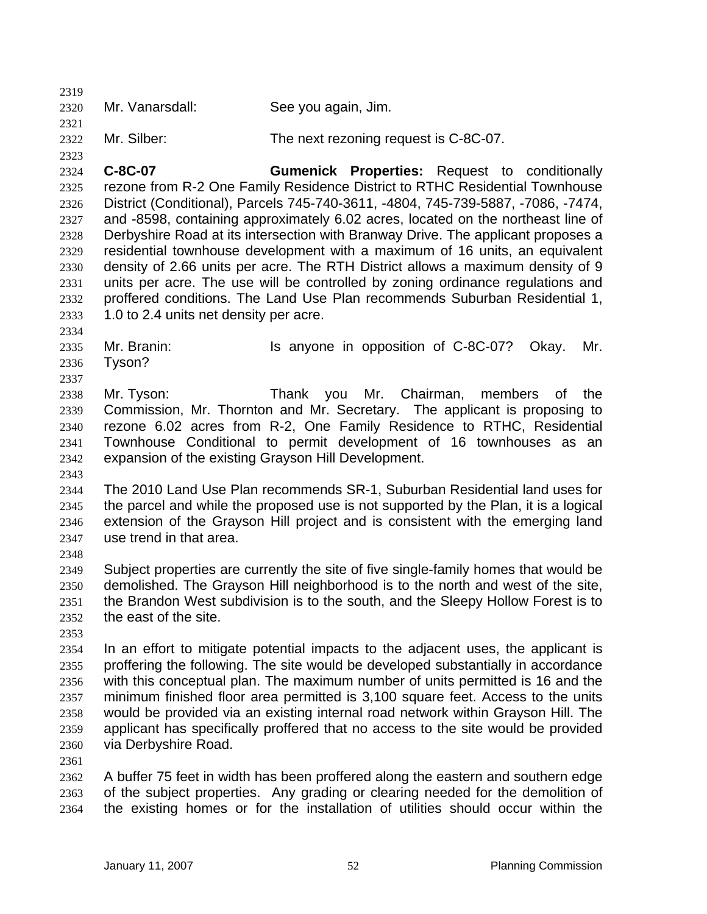Mr. Vanarsdall: See you again, Jim.

Mr. Silber: The next rezoning request is C-8C-07.

**C-8C-07** **Gumenick Properties:** Request to conditionally rezone from R-2 One Family Residence District to RTHC Residential Townhouse District (Conditional), Parcels 745-740-3611, -4804, 745-739-5887, -7086, -7474, and -8598, containing approximately 6.02 acres, located on the northeast line of Derbyshire Road at its intersection with Branway Drive. The applicant proposes a residential townhouse development with a maximum of 16 units, an equivalent density of 2.66 units per acre. The RTH District allows a maximum density of 9 units per acre. The use will be controlled by zoning ordinance regulations and proffered conditions. The Land Use Plan recommends Suburban Residential 1, 1.0 to 2.4 units net density per acre.

Mr. Branin: Is anyone in opposition of C-8C-07? Okay. Mr. Tyson?

Mr. Tyson: Thank you Mr. Chairman, members of the Commission, Mr. Thornton and Mr. Secretary. The applicant is proposing to rezone 6.02 acres from R-2, One Family Residence to RTHC, Residential Townhouse Conditional to permit development of 16 townhouses as an expansion of the existing Grayson Hill Development.

The 2010 Land Use Plan recommends SR-1, Suburban Residential land uses for the parcel and while the proposed use is not supported by the Plan, it is a logical extension of the Grayson Hill project and is consistent with the emerging land use trend in that area.

Subject properties are currently the site of five single-family homes that would be demolished. The Grayson Hill neighborhood is to the north and west of the site, the Brandon West subdivision is to the south, and the Sleepy Hollow Forest is to the east of the site.

In an effort to mitigate potential impacts to the adjacent uses, the applicant is proffering the following. The site would be developed substantially in accordance with this conceptual plan. The maximum number of units permitted is 16 and the minimum finished floor area permitted is 3,100 square feet. Access to the units would be provided via an existing internal road network within Grayson Hill. The applicant has specifically proffered that no access to the site would be provided via Derbyshire Road.

A buffer 75 feet in width has been proffered along the eastern and southern edge of the subject properties. Any grading or clearing needed for the demolition of the existing homes or for the installation of utilities should occur within the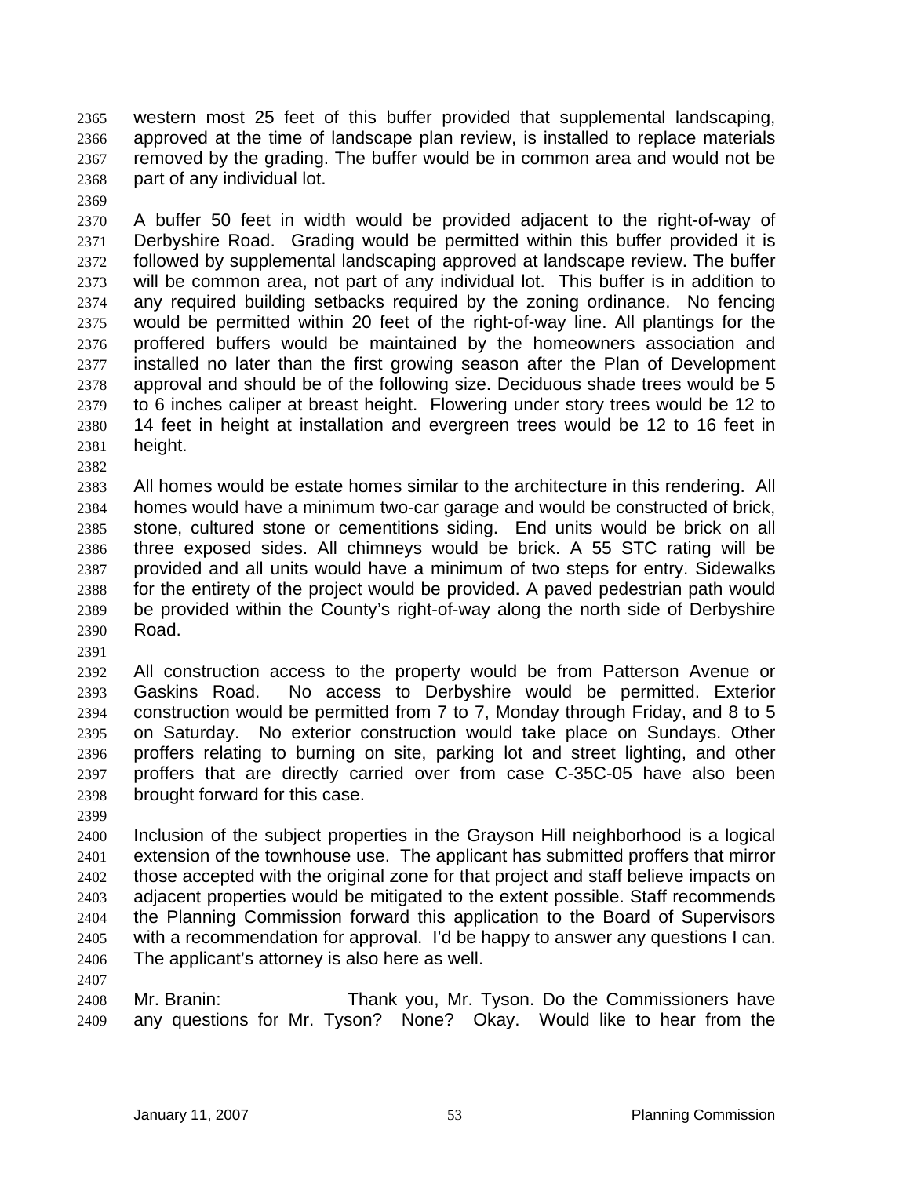western most 25 feet of this buffer provided that supplemental landscaping, approved at the time of landscape plan review, is installed to replace materials removed by the grading. The buffer would be in common area and would not be part of any individual lot.

A buffer 50 feet in width would be provided adjacent to the right-of-way of Derbyshire Road. Grading would be permitted within this buffer provided it is followed by supplemental landscaping approved at landscape review. The buffer will be common area, not part of any individual lot. This buffer is in addition to any required building setbacks required by the zoning ordinance. No fencing would be permitted within 20 feet of the right-of-way line. All plantings for the proffered buffers would be maintained by the homeowners association and installed no later than the first growing season after the Plan of Development approval and should be of the following size. Deciduous shade trees would be 5 to 6 inches caliper at breast height. Flowering under story trees would be 12 to 14 feet in height at installation and evergreen trees would be 12 to 16 feet in height.

All homes would be estate homes similar to the architecture in this rendering. All homes would have a minimum two-car garage and would be constructed of brick, stone, cultured stone or cementitions siding. End units would be brick on all three exposed sides. All chimneys would be brick. A 55 STC rating will be provided and all units would have a minimum of two steps for entry. Sidewalks for the entirety of the project would be provided. A paved pedestrian path would be provided within the County's right-of-way along the north side of Derbyshire Road.

All construction access to the property would be from Patterson Avenue or Gaskins Road. No access to Derbyshire would be permitted. Exterior construction would be permitted from 7 to 7, Monday through Friday, and 8 to 5 on Saturday. No exterior construction would take place on Sundays. Other proffers relating to burning on site, parking lot and street lighting, and other proffers that are directly carried over from case C-35C-05 have also been brought forward for this case.

Inclusion of the subject properties in the Grayson Hill neighborhood is a logical extension of the townhouse use. The applicant has submitted proffers that mirror those accepted with the original zone for that project and staff believe impacts on adjacent properties would be mitigated to the extent possible. Staff recommends the Planning Commission forward this application to the Board of Supervisors with a recommendation for approval. I'd be happy to answer any questions I can. The applicant's attorney is also here as well.

Mr. Branin: Thank you, Mr. Tyson. Do the Commissioners have any questions for Mr. Tyson? None? Okay. Would like to hear from the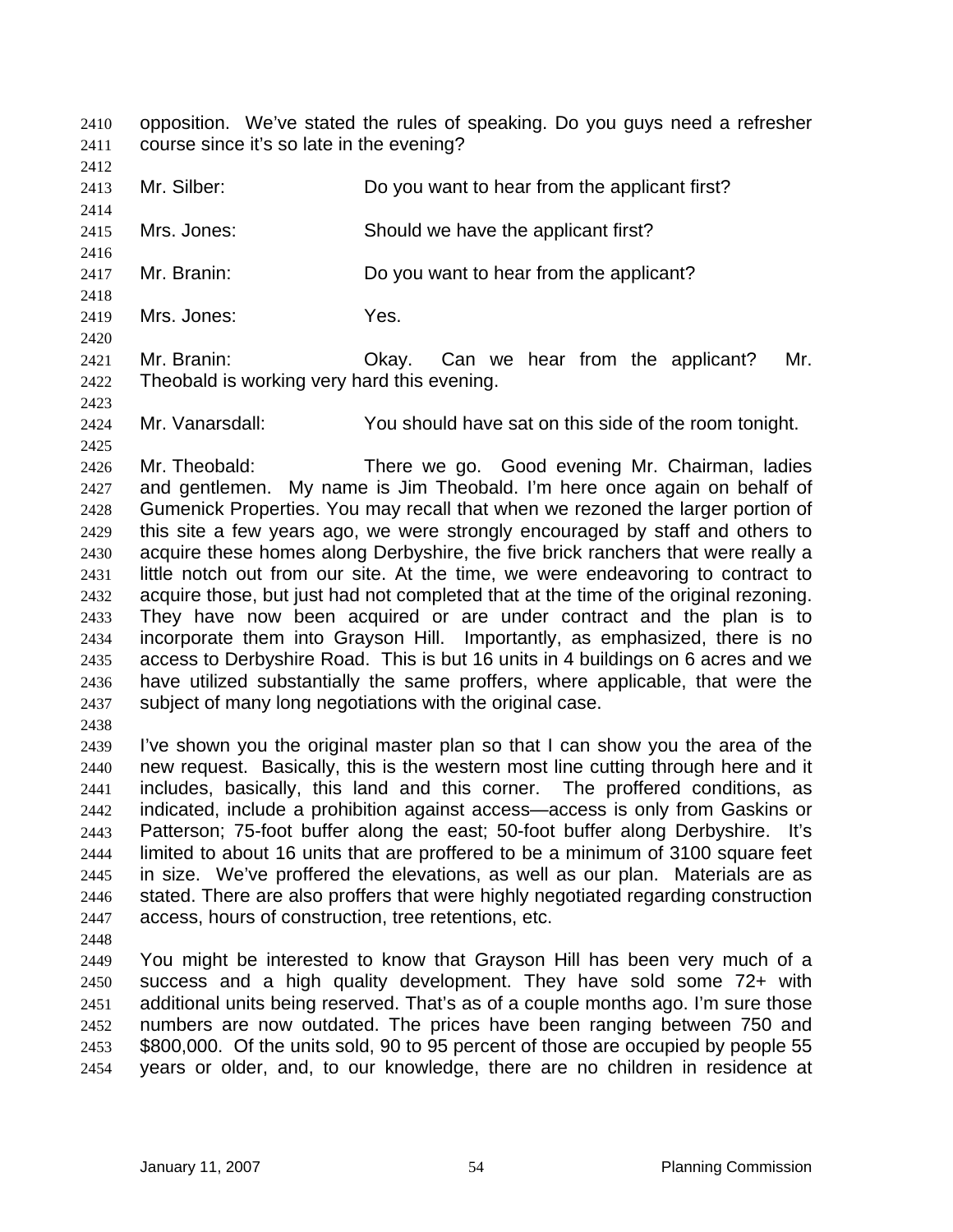opposition. We've stated the rules of speaking. Do you guys need a refresher course since it's so late in the evening?

Mr. Silber: Do you want to hear from the applicant first?

Mrs. Jones: Should we have the applicant first?

Mr. Branin: Do you want to hear from the applicant?

Mrs. Jones: Yes.

Mr. Branin: Okay. Can we hear from the applicant? Mr. Theobald is working very hard this evening.

Mr. Vanarsdall: You should have sat on this side of the room tonight.

Mr. Theobald: There we go. Good evening Mr. Chairman, ladies and gentlemen. My name is Jim Theobald. I'm here once again on behalf of Gumenick Properties. You may recall that when we rezoned the larger portion of this site a few years ago, we were strongly encouraged by staff and others to acquire these homes along Derbyshire, the five brick ranchers that were really a little notch out from our site. At the time, we were endeavoring to contract to acquire those, but just had not completed that at the time of the original rezoning. They have now been acquired or are under contract and the plan is to incorporate them into Grayson Hill. Importantly, as emphasized, there is no access to Derbyshire Road. This is but 16 units in 4 buildings on 6 acres and we have utilized substantially the same proffers, where applicable, that were the subject of many long negotiations with the original case.

I've shown you the original master plan so that I can show you the area of the new request. Basically, this is the western most line cutting through here and it includes, basically, this land and this corner. The proffered conditions, as indicated, include a prohibition against access—access is only from Gaskins or Patterson; 75-foot buffer along the east; 50-foot buffer along Derbyshire. It's limited to about 16 units that are proffered to be a minimum of 3100 square feet in size. We've proffered the elevations, as well as our plan. Materials are as stated. There are also proffers that were highly negotiated regarding construction access, hours of construction, tree retentions, etc.

You might be interested to know that Grayson Hill has been very much of a success and a high quality development. They have sold some 72+ with additional units being reserved. That's as of a couple months ago. I'm sure those numbers are now outdated. The prices have been ranging between 750 and $800,000. Of the units sold, 90 to 95 percent of those are occupied by people 55 years or older, and, to our knowledge, there are no children in residence at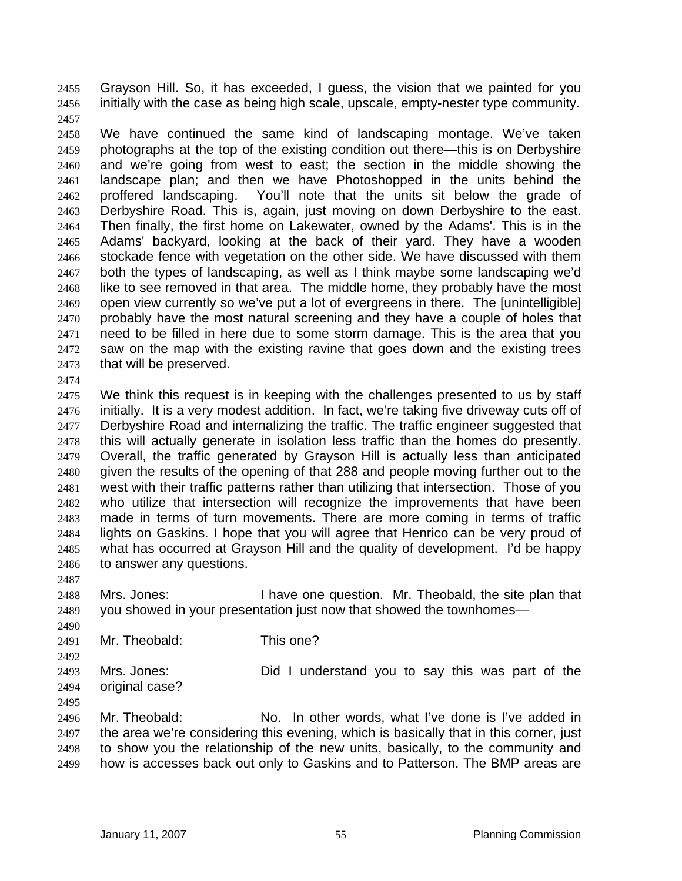Grayson Hill. So, it has exceeded, I guess, the vision that we painted for you initially with the case as being high scale, upscale, empty-nester type community.

We have continued the same kind of landscaping montage. We've taken photographs at the top of the existing condition out there—this is on Derbyshire and we're going from west to east; the section in the middle showing the landscape plan; and then we have Photoshopped in the units behind the proffered landscaping. You'll note that the units sit below the grade of Derbyshire Road. This is, again, just moving on down Derbyshire to the east. Then finally, the first home on Lakewater, owned by the Adams'. This is in the Adams' backyard, looking at the back of their yard. They have a wooden stockade fence with vegetation on the other side. We have discussed with them both the types of landscaping, as well as I think maybe some landscaping we'd like to see removed in that area. The middle home, they probably have the most open view currently so we've put a lot of evergreens in there. The [unintelligible] probably have the most natural screening and they have a couple of holes that need to be filled in here due to some storm damage. This is the area that you saw on the map with the existing ravine that goes down and the existing trees that will be preserved.

We think this request is in keeping with the challenges presented to us by staff initially. It is a very modest addition. In fact, we're taking five driveway cuts off of Derbyshire Road and internalizing the traffic. The traffic engineer suggested that this will actually generate in isolation less traffic than the homes do presently. Overall, the traffic generated by Grayson Hill is actually less than anticipated given the results of the opening of that 288 and people moving further out to the west with their traffic patterns rather than utilizing that intersection. Those of you who utilize that intersection will recognize the improvements that have been made in terms of turn movements. There are more coming in terms of traffic lights on Gaskins. I hope that you will agree that Henrico can be very proud of what has occurred at Grayson Hill and the quality of development. I'd be happy to answer any questions.

Mrs. Jones: I have one question. Mr. Theobald, the site plan that you showed in your presentation just now that showed the townhomes—

Mr. Theobald: This one?

Mrs. Jones: Did I understand you to say this was part of the original case?

Mr. Theobald: No. In other words, what I've done is I've added in the area we're considering this evening, which is basically that in this corner, just to show you the relationship of the new units, basically, to the community and how is accesses back out only to Gaskins and to Patterson. The BMP areas are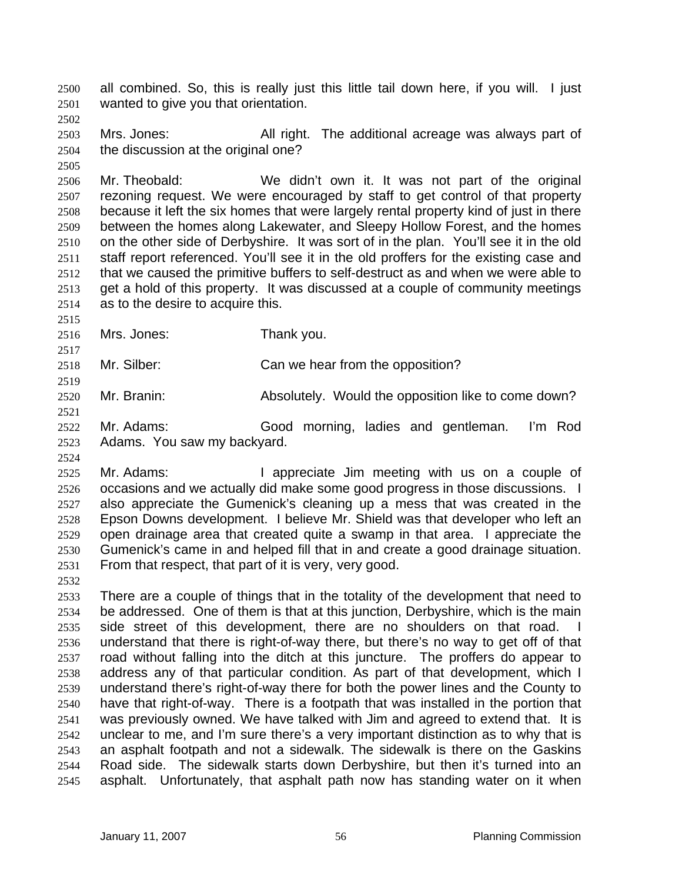all combined. So, this is really just this little tail down here, if you will. I just wanted to give you that orientation.

Mrs. Jones: All right. The additional acreage was always part of the discussion at the original one?

Mr. Theobald: We didn't own it. It was not part of the original rezoning request. We were encouraged by staff to get control of that property because it left the six homes that were largely rental property kind of just in there between the homes along Lakewater, and Sleepy Hollow Forest, and the homes on the other side of Derbyshire. It was sort of in the plan. You'll see it in the old staff report referenced. You'll see it in the old proffers for the existing case and that we caused the primitive buffers to self-destruct as and when we were able to get a hold of this property. It was discussed at a couple of community meetings as to the desire to acquire this.

Mrs. Jones: Thank you.

Mr. Silber: Can we hear from the opposition?

Mr. Branin: Absolutely. Would the opposition like to come down?

Mr. Adams: Good morning, ladies and gentleman. I'm Rod Adams. You saw my backyard.

Mr. Adams: I appreciate Jim meeting with us on a couple of occasions and we actually did make some good progress in those discussions. I also appreciate the Gumenick's cleaning up a mess that was created in the Epson Downs development. I believe Mr. Shield was that developer who left an open drainage area that created quite a swamp in that area. I appreciate the Gumenick's came in and helped fill that in and create a good drainage situation. From that respect, that part of it is very, very good.

There are a couple of things that in the totality of the development that need to be addressed. One of them is that at this junction, Derbyshire, which is the main side street of this development, there are no shoulders on that road. I understand that there is right-of-way there, but there's no way to get off of that road without falling into the ditch at this juncture. The proffers do appear to address any of that particular condition. As part of that development, which I understand there's right-of-way there for both the power lines and the County to have that right-of-way. There is a footpath that was installed in the portion that was previously owned. We have talked with Jim and agreed to extend that. It is unclear to me, and I'm sure there's a very important distinction as to why that is an asphalt footpath and not a sidewalk. The sidewalk is there on the Gaskins Road side. The sidewalk starts down Derbyshire, but then it's turned into an asphalt. Unfortunately, that asphalt path now has standing water on it when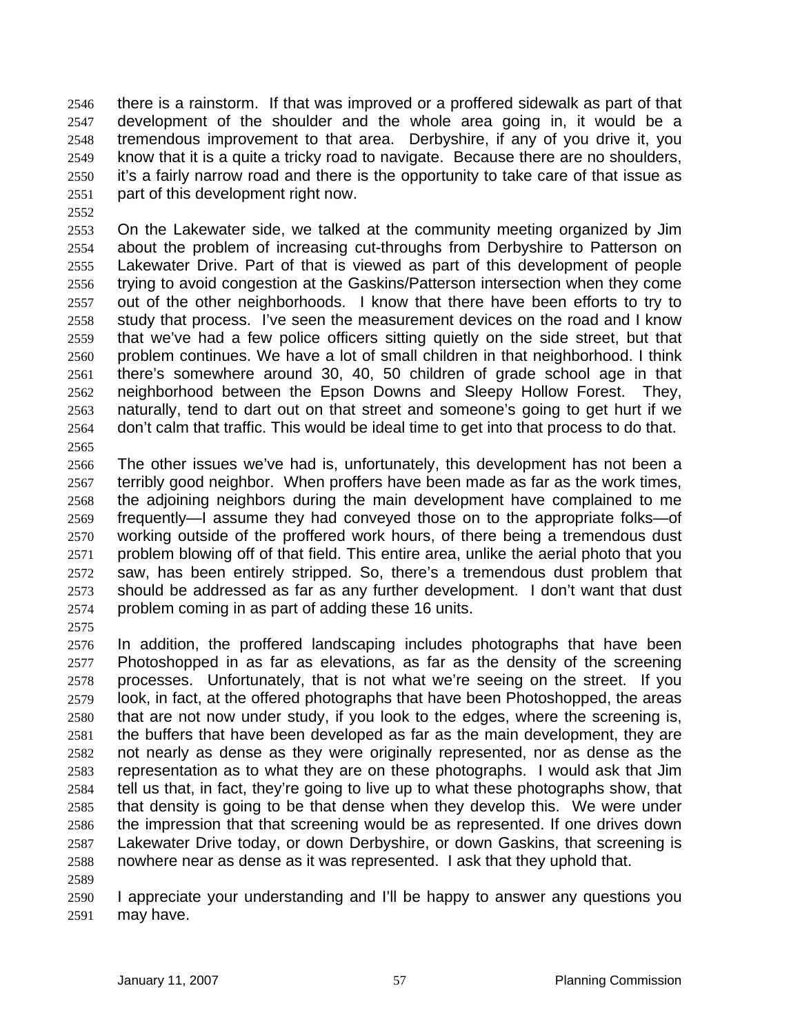there is a rainstorm. If that was improved or a proffered sidewalk as part of that development of the shoulder and the whole area going in, it would be a tremendous improvement to that area. Derbyshire, if any of you drive it, you know that it is a quite a tricky road to navigate. Because there are no shoulders, it's a fairly narrow road and there is the opportunity to take care of that issue as part of this development right now.

On the Lakewater side, we talked at the community meeting organized by Jim about the problem of increasing cut-throughs from Derbyshire to Patterson on Lakewater Drive. Part of that is viewed as part of this development of people trying to avoid congestion at the Gaskins/Patterson intersection when they come out of the other neighborhoods. I know that there have been efforts to try to study that process. I've seen the measurement devices on the road and I know that we've had a few police officers sitting quietly on the side street, but that problem continues. We have a lot of small children in that neighborhood. I think there's somewhere around 30, 40, 50 children of grade school age in that neighborhood between the Epson Downs and Sleepy Hollow Forest. They, naturally, tend to dart out on that street and someone's going to get hurt if we don't calm that traffic. This would be ideal time to get into that process to do that.

The other issues we've had is, unfortunately, this development has not been a terribly good neighbor. When proffers have been made as far as the work times, the adjoining neighbors during the main development have complained to me frequently—I assume they had conveyed those on to the appropriate folks—of working outside of the proffered work hours, of there being a tremendous dust problem blowing off of that field. This entire area, unlike the aerial photo that you saw, has been entirely stripped. So, there's a tremendous dust problem that should be addressed as far as any further development. I don't want that dust problem coming in as part of adding these 16 units.

In addition, the proffered landscaping includes photographs that have been Photoshopped in as far as elevations, as far as the density of the screening processes. Unfortunately, that is not what we're seeing on the street. If you look, in fact, at the offered photographs that have been Photoshopped, the areas that are not now under study, if you look to the edges, where the screening is, the buffers that have been developed as far as the main development, they are not nearly as dense as they were originally represented, nor as dense as the representation as to what they are on these photographs. I would ask that Jim tell us that, in fact, they're going to live up to what these photographs show, that that density is going to be that dense when they develop this. We were under the impression that that screening would be as represented. If one drives down Lakewater Drive today, or down Derbyshire, or down Gaskins, that screening is nowhere near as dense as it was represented. I ask that they uphold that.

I appreciate your understanding and I'll be happy to answer any questions you may have.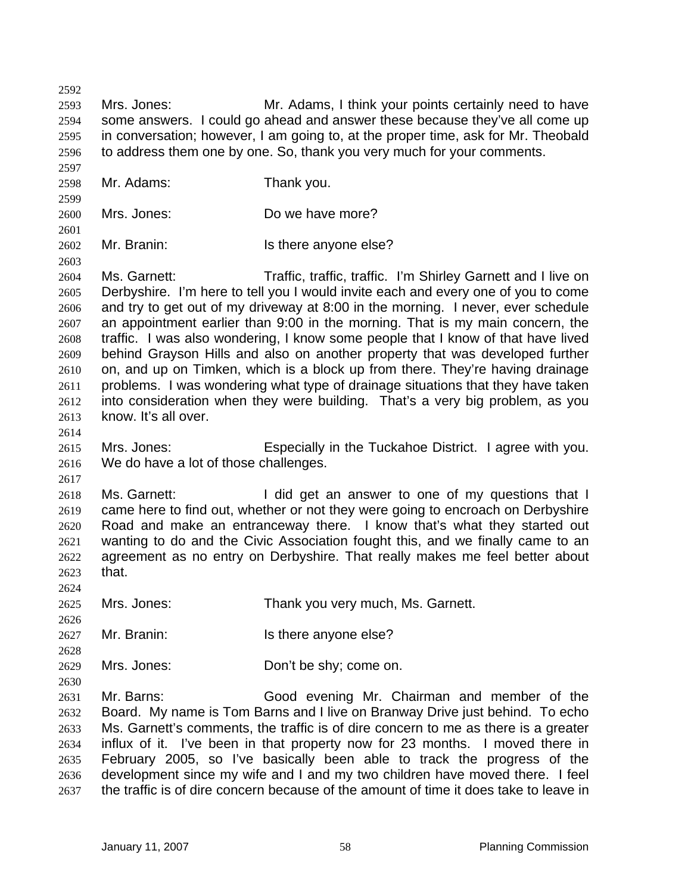Mrs. Jones: Mr. Adams, I think your points certainly need to have some answers. I could go ahead and answer these because they've all come up in conversation; however, I am going to, at the proper time, ask for Mr. Theobald to address them one by one. So, thank you very much for your comments.

Mr. Adams: Thank you.

Mrs. Jones: Do we have more?

Mr. Branin: Is there anyone else?

Ms. Garnett: Traffic, traffic, traffic. I'm Shirley Garnett and I live on Derbyshire. I'm here to tell you I would invite each and every one of you to come and try to get out of my driveway at 8:00 in the morning. I never, ever schedule an appointment earlier than 9:00 in the morning. That is my main concern, the traffic. I was also wondering, I know some people that I know of that have lived behind Grayson Hills and also on another property that was developed further on, and up on Timken, which is a block up from there. They're having drainage problems. I was wondering what type of drainage situations that they have taken into consideration when they were building. That's a very big problem, as you know. It's all over.

Mrs. Jones: Especially in the Tuckahoe District. I agree with you. We do have a lot of those challenges.

Ms. Garnett: I did get an answer to one of my questions that I came here to find out, whether or not they were going to encroach on Derbyshire Road and make an entranceway there. I know that's what they started out wanting to do and the Civic Association fought this, and we finally came to an agreement as no entry on Derbyshire. That really makes me feel better about that.

Mrs. Jones: Thank you very much, Ms. Garnett.

Mr. Branin: Is there anyone else?

Mrs. Jones: Don't be shy; come on.

Mr. Barns: Good evening Mr. Chairman and member of the Board. My name is Tom Barns and I live on Branway Drive just behind. To echo Ms. Garnett's comments, the traffic is of dire concern to me as there is a greater influx of it. I've been in that property now for 23 months. I moved there in February 2005, so I've basically been able to track the progress of the development since my wife and I and my two children have moved there. I feel the traffic is of dire concern because of the amount of time it does take to leave in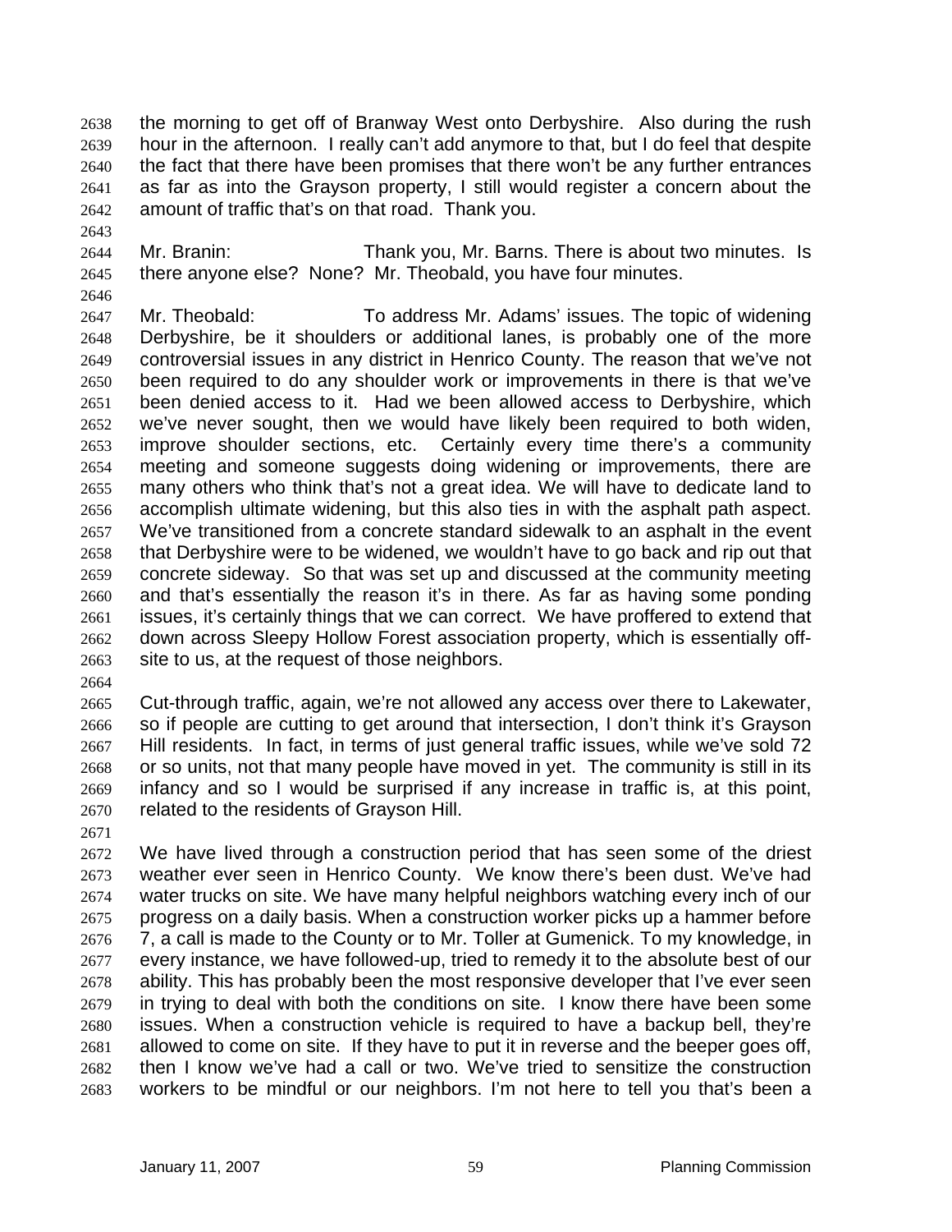the morning to get off of Branway West onto Derbyshire. Also during the rush hour in the afternoon. I really can't add anymore to that, but I do feel that despite the fact that there have been promises that there won't be any further entrances as far as into the Grayson property, I still would register a concern about the amount of traffic that's on that road. Thank you.

Mr. Branin: Thank you, Mr. Barns. There is about two minutes. Is there anyone else? None? Mr. Theobald, you have four minutes.

Mr. Theobald: To address Mr. Adams' issues. The topic of widening Derbyshire, be it shoulders or additional lanes, is probably one of the more controversial issues in any district in Henrico County. The reason that we've not been required to do any shoulder work or improvements in there is that we've been denied access to it. Had we been allowed access to Derbyshire, which we've never sought, then we would have likely been required to both widen, improve shoulder sections, etc. Certainly every time there's a community meeting and someone suggests doing widening or improvements, there are many others who think that's not a great idea. We will have to dedicate land to accomplish ultimate widening, but this also ties in with the asphalt path aspect. We've transitioned from a concrete standard sidewalk to an asphalt in the event that Derbyshire were to be widened, we wouldn't have to go back and rip out that concrete sideway. So that was set up and discussed at the community meeting and that's essentially the reason it's in there. As far as having some ponding issues, it's certainly things that we can correct. We have proffered to extend that down across Sleepy Hollow Forest association property, which is essentially off-site to us, at the request of those neighbors.

Cut-through traffic, again, we're not allowed any access over there to Lakewater, so if people are cutting to get around that intersection, I don't think it's Grayson Hill residents. In fact, in terms of just general traffic issues, while we've sold 72 or so units, not that many people have moved in yet. The community is still in its infancy and so I would be surprised if any increase in traffic is, at this point, related to the residents of Grayson Hill.

We have lived through a construction period that has seen some of the driest weather ever seen in Henrico County. We know there's been dust. We've had water trucks on site. We have many helpful neighbors watching every inch of our progress on a daily basis. When a construction worker picks up a hammer before 7, a call is made to the County or to Mr. Toller at Gumenick. To my knowledge, in every instance, we have followed-up, tried to remedy it to the absolute best of our ability. This has probably been the most responsive developer that I've ever seen in trying to deal with both the conditions on site. I know there have been some issues. When a construction vehicle is required to have a backup bell, they're allowed to come on site. If they have to put it in reverse and the beeper goes off, then I know we've had a call or two. We've tried to sensitize the construction workers to be mindful or our neighbors. I'm not here to tell you that's been a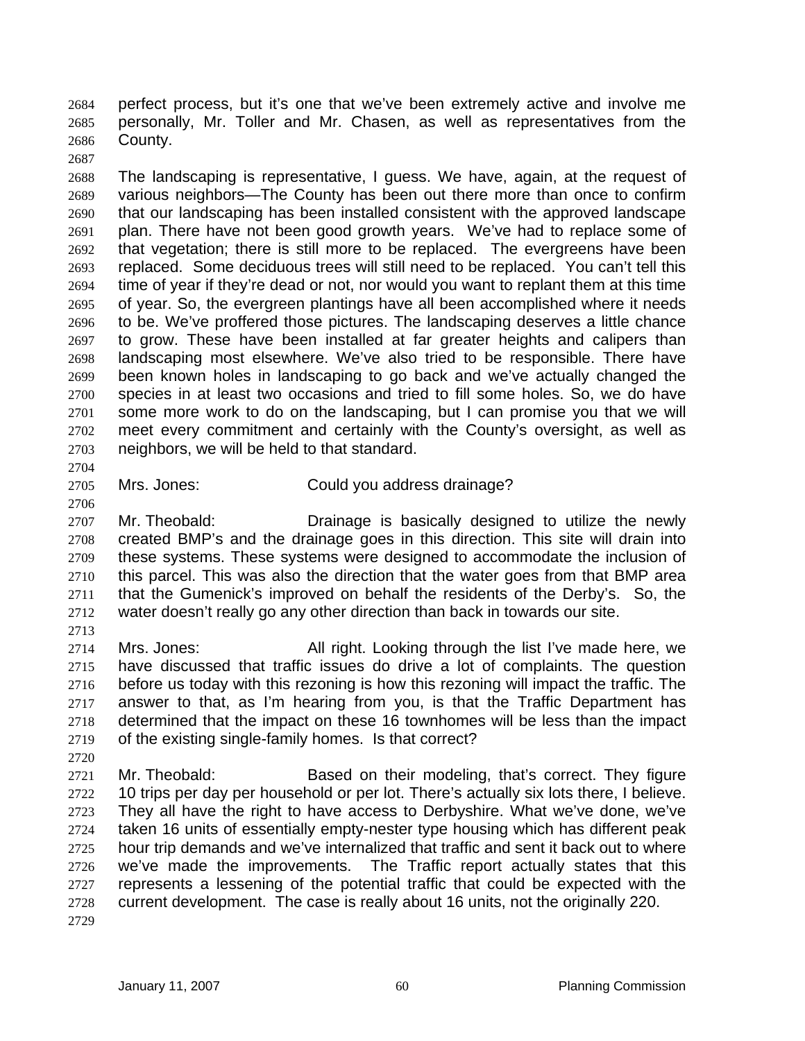perfect process, but it's one that we've been extremely active and involve me personally, Mr. Toller and Mr. Chasen, as well as representatives from the County.

The landscaping is representative, I guess. We have, again, at the request of various neighbors—The County has been out there more than once to confirm that our landscaping has been installed consistent with the approved landscape plan. There have not been good growth years. We've had to replace some of that vegetation; there is still more to be replaced. The evergreens have been replaced. Some deciduous trees will still need to be replaced. You can't tell this time of year if they're dead or not, nor would you want to replant them at this time of year. So, the evergreen plantings have all been accomplished where it needs to be. We've proffered those pictures. The landscaping deserves a little chance to grow. These have been installed at far greater heights and calipers than landscaping most elsewhere. We've also tried to be responsible. There have been known holes in landscaping to go back and we've actually changed the species in at least two occasions and tried to fill some holes. So, we do have some more work to do on the landscaping, but I can promise you that we will meet every commitment and certainly with the County's oversight, as well as neighbors, we will be held to that standard.

Mrs. Jones: Could you address drainage?

Mr. Theobald: Drainage is basically designed to utilize the newly created BMP's and the drainage goes in this direction. This site will drain into these systems. These systems were designed to accommodate the inclusion of this parcel. This was also the direction that the water goes from that BMP area that the Gumenick's improved on behalf the residents of the Derby's. So, the water doesn't really go any other direction than back in towards our site.

Mrs. Jones: All right. Looking through the list I've made here, we have discussed that traffic issues do drive a lot of complaints. The question before us today with this rezoning is how this rezoning will impact the traffic. The answer to that, as I'm hearing from you, is that the Traffic Department has determined that the impact on these 16 townhomes will be less than the impact of the existing single-family homes. Is that correct?

Mr. Theobald: Based on their modeling, that's correct. They figure 10 trips per day per household or per lot. There's actually six lots there, I believe. They all have the right to have access to Derbyshire. What we've done, we've taken 16 units of essentially empty-nester type housing which has different peak hour trip demands and we've internalized that traffic and sent it back out to where we've made the improvements. The Traffic report actually states that this represents a lessening of the potential traffic that could be expected with the current development. The case is really about 16 units, not the originally 220.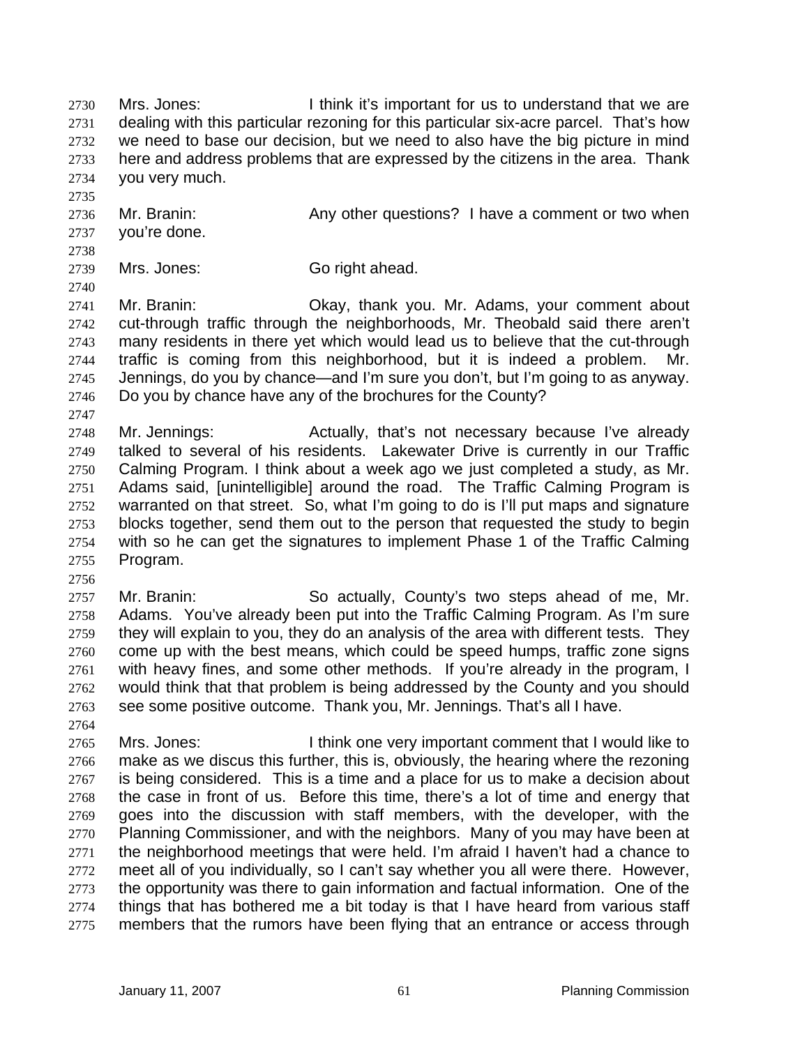Mrs. Jones: I think it's important for us to understand that we are dealing with this particular rezoning for this particular six-acre parcel. That's how we need to base our decision, but we need to also have the big picture in mind here and address problems that are expressed by the citizens in the area. Thank you very much.

Mr. Branin: Any other questions? I have a comment or two when you're done.

Mrs. Jones: Go right ahead.

Mr. Branin: Okay, thank you. Mr. Adams, your comment about cut-through traffic through the neighborhoods, Mr. Theobald said there aren't many residents in there yet which would lead us to believe that the cut-through traffic is coming from this neighborhood, but it is indeed a problem. Mr. Jennings, do you by chance—and I'm sure you don't, but I'm going to as anyway. Do you by chance have any of the brochures for the County?

Mr. Jennings: Actually, that's not necessary because I've already talked to several of his residents. Lakewater Drive is currently in our Traffic Calming Program. I think about a week ago we just completed a study, as Mr. Adams said, [unintelligible] around the road. The Traffic Calming Program is warranted on that street. So, what I'm going to do is I'll put maps and signature blocks together, send them out to the person that requested the study to begin with so he can get the signatures to implement Phase 1 of the Traffic Calming Program.

Mr. Branin: So actually, County's two steps ahead of me, Mr. Adams. You've already been put into the Traffic Calming Program. As I'm sure they will explain to you, they do an analysis of the area with different tests. They come up with the best means, which could be speed humps, traffic zone signs with heavy fines, and some other methods. If you're already in the program, I would think that that problem is being addressed by the County and you should see some positive outcome. Thank you, Mr. Jennings. That's all I have.

Mrs. Jones: I think one very important comment that I would like to make as we discus this further, this is, obviously, the hearing where the rezoning is being considered. This is a time and a place for us to make a decision about the case in front of us. Before this time, there's a lot of time and energy that goes into the discussion with staff members, with the developer, with the Planning Commissioner, and with the neighbors. Many of you may have been at the neighborhood meetings that were held. I'm afraid I haven't had a chance to meet all of you individually, so I can't say whether you all were there. However, the opportunity was there to gain information and factual information. One of the things that has bothered me a bit today is that I have heard from various staff members that the rumors have been flying that an entrance or access through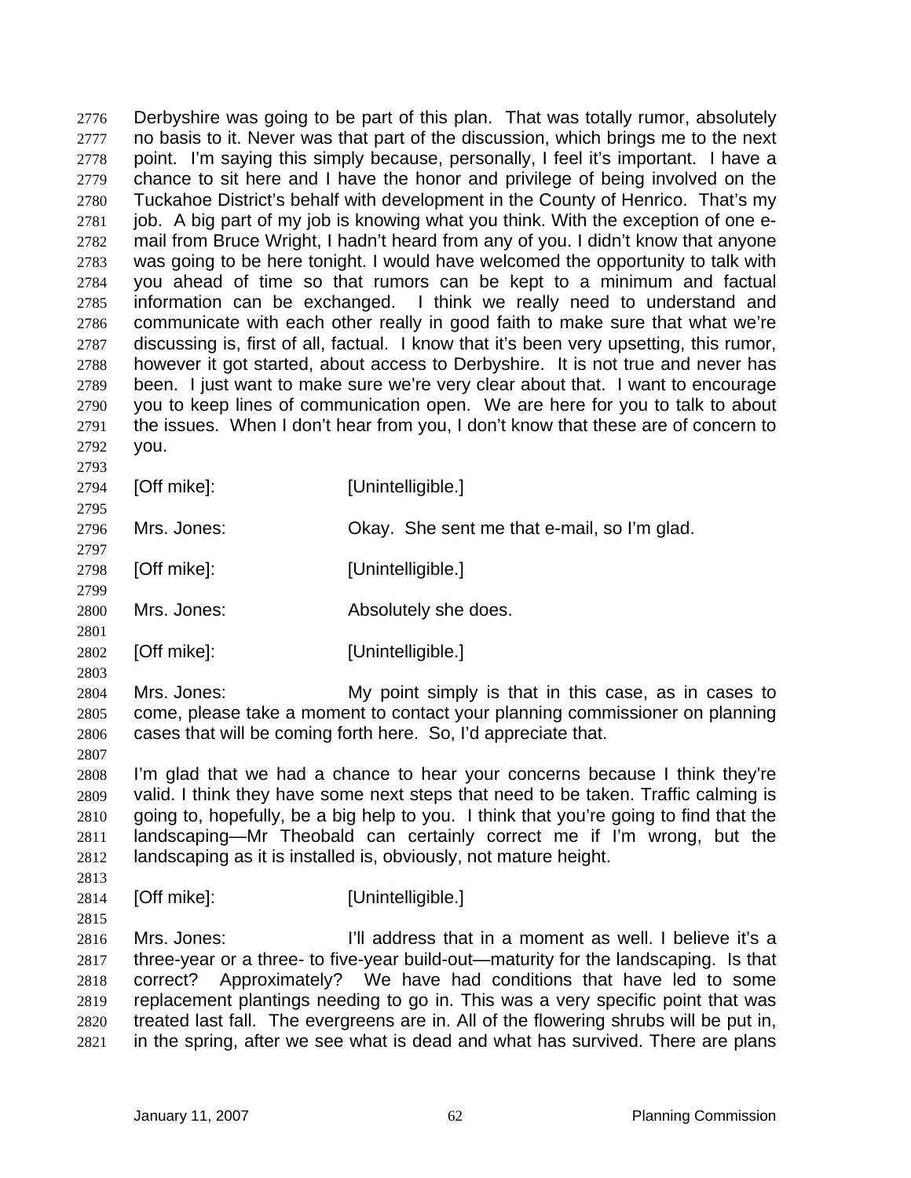Derbyshire was going to be part of this plan. That was totally rumor, absolutely no basis to it. Never was that part of the discussion, which brings me to the next point. I'm saying this simply because, personally, I feel it's important. I have a chance to sit here and I have the honor and privilege of being involved on the Tuckahoe District's behalf with development in the County of Henrico. That's my job. A big part of my job is knowing what you think. With the exception of one e-mail from Bruce Wright, I hadn't heard from any of you. I didn't know that anyone was going to be here tonight. I would have welcomed the opportunity to talk with you ahead of time so that rumors can be kept to a minimum and factual information can be exchanged. I think we really need to understand and communicate with each other really in good faith to make sure that what we're discussing is, first of all, factual. I know that it's been very upsetting, this rumor, however it got started, about access to Derbyshire. It is not true and never has been. I just want to make sure we're very clear about that. I want to encourage you to keep lines of communication open. We are here for you to talk to about the issues. When I don't hear from you, I don't know that these are of concern to you.

[Off mike]: [Unintelligible.]

Mrs. Jones: Okay. She sent me that e-mail, so I'm glad.

[Off mike]: [Unintelligible.]

Mrs. Jones: Absolutely she does.

[Off mike]: [Unintelligible.]

Mrs. Jones: My point simply is that in this case, as in cases to come, please take a moment to contact your planning commissioner on planning cases that will be coming forth here. So, I'd appreciate that.

I'm glad that we had a chance to hear your concerns because I think they're valid. I think they have some next steps that need to be taken. Traffic calming is going to, hopefully, be a big help to you. I think that you're going to find that the landscaping—Mr Theobald can certainly correct me if I'm wrong, but the landscaping as it is installed is, obviously, not mature height.

[Off mike]: [Unintelligible.]

Mrs. Jones: I'll address that in a moment as well. I believe it's a three-year or a three- to five-year build-out—maturity for the landscaping. Is that correct? Approximately? We have had conditions that have led to some replacement plantings needing to go in. This was a very specific point that was treated last fall. The evergreens are in. All of the flowering shrubs will be put in, in the spring, after we see what is dead and what has survived. There are plans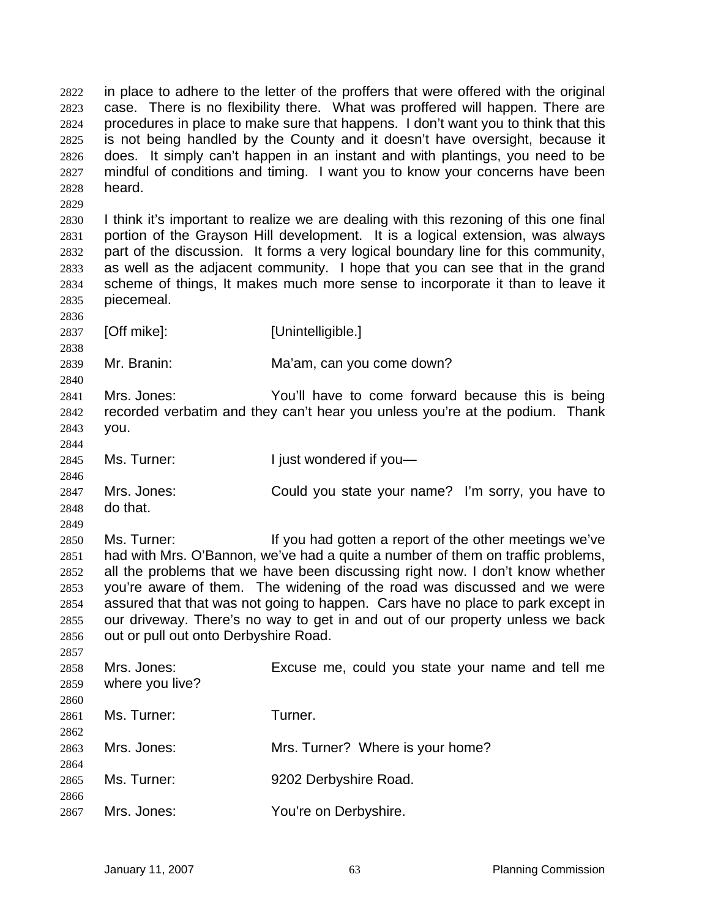in place to adhere to the letter of the proffers that were offered with the original case. There is no flexibility there. What was proffered will happen. There are procedures in place to make sure that happens. I don't want you to think that this is not being handled by the County and it doesn't have oversight, because it does. It simply can't happen in an instant and with plantings, you need to be mindful of conditions and timing. I want you to know your concerns have been heard.

I think it's important to realize we are dealing with this rezoning of this one final portion of the Grayson Hill development. It is a logical extension, was always part of the discussion. It forms a very logical boundary line for this community, as well as the adjacent community. I hope that you can see that in the grand scheme of things, It makes much more sense to incorporate it than to leave it piecemeal.

[Off mike]: [Unintelligible.]

Mr. Branin: Ma'am, can you come down?

Mrs. Jones: You'll have to come forward because this is being recorded verbatim and they can't hear you unless you're at the podium. Thank you.

Ms. Turner: I just wondered if you—

Mrs. Jones: Could you state your name? I'm sorry, you have to do that.

Ms. Turner: If you had gotten a report of the other meetings we've had with Mrs. O'Bannon, we've had a quite a number of them on traffic problems, all the problems that we have been discussing right now. I don't know whether you're aware of them. The widening of the road was discussed and we were assured that that was not going to happen. Cars have no place to park except in our driveway. There's no way to get in and out of our property unless we back out or pull out onto Derbyshire Road.

Mrs. Jones: Excuse me, could you state your name and tell me where you live?

Ms. Turner: Turner.

Mrs. Jones: Mrs. Turner? Where is your home?

Ms. Turner: 9202 Derbyshire Road.

Mrs. Jones: You're on Derbyshire.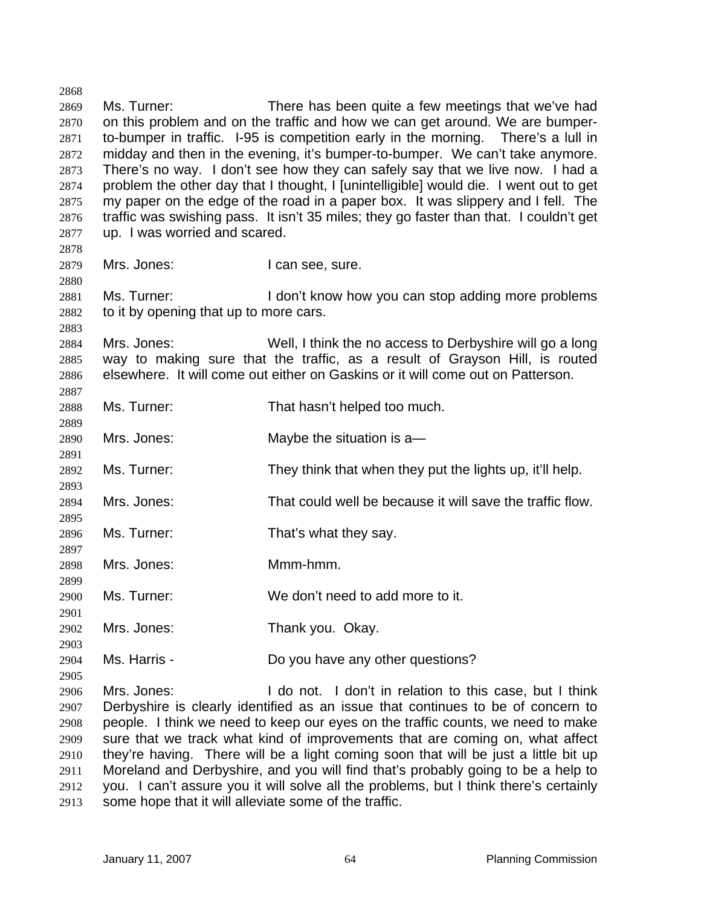Ms. Turner: There has been quite a few meetings that we've had on this problem and on the traffic and how we can get around. We are bumper-to-bumper in traffic. I-95 is competition early in the morning. There's a lull in midday and then in the evening, it's bumper-to-bumper. We can't take anymore. There's no way. I don't see how they can safely say that we live now. I had a problem the other day that I thought, I [unintelligible] would die. I went out to get my paper on the edge of the road in a paper box. It was slippery and I fell. The traffic was swishing pass. It isn't 35 miles; they go faster than that. I couldn't get up. I was worried and scared.

Mrs. Jones: I can see, sure.

Ms. Turner: I don't know how you can stop adding more problems to it by opening that up to more cars.

Mrs. Jones: Well, I think the no access to Derbyshire will go a long way to making sure that the traffic, as a result of Grayson Hill, is routed elsewhere. It will come out either on Gaskins or it will come out on Patterson.

Ms. Turner: That hasn't helped too much.

Mrs. Jones: Maybe the situation is a—

Ms. Turner: They think that when they put the lights up, it'll help.

Mrs. Jones: That could well be because it will save the traffic flow.

Ms. Turner: That's what they say.

Mrs. Jones: Mmm-hmm.

Ms. Turner: We don't need to add more to it.

Mrs. Jones: Thank you. Okay.

Ms. Harris - Do you have any other questions?

Mrs. Jones: I do not. I don't in relation to this case, but I think Derbyshire is clearly identified as an issue that continues to be of concern to people. I think we need to keep our eyes on the traffic counts, we need to make sure that we track what kind of improvements that are coming on, what affect they're having. There will be a light coming soon that will be just a little bit up Moreland and Derbyshire, and you will find that's probably going to be a help to you. I can't assure you it will solve all the problems, but I think there's certainly some hope that it will alleviate some of the traffic.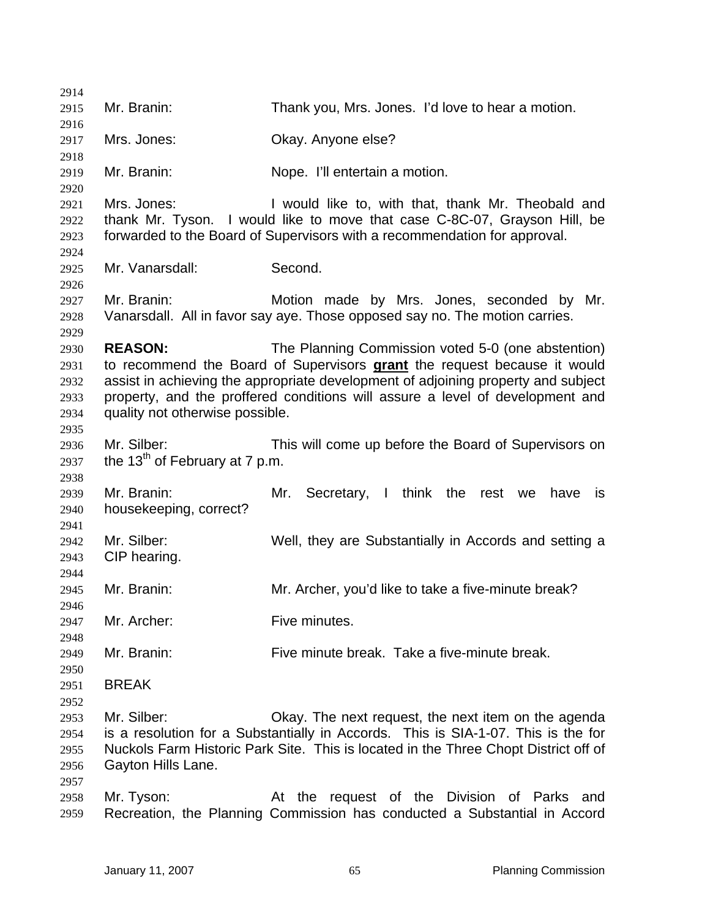Mr. Branin: Thank you, Mrs. Jones. I'd love to hear a motion.

Mrs. Jones: Okay. Anyone else?

Mr. Branin: Nope. I'll entertain a motion.

Mrs. Jones: I would like to, with that, thank Mr. Theobald and thank Mr. Tyson. I would like to move that case C-8C-07, Grayson Hill, be forwarded to the Board of Supervisors with a recommendation for approval.

Mr. Vanarsdall: Second.

Mr. Branin: Motion made by Mrs. Jones, seconded by Mr. Vanarsdall. All in favor say aye. Those opposed say no. The motion carries.

**REASON:** The Planning Commission voted 5-0 (one abstention) to recommend the Board of Supervisors **grant** the request because it would assist in achieving the appropriate development of adjoining property and subject property, and the proffered conditions will assure a level of development and quality not otherwise possible.

Mr. Silber: This will come up before the Board of Supervisors on the 13th of February at 7 p.m.

Mr. Branin: Mr. Secretary, I think the rest we have is housekeeping, correct?

Mr. Silber: Well, they are Substantially in Accords and setting a CIP hearing.

Mr. Branin: Mr. Archer, you'd like to take a five-minute break?

Mr. Archer: Five minutes.

Mr. Branin: Five minute break. Take a five-minute break.

BREAK

Mr. Silber: Okay. The next request, the next item on the agenda is a resolution for a Substantially in Accords. This is SIA-1-07. This is the for Nuckols Farm Historic Park Site. This is located in the Three Chopt District off of Gayton Hills Lane.

Mr. Tyson: At the request of the Division of Parks and Recreation, the Planning Commission has conducted a Substantial in Accord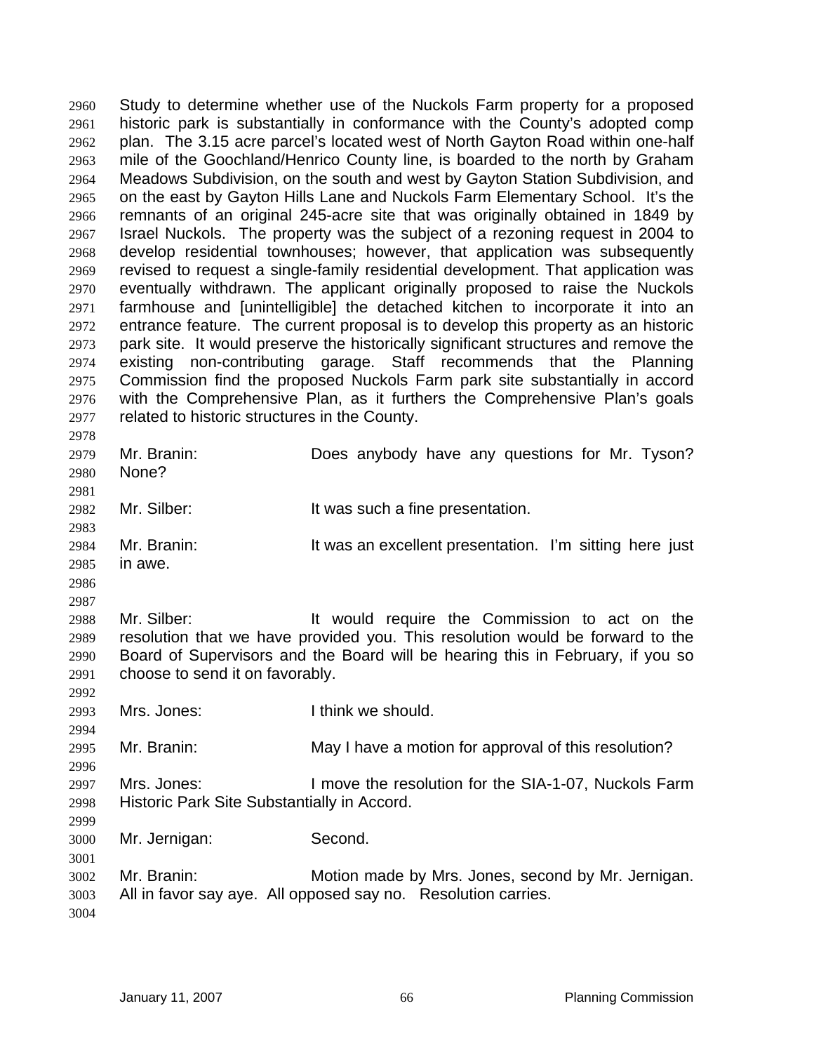Study to determine whether use of the Nuckols Farm property for a proposed historic park is substantially in conformance with the County's adopted comp plan. The 3.15 acre parcel's located west of North Gayton Road within one-half mile of the Goochland/Henrico County line, is boarded to the north by Graham Meadows Subdivision, on the south and west by Gayton Station Subdivision, and on the east by Gayton Hills Lane and Nuckols Farm Elementary School. It's the remnants of an original 245-acre site that was originally obtained in 1849 by Israel Nuckols. The property was the subject of a rezoning request in 2004 to develop residential townhouses; however, that application was subsequently revised to request a single-family residential development. That application was eventually withdrawn. The applicant originally proposed to raise the Nuckols farmhouse and [unintelligible] the detached kitchen to incorporate it into an entrance feature. The current proposal is to develop this property as an historic park site. It would preserve the historically significant structures and remove the existing non-contributing garage. Staff recommends that the Planning Commission find the proposed Nuckols Farm park site substantially in accord with the Comprehensive Plan, as it furthers the Comprehensive Plan's goals related to historic structures in the County.

Mr. Branin: Does anybody have any questions for Mr. Tyson? None?

Mr. Silber: It was such a fine presentation.

Mr. Branin: It was an excellent presentation. I'm sitting here just in awe.

Mr. Silber: It would require the Commission to act on the resolution that we have provided you. This resolution would be forward to the Board of Supervisors and the Board will be hearing this in February, if you so choose to send it on favorably.

Mrs. Jones: I think we should.

Mr. Branin: May I have a motion for approval of this resolution?

Mrs. Jones: I move the resolution for the SIA-1-07, Nuckols Farm Historic Park Site Substantially in Accord.

Mr. Jernigan: Second.

Mr. Branin: Motion made by Mrs. Jones, second by Mr. Jernigan. All in favor say aye. All opposed say no. Resolution carries.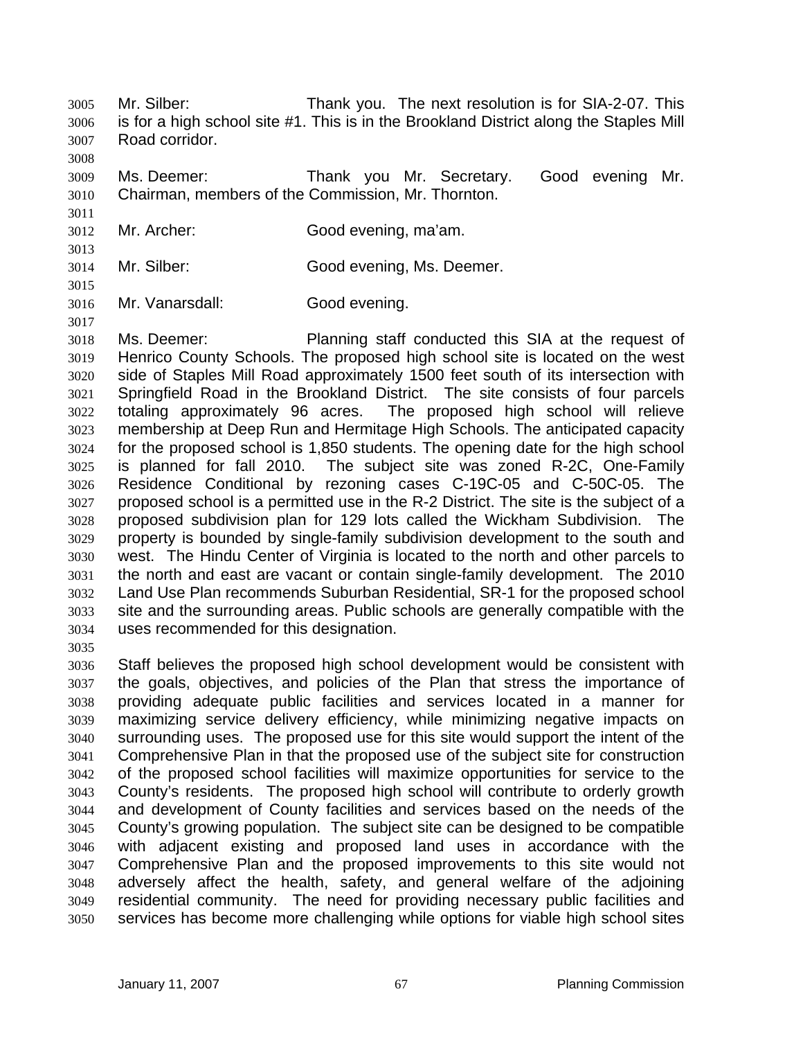Mr. Silber: Thank you. The next resolution is for SIA-2-07. This is for a high school site #1. This is in the Brookland District along the Staples Mill Road corridor.

Ms. Deemer: Thank you Mr. Secretary. Good evening Mr. Chairman, members of the Commission, Mr. Thornton.

Mr. Archer: Good evening, ma'am.

Mr. Silber: Good evening, Ms. Deemer.

Mr. Vanarsdall: Good evening.

Ms. Deemer: Planning staff conducted this SIA at the request of Henrico County Schools. The proposed high school site is located on the west side of Staples Mill Road approximately 1500 feet south of its intersection with Springfield Road in the Brookland District. The site consists of four parcels totaling approximately 96 acres. The proposed high school will relieve membership at Deep Run and Hermitage High Schools. The anticipated capacity for the proposed school is 1,850 students. The opening date for the high school is planned for fall 2010. The subject site was zoned R-2C, One-Family Residence Conditional by rezoning cases C-19C-05 and C-50C-05. The proposed school is a permitted use in the R-2 District. The site is the subject of a proposed subdivision plan for 129 lots called the Wickham Subdivision. The property is bounded by single-family subdivision development to the south and west. The Hindu Center of Virginia is located to the north and other parcels to the north and east are vacant or contain single-family development. The 2010 Land Use Plan recommends Suburban Residential, SR-1 for the proposed school site and the surrounding areas. Public schools are generally compatible with the uses recommended for this designation.

Staff believes the proposed high school development would be consistent with the goals, objectives, and policies of the Plan that stress the importance of providing adequate public facilities and services located in a manner for maximizing service delivery efficiency, while minimizing negative impacts on surrounding uses. The proposed use for this site would support the intent of the Comprehensive Plan in that the proposed use of the subject site for construction of the proposed school facilities will maximize opportunities for service to the County's residents. The proposed high school will contribute to orderly growth and development of County facilities and services based on the needs of the County's growing population. The subject site can be designed to be compatible with adjacent existing and proposed land uses in accordance with the Comprehensive Plan and the proposed improvements to this site would not adversely affect the health, safety, and general welfare of the adjoining residential community. The need for providing necessary public facilities and services has become more challenging while options for viable high school sites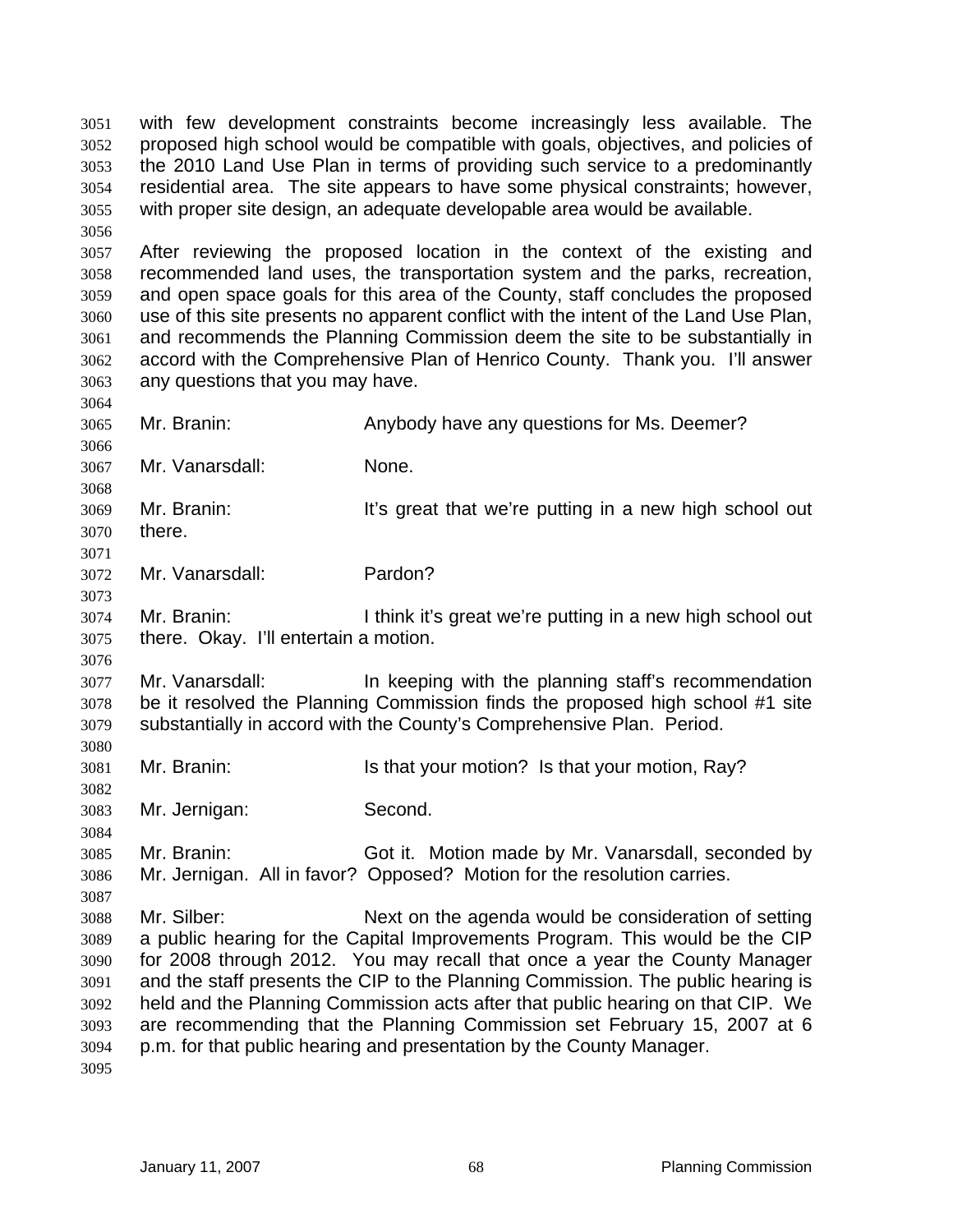with few development constraints become increasingly less available. The proposed high school would be compatible with goals, objectives, and policies of the 2010 Land Use Plan in terms of providing such service to a predominantly residential area. The site appears to have some physical constraints; however, with proper site design, an adequate developable area would be available.

After reviewing the proposed location in the context of the existing and recommended land uses, the transportation system and the parks, recreation, and open space goals for this area of the County, staff concludes the proposed use of this site presents no apparent conflict with the intent of the Land Use Plan, and recommends the Planning Commission deem the site to be substantially in accord with the Comprehensive Plan of Henrico County. Thank you. I'll answer any questions that you may have.

Mr. Branin: Anybody have any questions for Ms. Deemer?

Mr. Vanarsdall: None.

Mr. Branin: It's great that we're putting in a new high school out there.

Mr. Vanarsdall: Pardon?

Mr. Branin: I think it's great we're putting in a new high school out there. Okay. I'll entertain a motion.

Mr. Vanarsdall: In keeping with the planning staff's recommendation be it resolved the Planning Commission finds the proposed high school #1 site substantially in accord with the County's Comprehensive Plan. Period.

Mr. Branin: Is that your motion? Is that your motion, Ray?

Mr. Jernigan: Second.

Mr. Branin: Got it. Motion made by Mr. Vanarsdall, seconded by Mr. Jernigan. All in favor? Opposed? Motion for the resolution carries.

Mr. Silber: Next on the agenda would be consideration of setting a public hearing for the Capital Improvements Program. This would be the CIP for 2008 through 2012. You may recall that once a year the County Manager and the staff presents the CIP to the Planning Commission. The public hearing is held and the Planning Commission acts after that public hearing on that CIP. We are recommending that the Planning Commission set February 15, 2007 at 6 p.m. for that public hearing and presentation by the County Manager.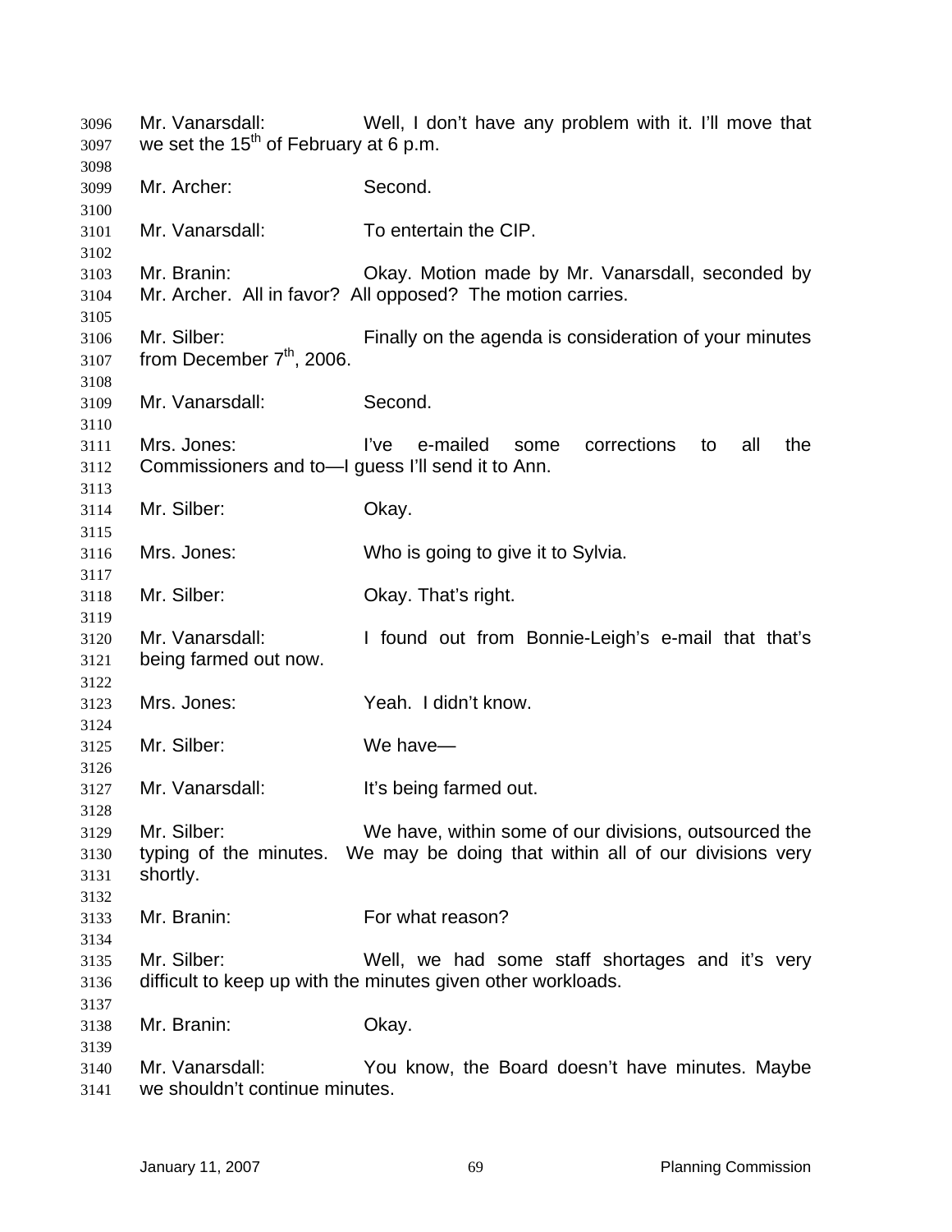Mr. Vanarsdall: Well, I don't have any problem with it. I'll move that we set the 15th of February at 6 p.m.

Mr. Archer: Second.

Mr. Vanarsdall: To entertain the CIP.

Mr. Branin: Okay. Motion made by Mr. Vanarsdall, seconded by Mr. Archer. All in favor? All opposed? The motion carries.

Mr. Silber: Finally on the agenda is consideration of your minutes from December 7th, 2006.

Mr. Vanarsdall: Second.

Mrs. Jones: I've e-mailed some corrections to all the Commissioners and to—I guess I'll send it to Ann.

Mr. Silber: Okay.

Mrs. Jones: Who is going to give it to Sylvia.

Mr. Silber: Okay. That's right.

Mr. Vanarsdall: I found out from Bonnie-Leigh's e-mail that that's being farmed out now.

Mrs. Jones: Yeah. I didn't know.

Mr. Silber: We have—

Mr. Vanarsdall: It's being farmed out.

Mr. Silber: We have, within some of our divisions, outsourced the typing of the minutes. We may be doing that within all of our divisions very shortly.

Mr. Branin: For what reason?

Mr. Silber: Well, we had some staff shortages and it's very difficult to keep up with the minutes given other workloads.

Mr. Branin: Okay.

Mr. Vanarsdall: You know, the Board doesn't have minutes. Maybe we shouldn't continue minutes.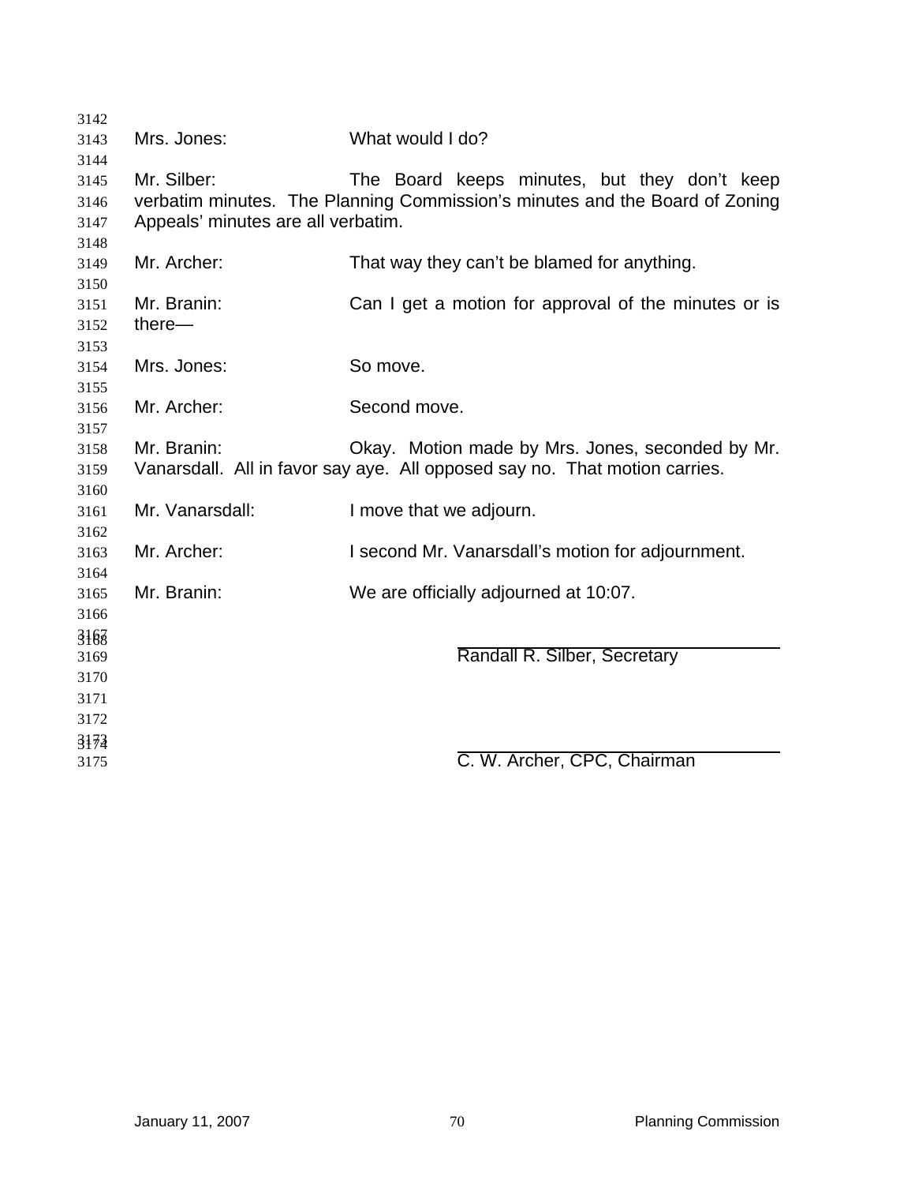Mrs. Jones: What would I do?

Mr. Silber: The Board keeps minutes, but they don't keep verbatim minutes. The Planning Commission's minutes and the Board of Zoning Appeals' minutes are all verbatim.

Mr. Archer: That way they can't be blamed for anything.

Mr. Branin: Can I get a motion for approval of the minutes or is there—

Mrs. Jones: So move.

Mr. Archer: Second move.

Mr. Branin: Okay. Motion made by Mrs. Jones, seconded by Mr. Vanarsdall. All in favor say aye. All opposed say no. That motion carries.

Mr. Vanarsdall: I move that we adjourn.

Mr. Archer: I second Mr. Vanarsdall's motion for adjournment.

Mr. Branin: We are officially adjourned at 10:07.

Randall R. Silber, Secretary

C. W. Archer, CPC, Chairman